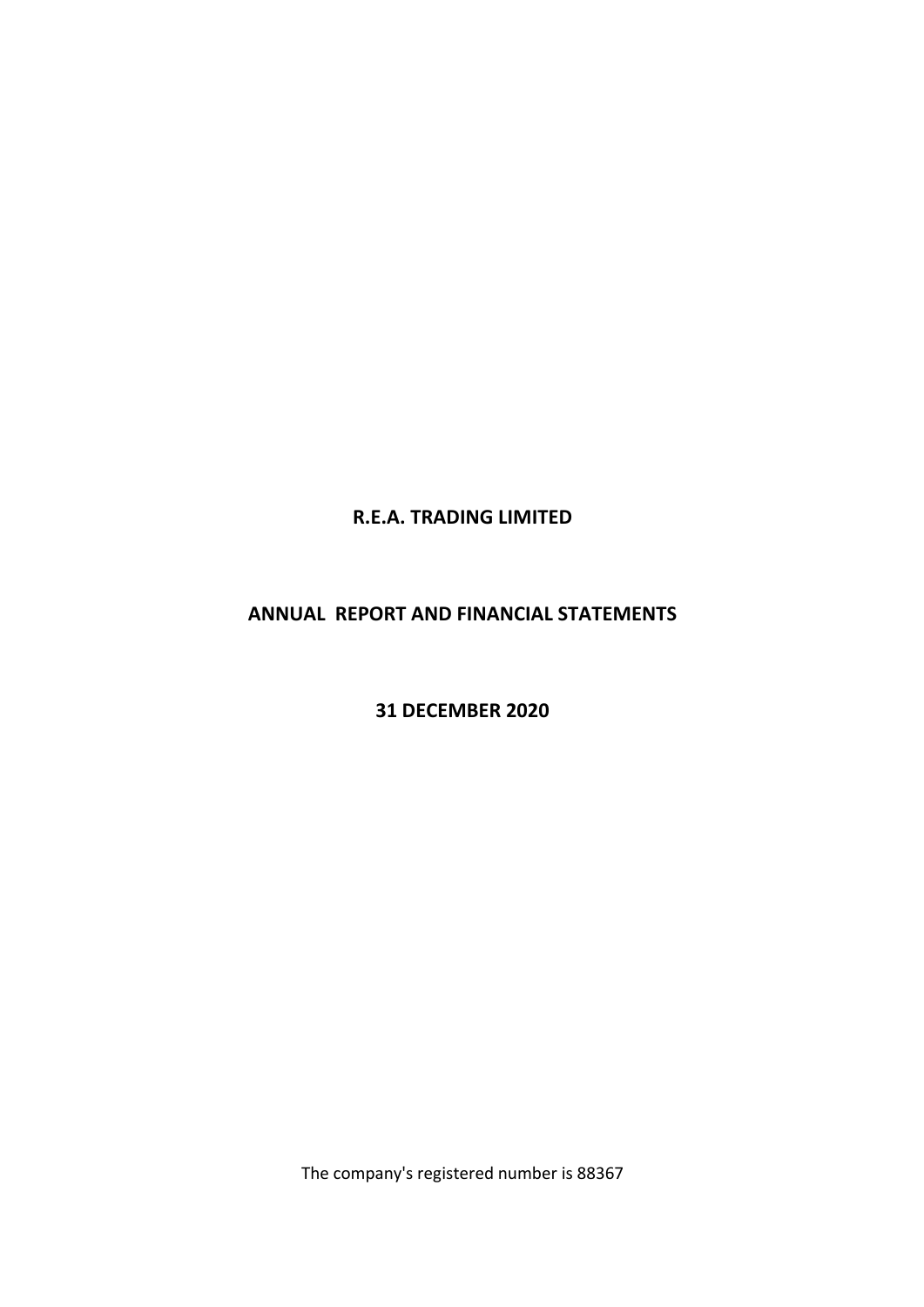# R.E.A. TRADING LIMITED

# ANNUAL REPORT AND FINANCIAL STATEMENTS

# 31 DECEMBER 2020

The company's registered number is 88367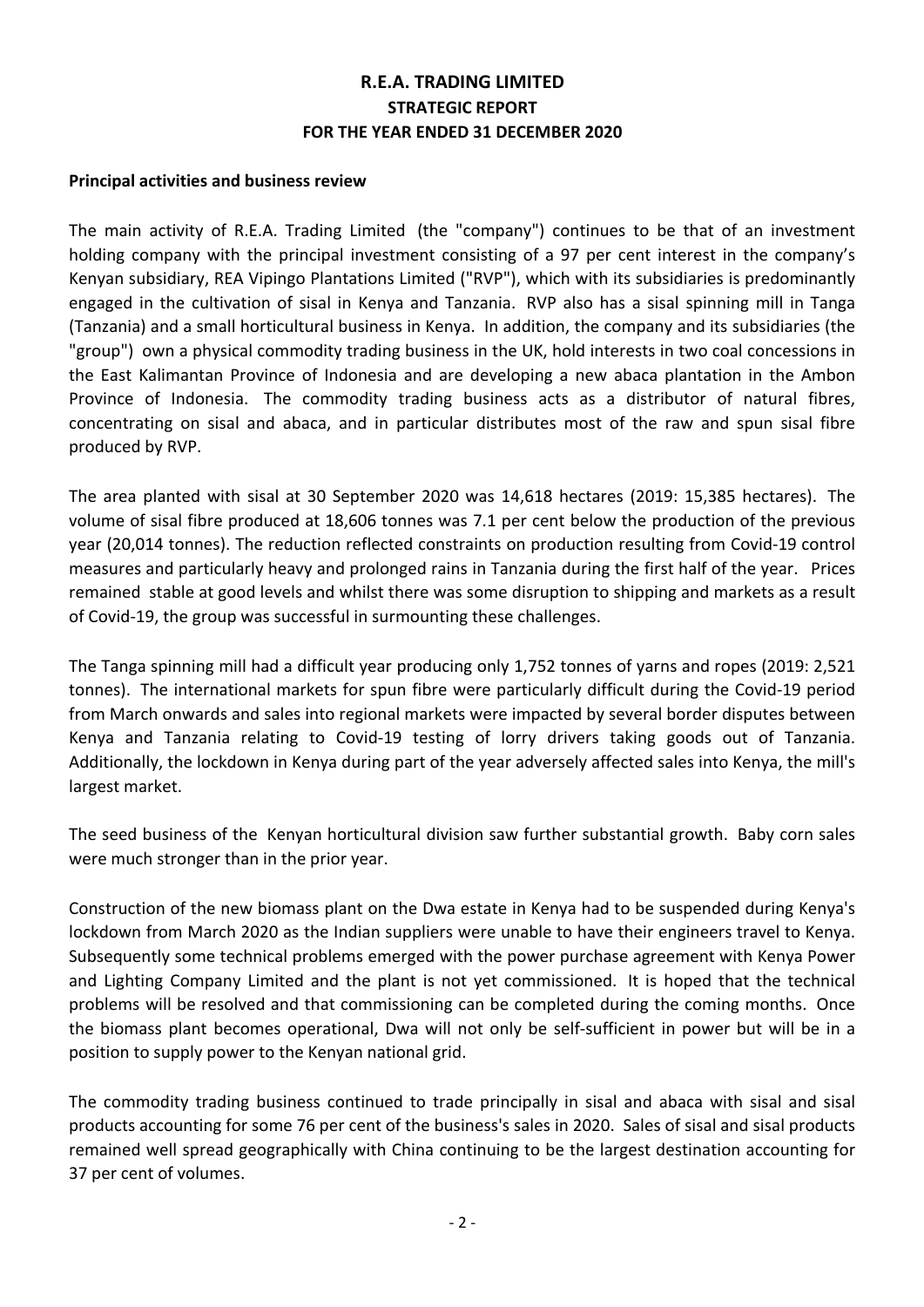# R.E.A. TRADING LIMITED
## STRATEGIC REPORT
## FOR THE YEAR ENDED 31 DECEMBER 2020

**Principal activities and business review**

The main activity of R.E.A. Trading Limited (the "company") continues to be that of an investment holding company with the principal investment consisting of a 97 per cent interest in the company's Kenyan subsidiary, REA Vipingo Plantations Limited ("RVP"), which with its subsidiaries is predominantly engaged in the cultivation of sisal in Kenya and Tanzania. RVP also has a sisal spinning mill in Tanga (Tanzania) and a small horticultural business in Kenya. In addition, the company and its subsidiaries (the "group") own a physical commodity trading business in the UK, hold interests in two coal concessions in the East Kalimantan Province of Indonesia and are developing a new abaca plantation in the Ambon Province of Indonesia. The commodity trading business acts as a distributor of natural fibres, concentrating on sisal and abaca, and in particular distributes most of the raw and spun sisal fibre produced by RVP.

The area planted with sisal at 30 September 2020 was 14,618 hectares (2019: 15,385 hectares). The volume of sisal fibre produced at 18,606 tonnes was 7.1 per cent below the production of the previous year (20,014 tonnes). The reduction reflected constraints on production resulting from Covid-19 control measures and particularly heavy and prolonged rains in Tanzania during the first half of the year. Prices remained stable at good levels and whilst there was some disruption to shipping and markets as a result of Covid-19, the group was successful in surmounting these challenges.

The Tanga spinning mill had a difficult year producing only 1,752 tonnes of yarns and ropes (2019: 2,521 tonnes). The international markets for spun fibre were particularly difficult during the Covid-19 period from March onwards and sales into regional markets were impacted by several border disputes between Kenya and Tanzania relating to Covid-19 testing of lorry drivers taking goods out of Tanzania. Additionally, the lockdown in Kenya during part of the year adversely affected sales into Kenya, the mill's largest market.

The seed business of the Kenyan horticultural division saw further substantial growth. Baby corn sales were much stronger than in the prior year.

Construction of the new biomass plant on the Dwa estate in Kenya had to be suspended during Kenya's lockdown from March 2020 as the Indian suppliers were unable to have their engineers travel to Kenya. Subsequently some technical problems emerged with the power purchase agreement with Kenya Power and Lighting Company Limited and the plant is not yet commissioned. It is hoped that the technical problems will be resolved and that commissioning can be completed during the coming months. Once the biomass plant becomes operational, Dwa will not only be self-sufficient in power but will be in a position to supply power to the Kenyan national grid.

The commodity trading business continued to trade principally in sisal and abaca with sisal and sisal products accounting for some 76 per cent of the business's sales in 2020. Sales of sisal and sisal products remained well spread geographically with China continuing to be the largest destination accounting for 37 per cent of volumes.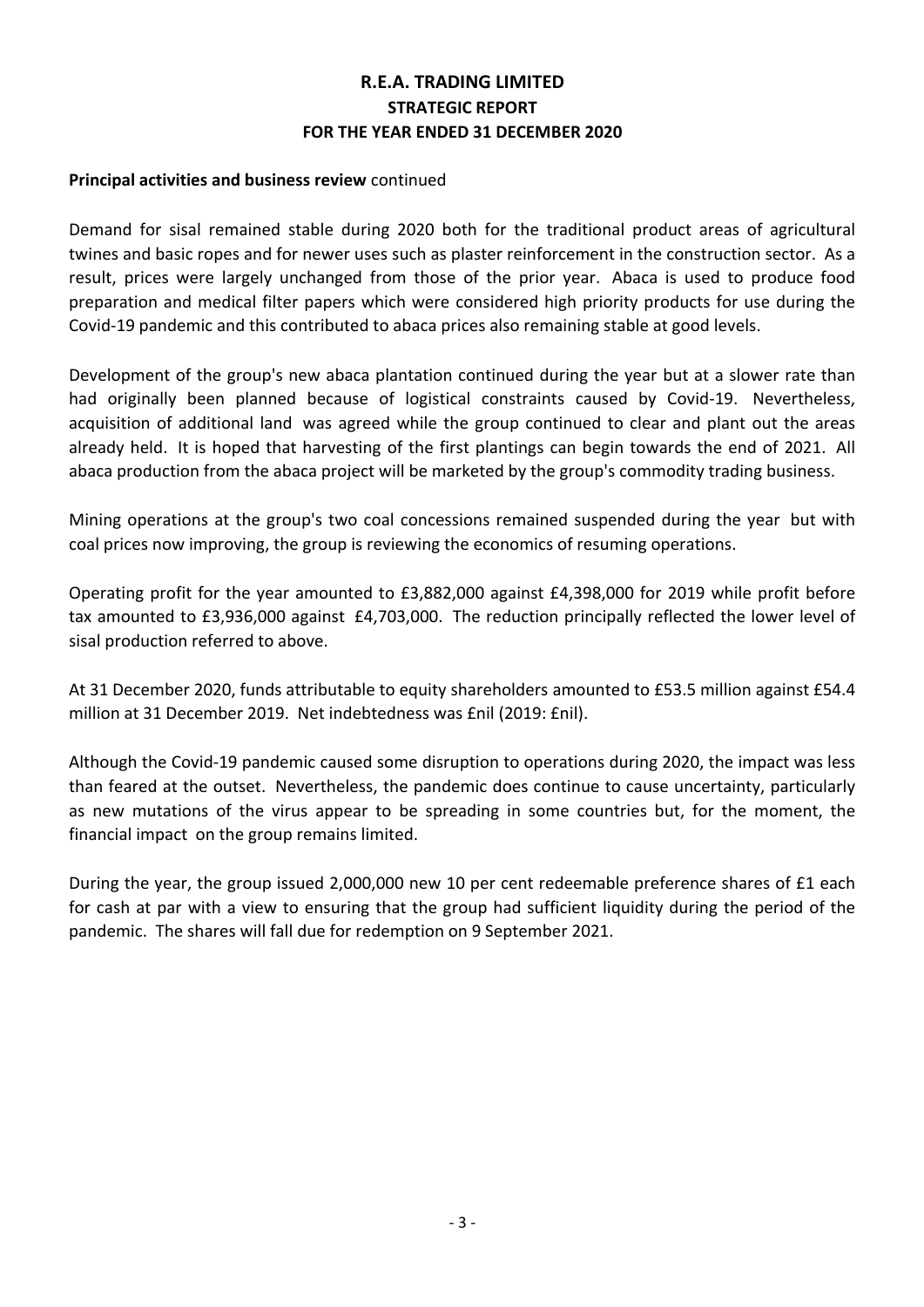**R.E.A. TRADING LIMITED**
**STRATEGIC REPORT**
**FOR THE YEAR ENDED 31 DECEMBER 2020**

**Principal activities and business review** continued

Demand for sisal remained stable during 2020 both for the traditional product areas of agricultural twines and basic ropes and for newer uses such as plaster reinforcement in the construction sector. As a result, prices were largely unchanged from those of the prior year. Abaca is used to produce food preparation and medical filter papers which were considered high priority products for use during the Covid-19 pandemic and this contributed to abaca prices also remaining stable at good levels.

Development of the group's new abaca plantation continued during the year but at a slower rate than had originally been planned because of logistical constraints caused by Covid-19. Nevertheless, acquisition of additional land was agreed while the group continued to clear and plant out the areas already held. It is hoped that harvesting of the first plantings can begin towards the end of 2021. All abaca production from the abaca project will be marketed by the group's commodity trading business.

Mining operations at the group's two coal concessions remained suspended during the year but with coal prices now improving, the group is reviewing the economics of resuming operations.

Operating profit for the year amounted to £3,882,000 against £4,398,000 for 2019 while profit before tax amounted to £3,936,000 against £4,703,000. The reduction principally reflected the lower level of sisal production referred to above.

At 31 December 2020, funds attributable to equity shareholders amounted to £53.5 million against £54.4 million at 31 December 2019. Net indebtedness was £nil (2019: £nil).

Although the Covid-19 pandemic caused some disruption to operations during 2020, the impact was less than feared at the outset. Nevertheless, the pandemic does continue to cause uncertainty, particularly as new mutations of the virus appear to be spreading in some countries but, for the moment, the financial impact on the group remains limited.

During the year, the group issued 2,000,000 new 10 per cent redeemable preference shares of £1 each for cash at par with a view to ensuring that the group had sufficient liquidity during the period of the pandemic. The shares will fall due for redemption on 9 September 2021.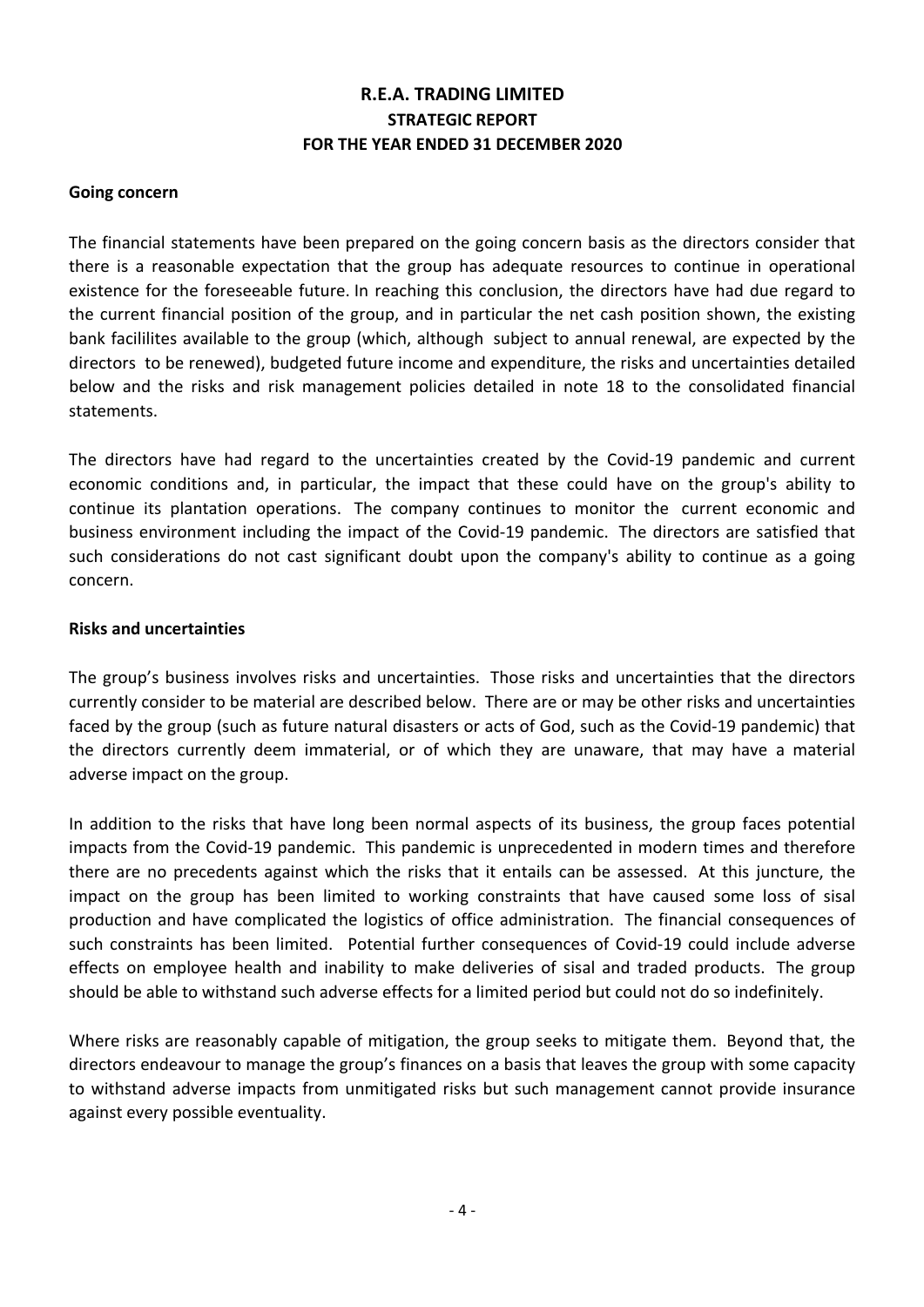# R.E.A. TRADING LIMITED
## STRATEGIC REPORT
## FOR THE YEAR ENDED 31 DECEMBER 2020

**Going concern**

The financial statements have been prepared on the going concern basis as the directors consider that there is a reasonable expectation that the group has adequate resources to continue in operational existence for the foreseeable future. In reaching this conclusion, the directors have had due regard to the current financial position of the group, and in particular the net cash position shown, the existing bank facililites available to the group (which, although subject to annual renewal, are expected by the directors to be renewed), budgeted future income and expenditure, the risks and uncertainties detailed below and the risks and risk management policies detailed in note 18 to the consolidated financial statements.

The directors have had regard to the uncertainties created by the Covid-19 pandemic and current economic conditions and, in particular, the impact that these could have on the group's ability to continue its plantation operations. The company continues to monitor the current economic and business environment including the impact of the Covid-19 pandemic. The directors are satisfied that such considerations do not cast significant doubt upon the company's ability to continue as a going concern.

**Risks and uncertainties**

The group's business involves risks and uncertainties. Those risks and uncertainties that the directors currently consider to be material are described below. There are or may be other risks and uncertainties faced by the group (such as future natural disasters or acts of God, such as the Covid-19 pandemic) that the directors currently deem immaterial, or of which they are unaware, that may have a material adverse impact on the group.

In addition to the risks that have long been normal aspects of its business, the group faces potential impacts from the Covid-19 pandemic. This pandemic is unprecedented in modern times and therefore there are no precedents against which the risks that it entails can be assessed. At this juncture, the impact on the group has been limited to working constraints that have caused some loss of sisal production and have complicated the logistics of office administration. The financial consequences of such constraints has been limited. Potential further consequences of Covid-19 could include adverse effects on employee health and inability to make deliveries of sisal and traded products. The group should be able to withstand such adverse effects for a limited period but could not do so indefinitely.

Where risks are reasonably capable of mitigation, the group seeks to mitigate them. Beyond that, the directors endeavour to manage the group's finances on a basis that leaves the group with some capacity to withstand adverse impacts from unmitigated risks but such management cannot provide insurance against every possible eventuality.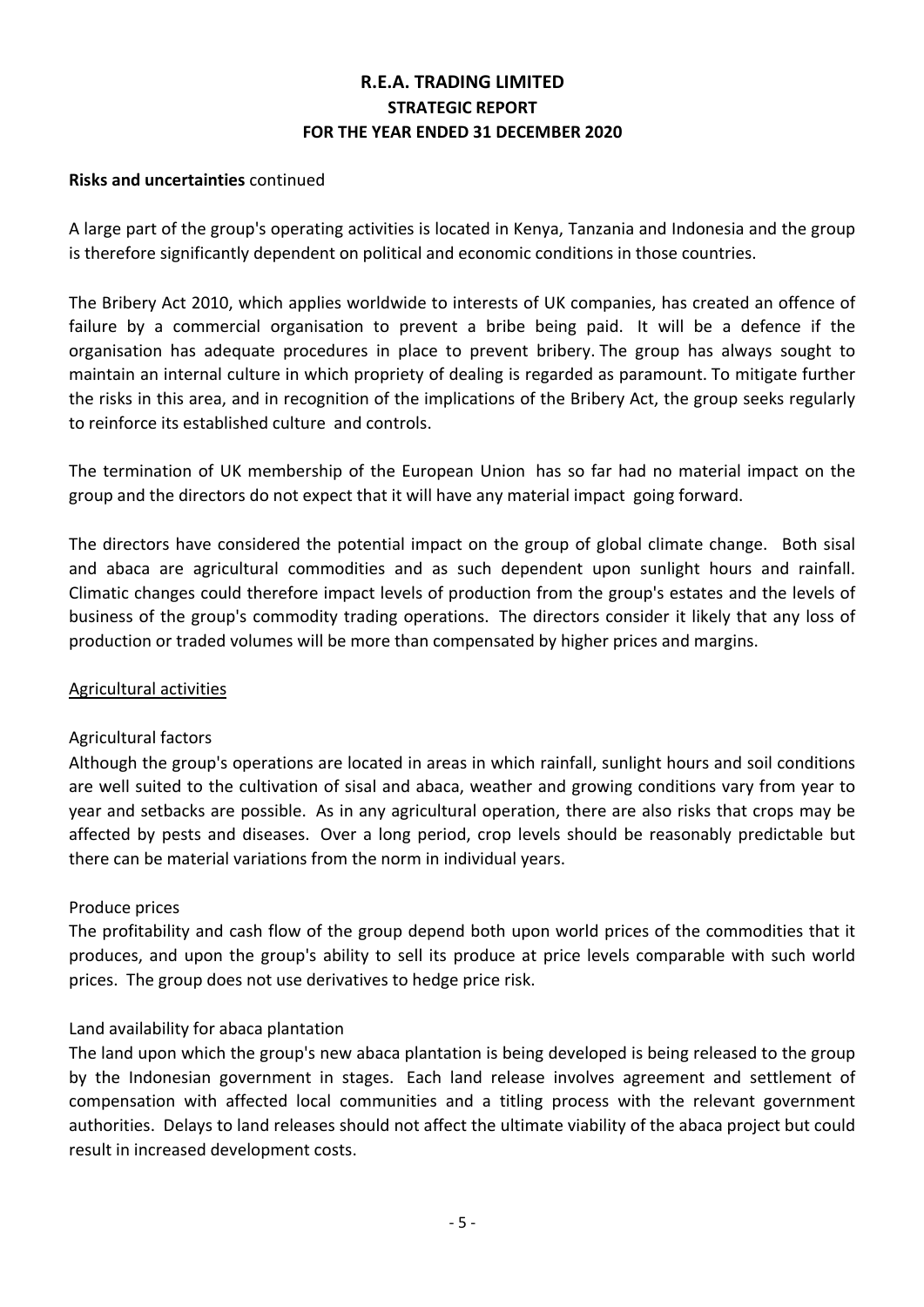**Risks and uncertainties** continued

A large part of the group's operating activities is located in Kenya, Tanzania and Indonesia and the group is therefore significantly dependent on political and economic conditions in those countries.

The Bribery Act 2010, which applies worldwide to interests of UK companies, has created an offence of failure by a commercial organisation to prevent a bribe being paid. It will be a defence if the organisation has adequate procedures in place to prevent bribery. The group has always sought to maintain an internal culture in which propriety of dealing is regarded as paramount. To mitigate further the risks in this area, and in recognition of the implications of the Bribery Act, the group seeks regularly to reinforce its established culture and controls.

The termination of UK membership of the European Union has so far had no material impact on the group and the directors do not expect that it will have any material impact going forward.

The directors have considered the potential impact on the group of global climate change. Both sisal and abaca are agricultural commodities and as such dependent upon sunlight hours and rainfall. Climatic changes could therefore impact levels of production from the group's estates and the levels of business of the group's commodity trading operations. The directors consider it likely that any loss of production or traded volumes will be more than compensated by higher prices and margins.

Agricultural activities

Agricultural factors

Although the group's operations are located in areas in which rainfall, sunlight hours and soil conditions are well suited to the cultivation of sisal and abaca, weather and growing conditions vary from year to year and setbacks are possible. As in any agricultural operation, there are also risks that crops may be affected by pests and diseases. Over a long period, crop levels should be reasonably predictable but there can be material variations from the norm in individual years.

Produce prices

The profitability and cash flow of the group depend both upon world prices of the commodities that it produces, and upon the group's ability to sell its produce at price levels comparable with such world prices. The group does not use derivatives to hedge price risk.

Land availability for abaca plantation

The land upon which the group's new abaca plantation is being developed is being released to the group by the Indonesian government in stages. Each land release involves agreement and settlement of compensation with affected local communities and a titling process with the relevant government authorities. Delays to land releases should not affect the ultimate viability of the abaca project but could result in increased development costs.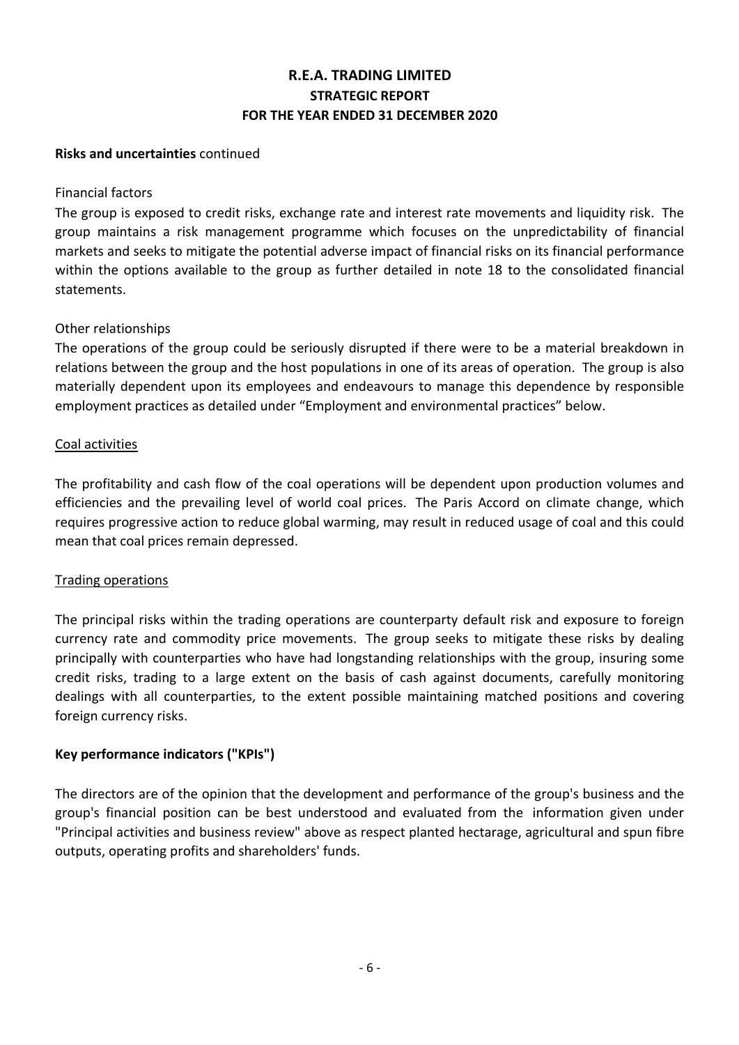**Risks and uncertainties** continued

Financial factors

The group is exposed to credit risks, exchange rate and interest rate movements and liquidity risk. The group maintains a risk management programme which focuses on the unpredictability of financial markets and seeks to mitigate the potential adverse impact of financial risks on its financial performance within the options available to the group as further detailed in note 18 to the consolidated financial statements.

Other relationships

The operations of the group could be seriously disrupted if there were to be a material breakdown in relations between the group and the host populations in one of its areas of operation. The group is also materially dependent upon its employees and endeavours to manage this dependence by responsible employment practices as detailed under "Employment and environmental practices" below.

Coal activities

The profitability and cash flow of the coal operations will be dependent upon production volumes and efficiencies and the prevailing level of world coal prices. The Paris Accord on climate change, which requires progressive action to reduce global warming, may result in reduced usage of coal and this could mean that coal prices remain depressed.

Trading operations

The principal risks within the trading operations are counterparty default risk and exposure to foreign currency rate and commodity price movements. The group seeks to mitigate these risks by dealing principally with counterparties who have had longstanding relationships with the group, insuring some credit risks, trading to a large extent on the basis of cash against documents, carefully monitoring dealings with all counterparties, to the extent possible maintaining matched positions and covering foreign currency risks.

**Key performance indicators ("KPIs")**

The directors are of the opinion that the development and performance of the group's business and the group's financial position can be best understood and evaluated from the information given under "Principal activities and business review" above as respect planted hectarage, agricultural and spun fibre outputs, operating profits and shareholders' funds.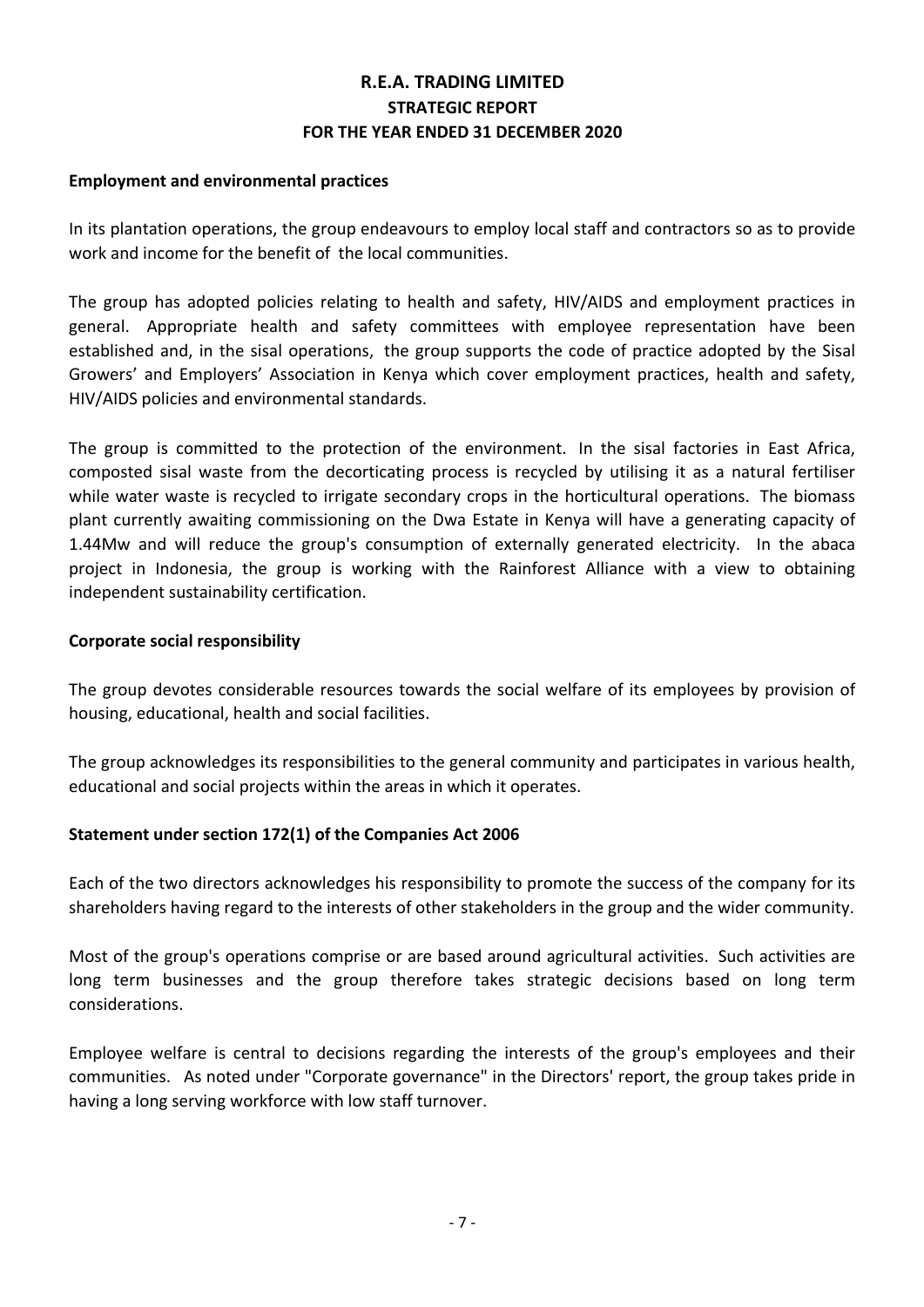# R.E.A. TRADING LIMITED
## STRATEGIC REPORT
## FOR THE YEAR ENDED 31 DECEMBER 2020

**Employment and environmental practices**

In its plantation operations, the group endeavours to employ local staff and contractors so as to provide work and income for the benefit of the local communities.

The group has adopted policies relating to health and safety, HIV/AIDS and employment practices in general. Appropriate health and safety committees with employee representation have been established and, in the sisal operations, the group supports the code of practice adopted by the Sisal Growers' and Employers' Association in Kenya which cover employment practices, health and safety, HIV/AIDS policies and environmental standards.

The group is committed to the protection of the environment. In the sisal factories in East Africa, composted sisal waste from the decorticating process is recycled by utilising it as a natural fertiliser while water waste is recycled to irrigate secondary crops in the horticultural operations. The biomass plant currently awaiting commissioning on the Dwa Estate in Kenya will have a generating capacity of 1.44Mw and will reduce the group's consumption of externally generated electricity. In the abaca project in Indonesia, the group is working with the Rainforest Alliance with a view to obtaining independent sustainability certification.

**Corporate social responsibility**

The group devotes considerable resources towards the social welfare of its employees by provision of housing, educational, health and social facilities.

The group acknowledges its responsibilities to the general community and participates in various health, educational and social projects within the areas in which it operates.

**Statement under section 172(1) of the Companies Act 2006**

Each of the two directors acknowledges his responsibility to promote the success of the company for its shareholders having regard to the interests of other stakeholders in the group and the wider community.

Most of the group's operations comprise or are based around agricultural activities. Such activities are long term businesses and the group therefore takes strategic decisions based on long term considerations.

Employee welfare is central to decisions regarding the interests of the group's employees and their communities. As noted under "Corporate governance" in the Directors' report, the group takes pride in having a long serving workforce with low staff turnover.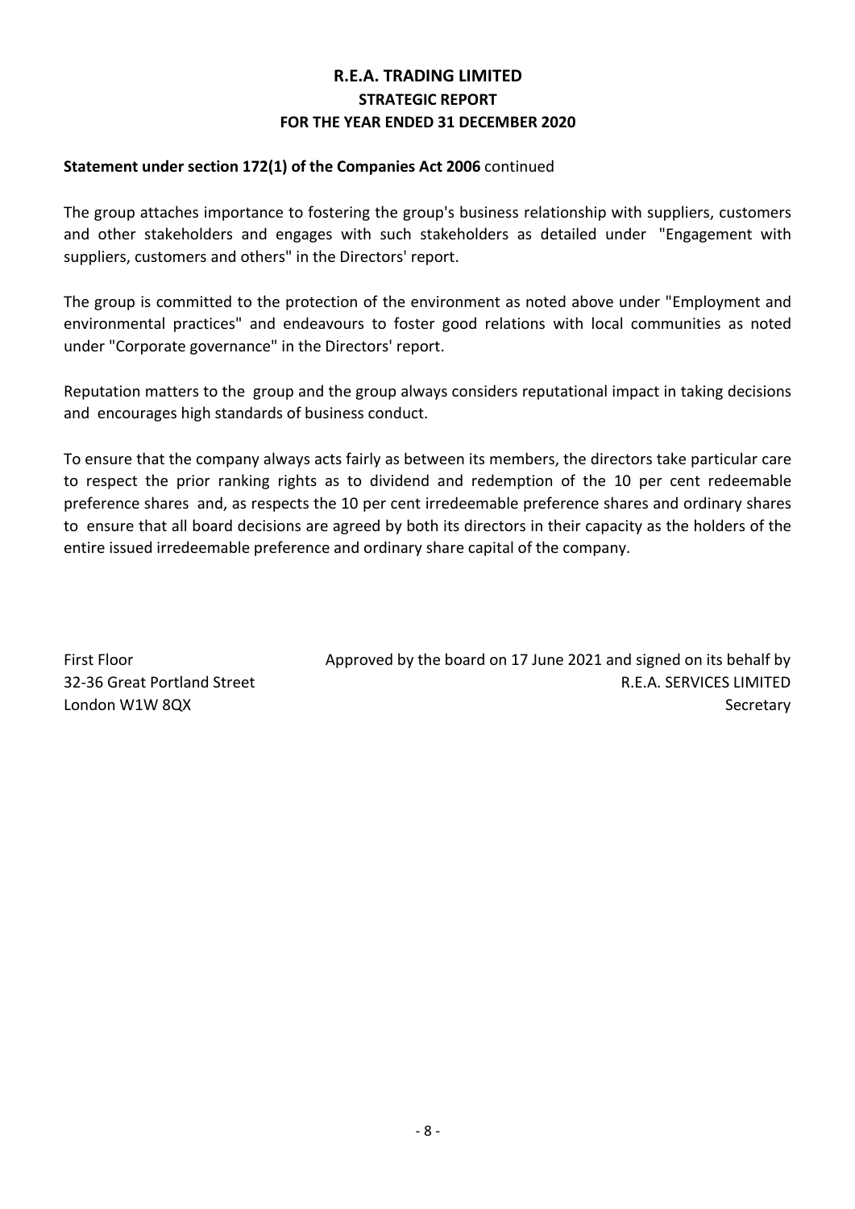**R.E.A. TRADING LIMITED**
**STRATEGIC REPORT**
**FOR THE YEAR ENDED 31 DECEMBER 2020**

**Statement under section 172(1) of the Companies Act 2006** continued

The group attaches importance to fostering the group's business relationship with suppliers, customers and other stakeholders and engages with such stakeholders as detailed under "Engagement with suppliers, customers and others" in the Directors' report.

The group is committed to the protection of the environment as noted above under "Employment and environmental practices" and endeavours to foster good relations with local communities as noted under "Corporate governance" in the Directors' report.

Reputation matters to the group and the group always considers reputational impact in taking decisions and encourages high standards of business conduct.

To ensure that the company always acts fairly as between its members, the directors take particular care to respect the prior ranking rights as to dividend and redemption of the 10 per cent redeemable preference shares and, as respects the 10 per cent irredeemable preference shares and ordinary shares to ensure that all board decisions are agreed by both its directors in their capacity as the holders of the entire issued irredeemable preference and ordinary share capital of the company.

First Floor
32-36 Great Portland Street
London W1W 8QX

Approved by the board on 17 June 2021 and signed on its behalf by
R.E.A. SERVICES LIMITED
Secretary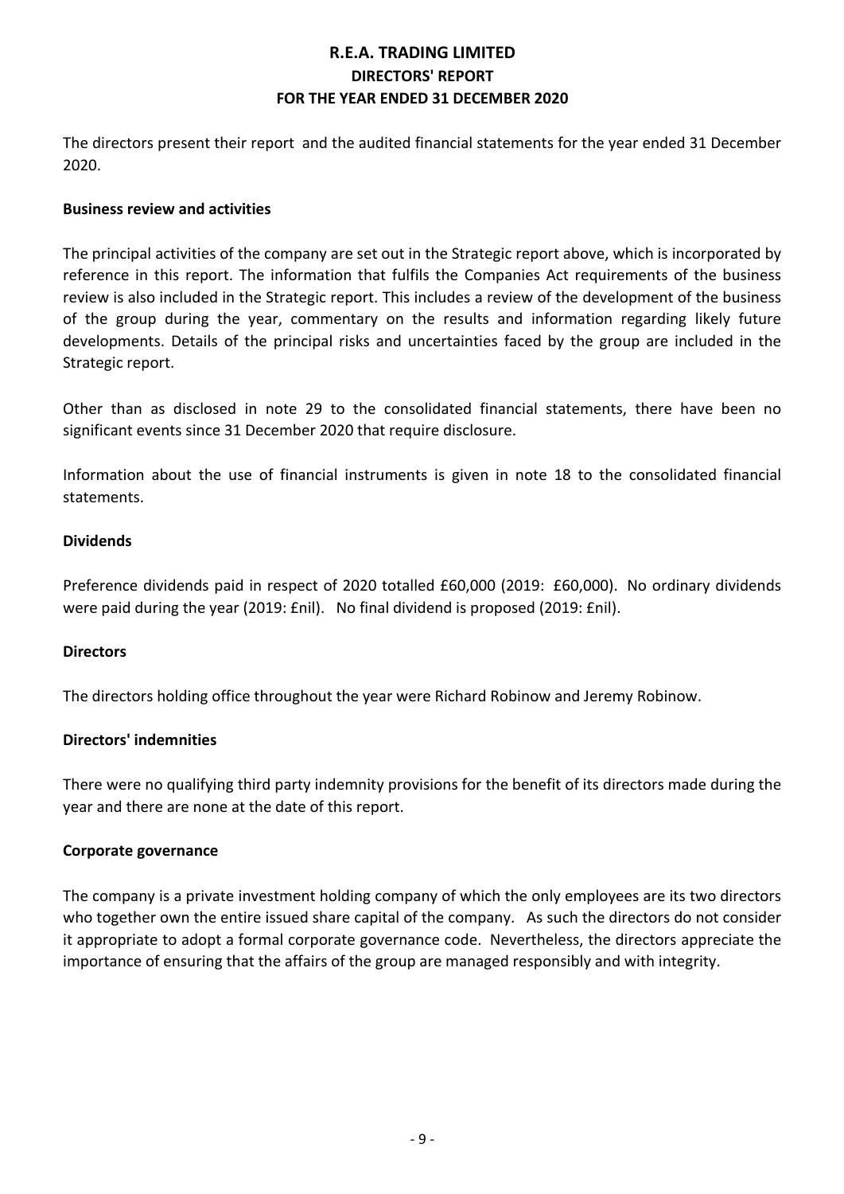# R.E.A. TRADING LIMITED
## DIRECTORS' REPORT
## FOR THE YEAR ENDED 31 DECEMBER 2020

The directors present their report and the audited financial statements for the year ended 31 December 2020.

**Business review and activities**

The principal activities of the company are set out in the Strategic report above, which is incorporated by reference in this report. The information that fulfils the Companies Act requirements of the business review is also included in the Strategic report. This includes a review of the development of the business of the group during the year, commentary on the results and information regarding likely future developments. Details of the principal risks and uncertainties faced by the group are included in the Strategic report.

Other than as disclosed in note 29 to the consolidated financial statements, there have been no significant events since 31 December 2020 that require disclosure.

Information about the use of financial instruments is given in note 18 to the consolidated financial statements.

**Dividends**

Preference dividends paid in respect of 2020 totalled £60,000 (2019: £60,000). No ordinary dividends were paid during the year (2019: £nil). No final dividend is proposed (2019: £nil).

**Directors**

The directors holding office throughout the year were Richard Robinow and Jeremy Robinow.

**Directors' indemnities**

There were no qualifying third party indemnity provisions for the benefit of its directors made during the year and there are none at the date of this report.

**Corporate governance**

The company is a private investment holding company of which the only employees are its two directors who together own the entire issued share capital of the company. As such the directors do not consider it appropriate to adopt a formal corporate governance code. Nevertheless, the directors appreciate the importance of ensuring that the affairs of the group are managed responsibly and with integrity.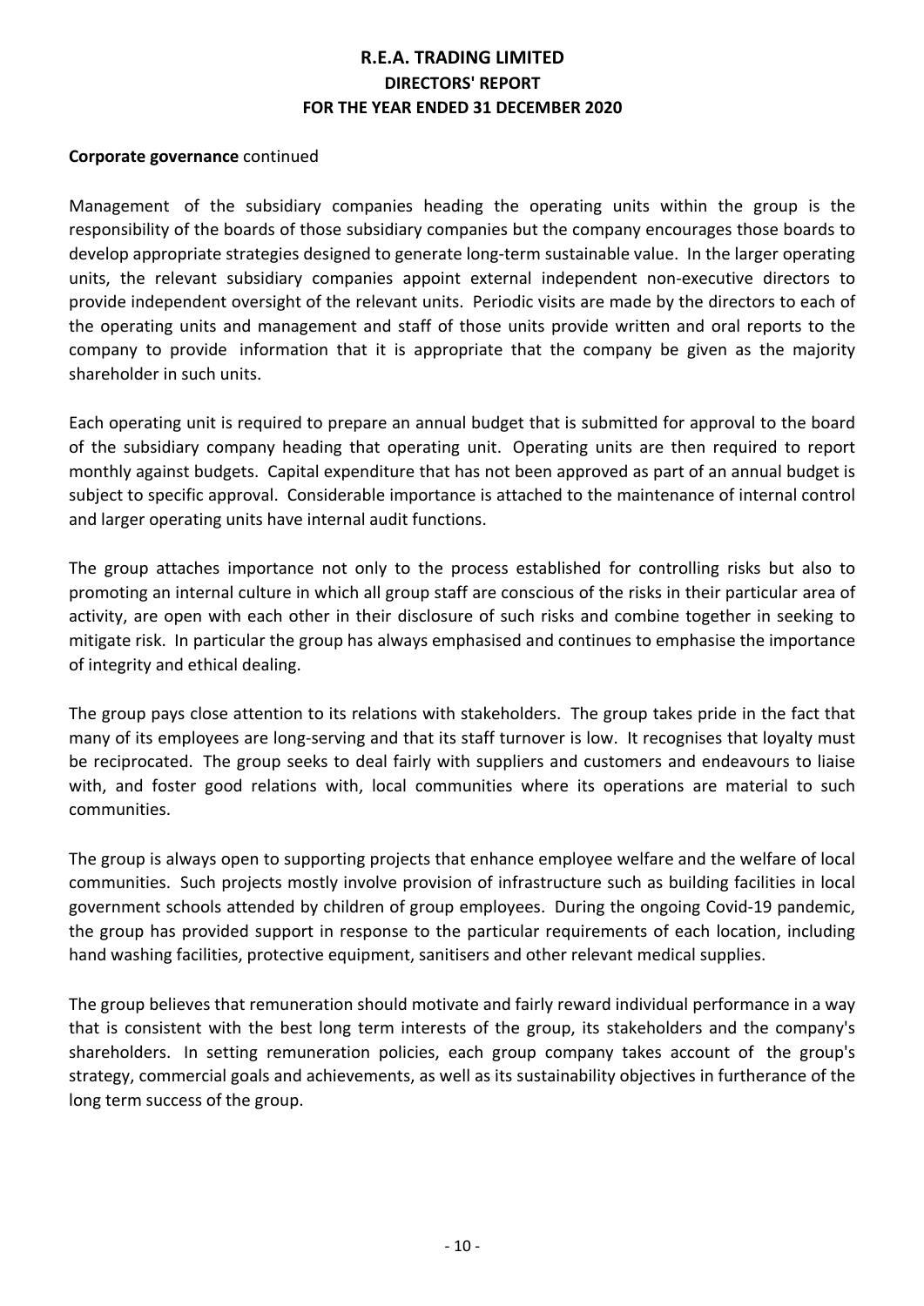**Corporate governance** continued

Management of the subsidiary companies heading the operating units within the group is the responsibility of the boards of those subsidiary companies but the company encourages those boards to develop appropriate strategies designed to generate long-term sustainable value. In the larger operating units, the relevant subsidiary companies appoint external independent non-executive directors to provide independent oversight of the relevant units. Periodic visits are made by the directors to each of the operating units and management and staff of those units provide written and oral reports to the company to provide information that it is appropriate that the company be given as the majority shareholder in such units.

Each operating unit is required to prepare an annual budget that is submitted for approval to the board of the subsidiary company heading that operating unit. Operating units are then required to report monthly against budgets. Capital expenditure that has not been approved as part of an annual budget is subject to specific approval. Considerable importance is attached to the maintenance of internal control and larger operating units have internal audit functions.

The group attaches importance not only to the process established for controlling risks but also to promoting an internal culture in which all group staff are conscious of the risks in their particular area of activity, are open with each other in their disclosure of such risks and combine together in seeking to mitigate risk. In particular the group has always emphasised and continues to emphasise the importance of integrity and ethical dealing.

The group pays close attention to its relations with stakeholders. The group takes pride in the fact that many of its employees are long-serving and that its staff turnover is low. It recognises that loyalty must be reciprocated. The group seeks to deal fairly with suppliers and customers and endeavours to liaise with, and foster good relations with, local communities where its operations are material to such communities.

The group is always open to supporting projects that enhance employee welfare and the welfare of local communities. Such projects mostly involve provision of infrastructure such as building facilities in local government schools attended by children of group employees. During the ongoing Covid-19 pandemic, the group has provided support in response to the particular requirements of each location, including hand washing facilities, protective equipment, sanitisers and other relevant medical supplies.

The group believes that remuneration should motivate and fairly reward individual performance in a way that is consistent with the best long term interests of the group, its stakeholders and the company's shareholders. In setting remuneration policies, each group company takes account of the group's strategy, commercial goals and achievements, as well as its sustainability objectives in furtherance of the long term success of the group.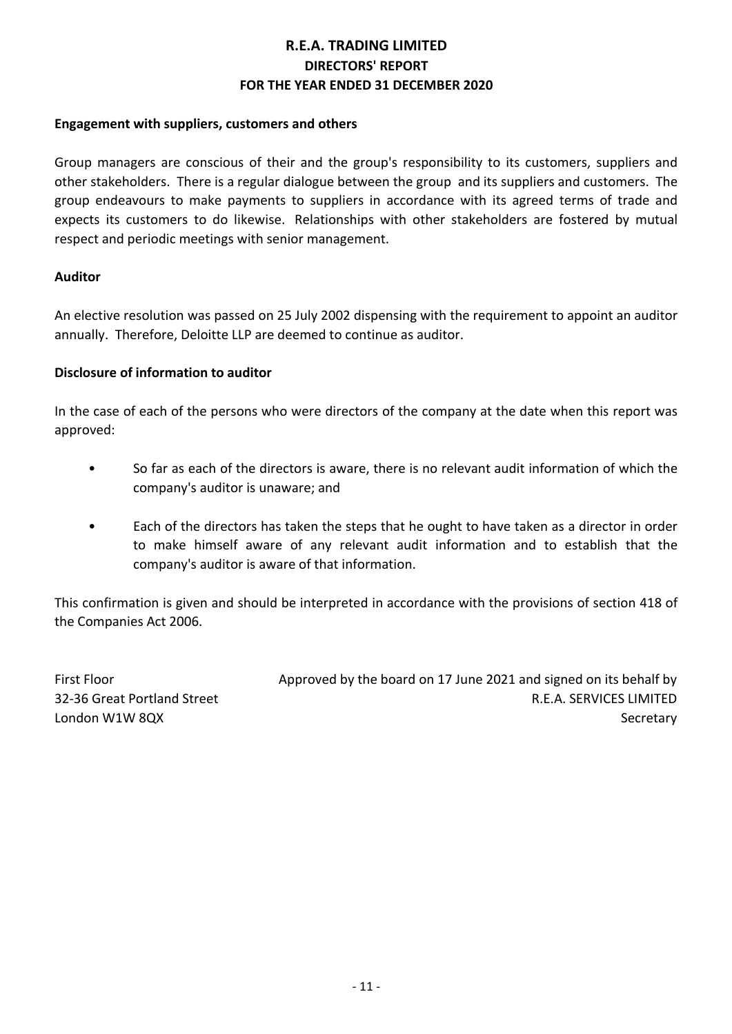**Engagement with suppliers, customers and others**

Group managers are conscious of their and the group's responsibility to its customers, suppliers and other stakeholders. There is a regular dialogue between the group and its suppliers and customers. The group endeavours to make payments to suppliers in accordance with its agreed terms of trade and expects its customers to do likewise. Relationships with other stakeholders are fostered by mutual respect and periodic meetings with senior management.

**Auditor**

An elective resolution was passed on 25 July 2002 dispensing with the requirement to appoint an auditor annually. Therefore, Deloitte LLP are deemed to continue as auditor.

**Disclosure of information to auditor**

In the case of each of the persons who were directors of the company at the date when this report was approved:

- So far as each of the directors is aware, there is no relevant audit information of which the company's auditor is unaware; and
- Each of the directors has taken the steps that he ought to have taken as a director in order to make himself aware of any relevant audit information and to establish that the company's auditor is aware of that information.

This confirmation is given and should be interpreted in accordance with the provisions of section 418 of the Companies Act 2006.

First Floor
32-36 Great Portland Street
London W1W 8QX

Approved by the board on 17 June 2021 and signed on its behalf by
R.E.A. SERVICES LIMITED
Secretary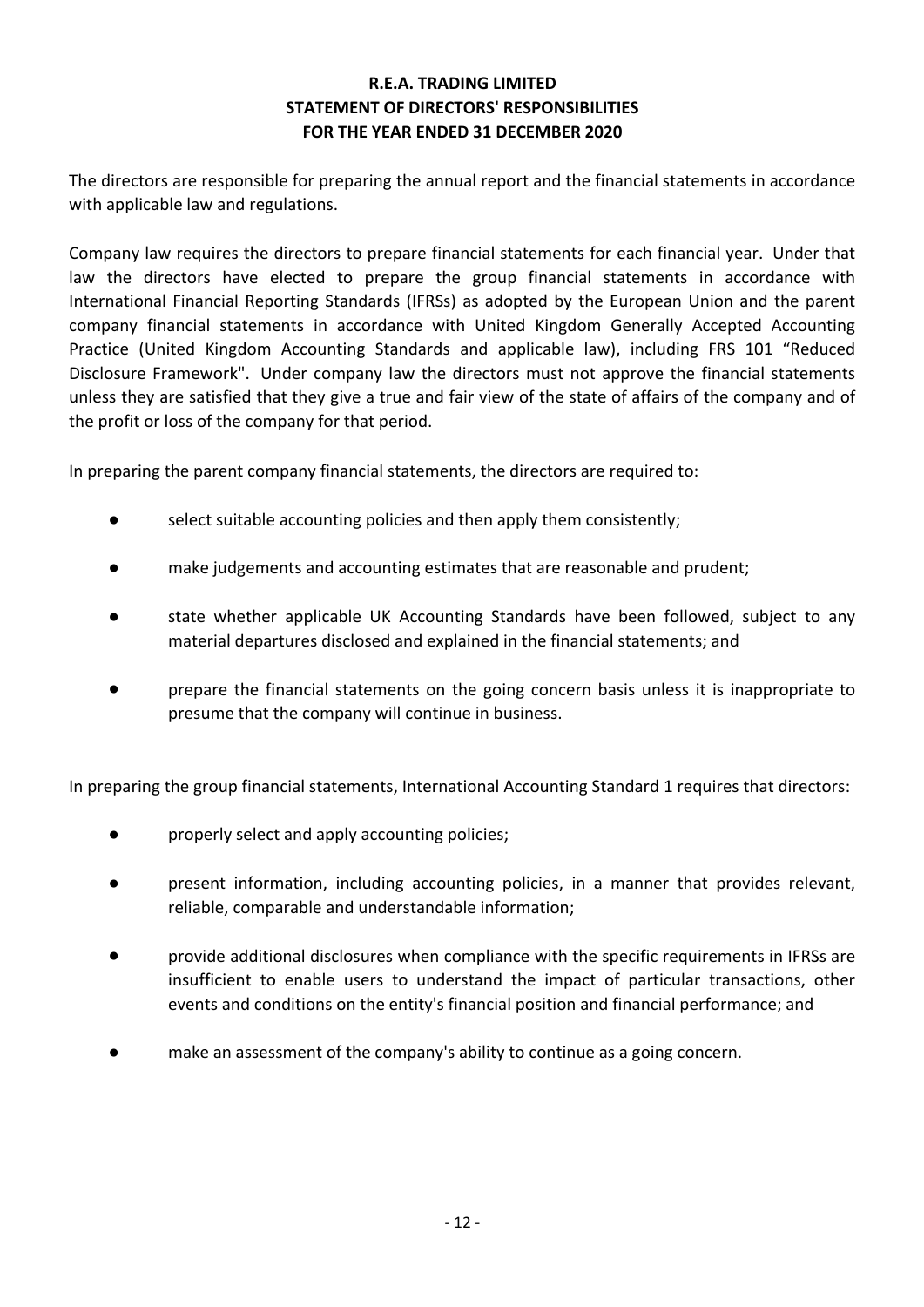# R.E.A. TRADING LIMITED
# STATEMENT OF DIRECTORS' RESPONSIBILITIES
# FOR THE YEAR ENDED 31 DECEMBER 2020

The directors are responsible for preparing the annual report and the financial statements in accordance with applicable law and regulations.

Company law requires the directors to prepare financial statements for each financial year. Under that law the directors have elected to prepare the group financial statements in accordance with International Financial Reporting Standards (IFRSs) as adopted by the European Union and the parent company financial statements in accordance with United Kingdom Generally Accepted Accounting Practice (United Kingdom Accounting Standards and applicable law), including FRS 101 "Reduced Disclosure Framework". Under company law the directors must not approve the financial statements unless they are satisfied that they give a true and fair view of the state of affairs of the company and of the profit or loss of the company for that period.

In preparing the parent company financial statements, the directors are required to:

- select suitable accounting policies and then apply them consistently;
- make judgements and accounting estimates that are reasonable and prudent;
- state whether applicable UK Accounting Standards have been followed, subject to any material departures disclosed and explained in the financial statements; and
- prepare the financial statements on the going concern basis unless it is inappropriate to presume that the company will continue in business.

In preparing the group financial statements, International Accounting Standard 1 requires that directors:

- properly select and apply accounting policies;
- present information, including accounting policies, in a manner that provides relevant, reliable, comparable and understandable information;
- provide additional disclosures when compliance with the specific requirements in IFRSs are insufficient to enable users to understand the impact of particular transactions, other events and conditions on the entity's financial position and financial performance; and
- make an assessment of the company's ability to continue as a going concern.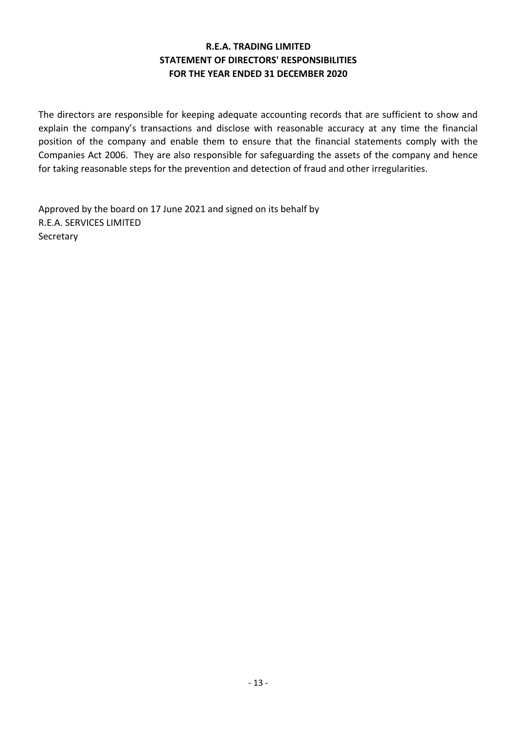**R.E.A. TRADING LIMITED**
**STATEMENT OF DIRECTORS' RESPONSIBILITIES**
**FOR THE YEAR ENDED 31 DECEMBER 2020**

The directors are responsible for keeping adequate accounting records that are sufficient to show and explain the company's transactions and disclose with reasonable accuracy at any time the financial position of the company and enable them to ensure that the financial statements comply with the Companies Act 2006. They are also responsible for safeguarding the assets of the company and hence for taking reasonable steps for the prevention and detection of fraud and other irregularities.

Approved by the board on 17 June 2021 and signed on its behalf by
R.E.A. SERVICES LIMITED
Secretary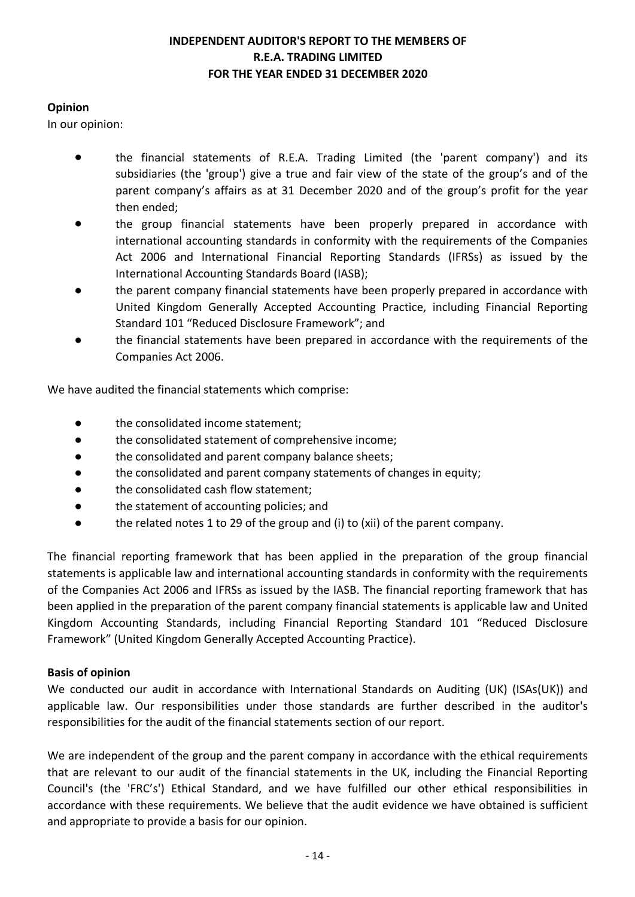# INDEPENDENT AUDITOR'S REPORT TO THE MEMBERS OF R.E.A. TRADING LIMITED FOR THE YEAR ENDED 31 DECEMBER 2020

**Opinion**

In our opinion:

- the financial statements of R.E.A. Trading Limited (the 'parent company') and its subsidiaries (the 'group') give a true and fair view of the state of the group's and of the parent company's affairs as at 31 December 2020 and of the group's profit for the year then ended;
- the group financial statements have been properly prepared in accordance with international accounting standards in conformity with the requirements of the Companies Act 2006 and International Financial Reporting Standards (IFRSs) as issued by the International Accounting Standards Board (IASB);
- the parent company financial statements have been properly prepared in accordance with United Kingdom Generally Accepted Accounting Practice, including Financial Reporting Standard 101 "Reduced Disclosure Framework"; and
- the financial statements have been prepared in accordance with the requirements of the Companies Act 2006.

We have audited the financial statements which comprise:

- the consolidated income statement;
- the consolidated statement of comprehensive income;
- the consolidated and parent company balance sheets;
- the consolidated and parent company statements of changes in equity;
- the consolidated cash flow statement;
- the statement of accounting policies; and
- the related notes 1 to 29 of the group and (i) to (xii) of the parent company.

The financial reporting framework that has been applied in the preparation of the group financial statements is applicable law and international accounting standards in conformity with the requirements of the Companies Act 2006 and IFRSs as issued by the IASB. The financial reporting framework that has been applied in the preparation of the parent company financial statements is applicable law and United Kingdom Accounting Standards, including Financial Reporting Standard 101 "Reduced Disclosure Framework" (United Kingdom Generally Accepted Accounting Practice).

**Basis of opinion**

We conducted our audit in accordance with International Standards on Auditing (UK) (ISAs(UK)) and applicable law. Our responsibilities under those standards are further described in the auditor's responsibilities for the audit of the financial statements section of our report.

We are independent of the group and the parent company in accordance with the ethical requirements that are relevant to our audit of the financial statements in the UK, including the Financial Reporting Council's (the 'FRC's') Ethical Standard, and we have fulfilled our other ethical responsibilities in accordance with these requirements. We believe that the audit evidence we have obtained is sufficient and appropriate to provide a basis for our opinion.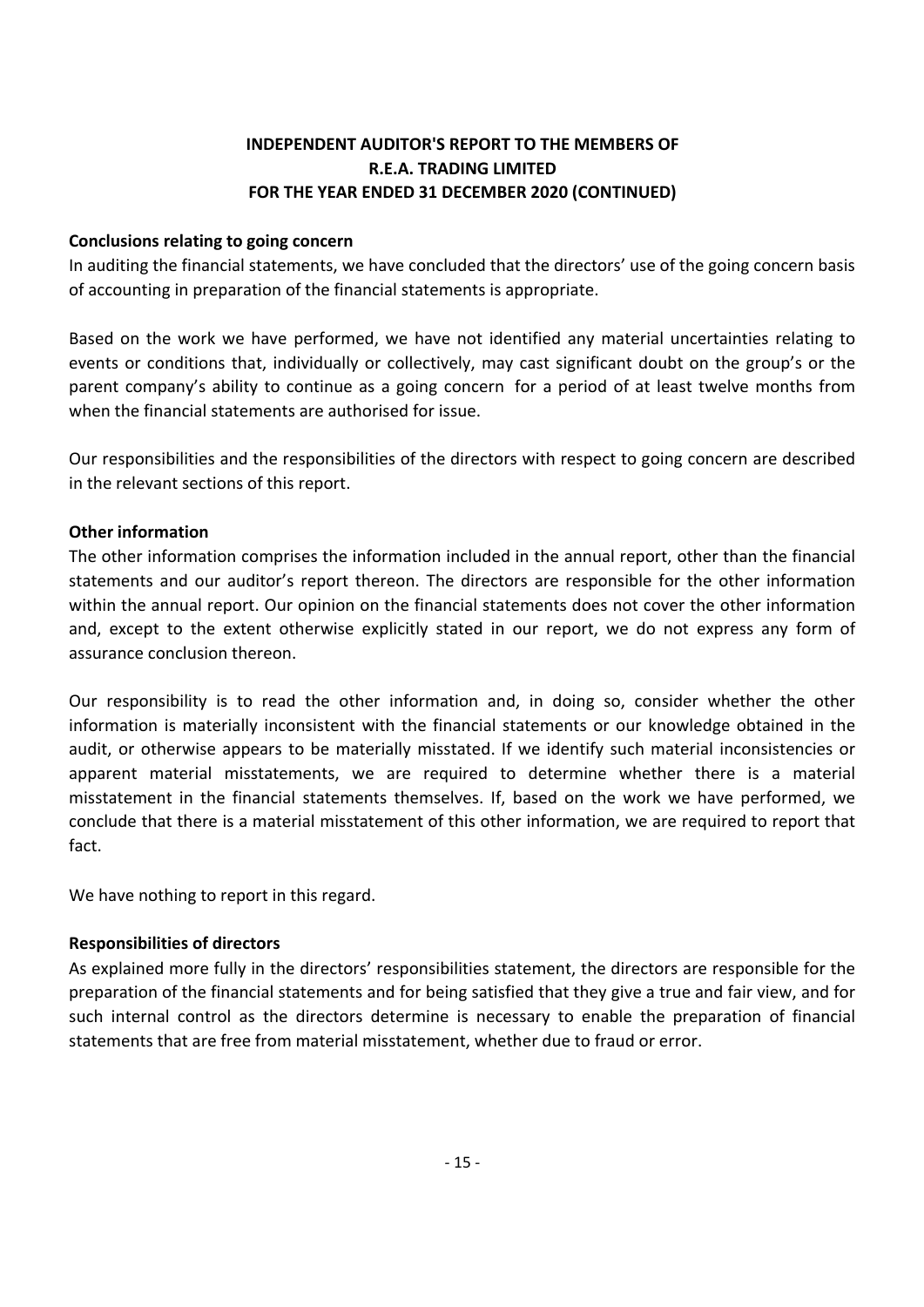**INDEPENDENT AUDITOR'S REPORT TO THE MEMBERS OF R.E.A. TRADING LIMITED FOR THE YEAR ENDED 31 DECEMBER 2020 (CONTINUED)**

**Conclusions relating to going concern**

In auditing the financial statements, we have concluded that the directors' use of the going concern basis of accounting in preparation of the financial statements is appropriate.

Based on the work we have performed, we have not identified any material uncertainties relating to events or conditions that, individually or collectively, may cast significant doubt on the group's or the parent company's ability to continue as a going concern for a period of at least twelve months from when the financial statements are authorised for issue.

Our responsibilities and the responsibilities of the directors with respect to going concern are described in the relevant sections of this report.

**Other information**

The other information comprises the information included in the annual report, other than the financial statements and our auditor's report thereon. The directors are responsible for the other information within the annual report. Our opinion on the financial statements does not cover the other information and, except to the extent otherwise explicitly stated in our report, we do not express any form of assurance conclusion thereon.

Our responsibility is to read the other information and, in doing so, consider whether the other information is materially inconsistent with the financial statements or our knowledge obtained in the audit, or otherwise appears to be materially misstated. If we identify such material inconsistencies or apparent material misstatements, we are required to determine whether there is a material misstatement in the financial statements themselves. If, based on the work we have performed, we conclude that there is a material misstatement of this other information, we are required to report that fact.

We have nothing to report in this regard.

**Responsibilities of directors**

As explained more fully in the directors' responsibilities statement, the directors are responsible for the preparation of the financial statements and for being satisfied that they give a true and fair view, and for such internal control as the directors determine is necessary to enable the preparation of financial statements that are free from material misstatement, whether due to fraud or error.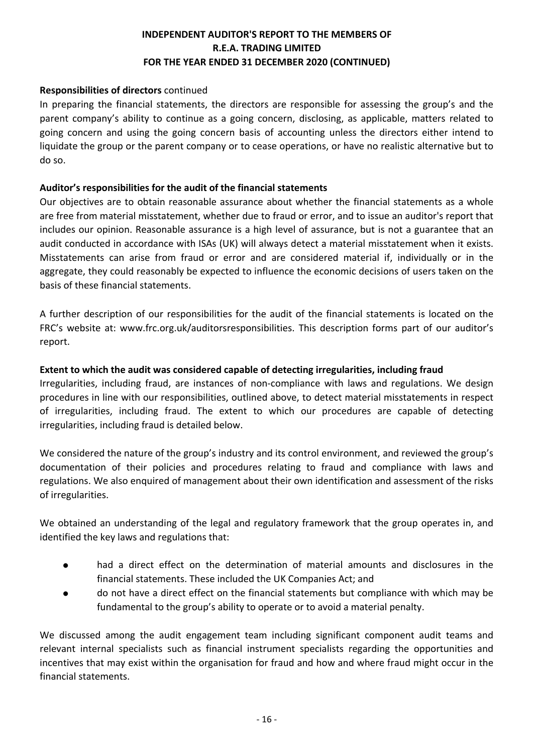**Responsibilities of directors** continued

In preparing the financial statements, the directors are responsible for assessing the group's and the parent company's ability to continue as a going concern, disclosing, as applicable, matters related to going concern and using the going concern basis of accounting unless the directors either intend to liquidate the group or the parent company or to cease operations, or have no realistic alternative but to do so.

**Auditor's responsibilities for the audit of the financial statements**

Our objectives are to obtain reasonable assurance about whether the financial statements as a whole are free from material misstatement, whether due to fraud or error, and to issue an auditor's report that includes our opinion. Reasonable assurance is a high level of assurance, but is not a guarantee that an audit conducted in accordance with ISAs (UK) will always detect a material misstatement when it exists. Misstatements can arise from fraud or error and are considered material if, individually or in the aggregate, they could reasonably be expected to influence the economic decisions of users taken on the basis of these financial statements.

A further description of our responsibilities for the audit of the financial statements is located on the FRC's website at: www.frc.org.uk/auditorsresponsibilities. This description forms part of our auditor's report.

**Extent to which the audit was considered capable of detecting irregularities, including fraud**

Irregularities, including fraud, are instances of non-compliance with laws and regulations. We design procedures in line with our responsibilities, outlined above, to detect material misstatements in respect of irregularities, including fraud. The extent to which our procedures are capable of detecting irregularities, including fraud is detailed below.

We considered the nature of the group's industry and its control environment, and reviewed the group's documentation of their policies and procedures relating to fraud and compliance with laws and regulations. We also enquired of management about their own identification and assessment of the risks of irregularities.

We obtained an understanding of the legal and regulatory framework that the group operates in, and identified the key laws and regulations that:

- had a direct effect on the determination of material amounts and disclosures in the financial statements. These included the UK Companies Act; and
- do not have a direct effect on the financial statements but compliance with which may be fundamental to the group's ability to operate or to avoid a material penalty.

We discussed among the audit engagement team including significant component audit teams and relevant internal specialists such as financial instrument specialists regarding the opportunities and incentives that may exist within the organisation for fraud and how and where fraud might occur in the financial statements.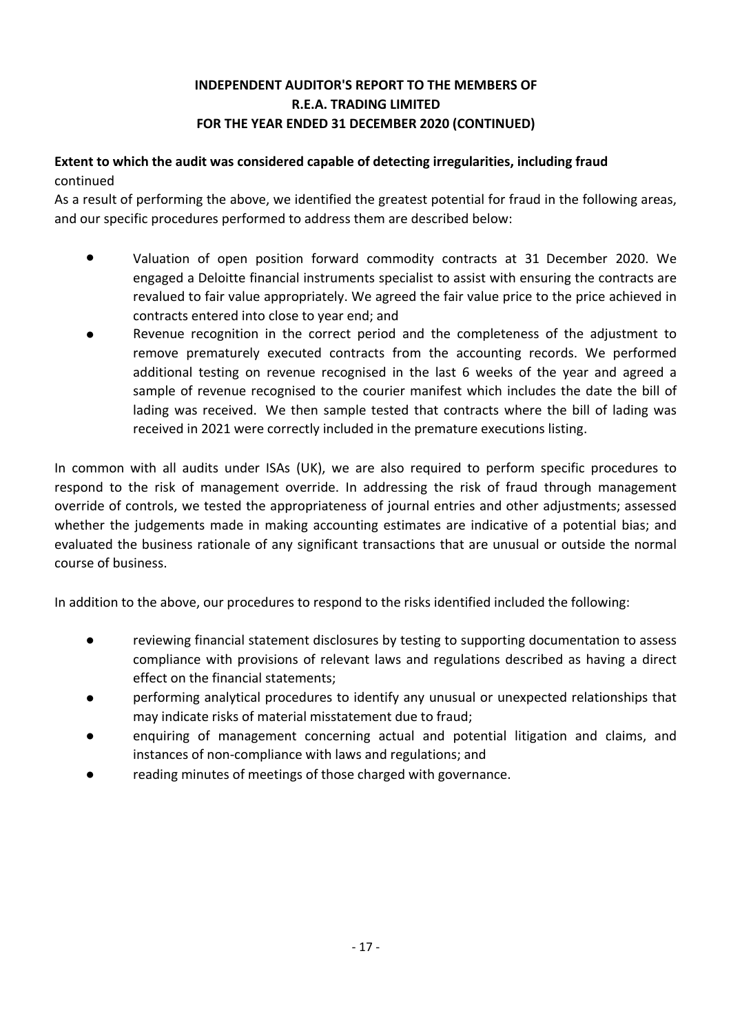# INDEPENDENT AUDITOR'S REPORT TO THE MEMBERS OF R.E.A. TRADING LIMITED FOR THE YEAR ENDED 31 DECEMBER 2020 (CONTINUED)

**Extent to which the audit was considered capable of detecting irregularities, including fraud**
continued

As a result of performing the above, we identified the greatest potential for fraud in the following areas, and our specific procedures performed to address them are described below:

- Valuation of open position forward commodity contracts at 31 December 2020. We engaged a Deloitte financial instruments specialist to assist with ensuring the contracts are revalued to fair value appropriately. We agreed the fair value price to the price achieved in contracts entered into close to year end; and
- Revenue recognition in the correct period and the completeness of the adjustment to remove prematurely executed contracts from the accounting records. We performed additional testing on revenue recognised in the last 6 weeks of the year and agreed a sample of revenue recognised to the courier manifest which includes the date the bill of lading was received. We then sample tested that contracts where the bill of lading was received in 2021 were correctly included in the premature executions listing.

In common with all audits under ISAs (UK), we are also required to perform specific procedures to respond to the risk of management override. In addressing the risk of fraud through management override of controls, we tested the appropriateness of journal entries and other adjustments; assessed whether the judgements made in making accounting estimates are indicative of a potential bias; and evaluated the business rationale of any significant transactions that are unusual or outside the normal course of business.

In addition to the above, our procedures to respond to the risks identified included the following:

- reviewing financial statement disclosures by testing to supporting documentation to assess compliance with provisions of relevant laws and regulations described as having a direct effect on the financial statements;
- performing analytical procedures to identify any unusual or unexpected relationships that may indicate risks of material misstatement due to fraud;
- enquiring of management concerning actual and potential litigation and claims, and instances of non-compliance with laws and regulations; and
- reading minutes of meetings of those charged with governance.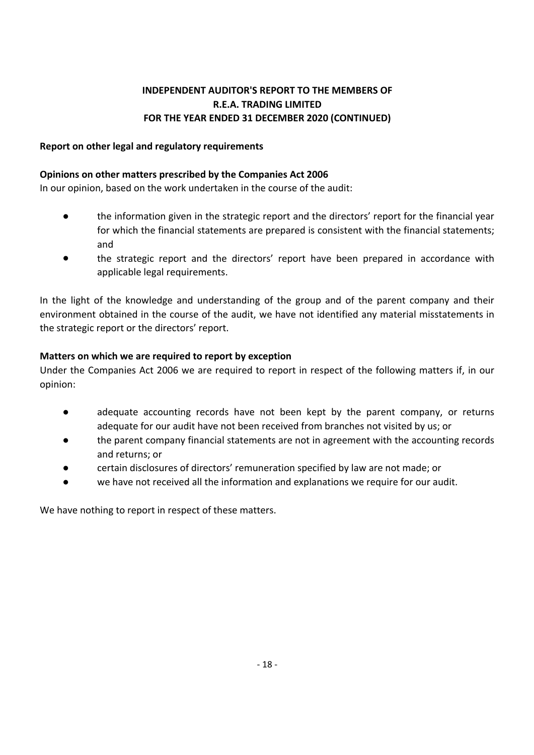# INDEPENDENT AUDITOR'S REPORT TO THE MEMBERS OF R.E.A. TRADING LIMITED FOR THE YEAR ENDED 31 DECEMBER 2020 (CONTINUED)

## Report on other legal and regulatory requirements

### Opinions on other matters prescribed by the Companies Act 2006

In our opinion, based on the work undertaken in the course of the audit:

- the information given in the strategic report and the directors' report for the financial year for which the financial statements are prepared is consistent with the financial statements; and
- the strategic report and the directors' report have been prepared in accordance with applicable legal requirements.

In the light of the knowledge and understanding of the group and of the parent company and their environment obtained in the course of the audit, we have not identified any material misstatements in the strategic report or the directors' report.

### Matters on which we are required to report by exception

Under the Companies Act 2006 we are required to report in respect of the following matters if, in our opinion:

- adequate accounting records have not been kept by the parent company, or returns adequate for our audit have not been received from branches not visited by us; or
- the parent company financial statements are not in agreement with the accounting records and returns; or
- certain disclosures of directors' remuneration specified by law are not made; or
- we have not received all the information and explanations we require for our audit.

We have nothing to report in respect of these matters.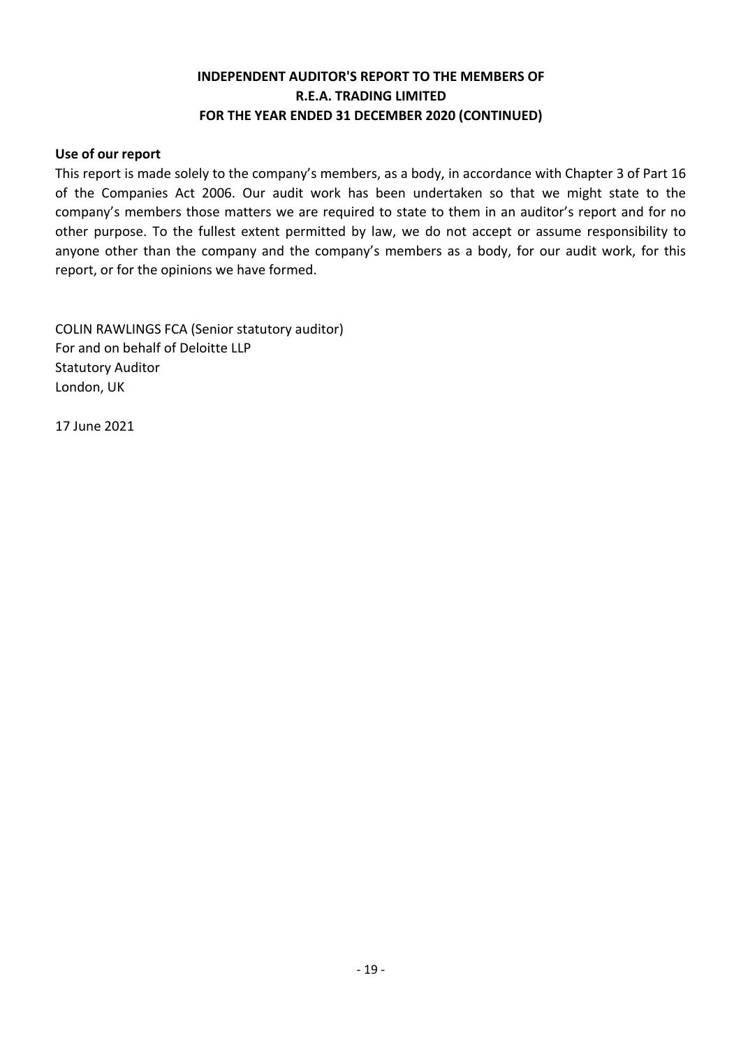**INDEPENDENT AUDITOR'S REPORT TO THE MEMBERS OF R.E.A. TRADING LIMITED FOR THE YEAR ENDED 31 DECEMBER 2020 (CONTINUED)**

**Use of our report**

This report is made solely to the company's members, as a body, in accordance with Chapter 3 of Part 16 of the Companies Act 2006. Our audit work has been undertaken so that we might state to the company's members those matters we are required to state to them in an auditor's report and for no other purpose. To the fullest extent permitted by law, we do not accept or assume responsibility to anyone other than the company and the company's members as a body, for our audit work, for this report, or for the opinions we have formed.

COLIN RAWLINGS FCA (Senior statutory auditor)
For and on behalf of Deloitte LLP
Statutory Auditor
London, UK

17 June 2021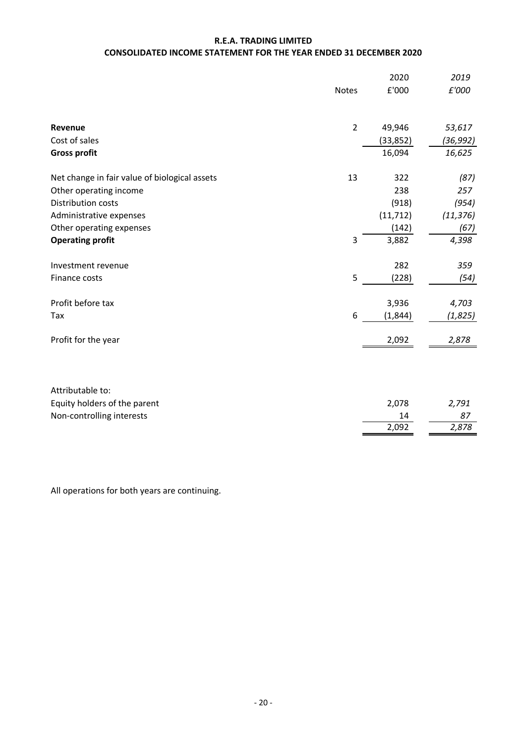**R.E.A. TRADING LIMITED**

**CONSOLIDATED INCOME STATEMENT FOR THE YEAR ENDED 31 DECEMBER 2020**

| | Notes | 2020 £'000 | *2019 £'000* |
|---|---|---|---|
| **Revenue** | 2 | 49,946 | *53,617* |
| Cost of sales | | (33,852) | *(36,992)* |
| **Gross profit** | | 16,094 | *16,625* |
| | | | |
| Net change in fair value of biological assets | 13 | 322 | *(87)* |
| Other operating income | | 238 | *257* |
| Distribution costs | | (918) | *(954)* |
| Administrative expenses | | (11,712) | *(11,376)* |
| Other operating expenses | | (142) | *(67)* |
| **Operating profit** | 3 | 3,882 | *4,398* |
| | | | |
| Investment revenue | | 282 | *359* |
| Finance costs | 5 | (228) | *(54)* |
| | | | |
| Profit before tax | | 3,936 | *4,703* |
| Tax | 6 | (1,844) | *(1,825)* |
| | | | |
| Profit for the year | | 2,092 | *2,878* |
| | | | |
| Attributable to: | | | |
| Equity holders of the parent | | 2,078 | *2,791* |
| Non-controlling interests | | 14 | *87* |
| | | 2,092 | *2,878* |

All operations for both years are continuing.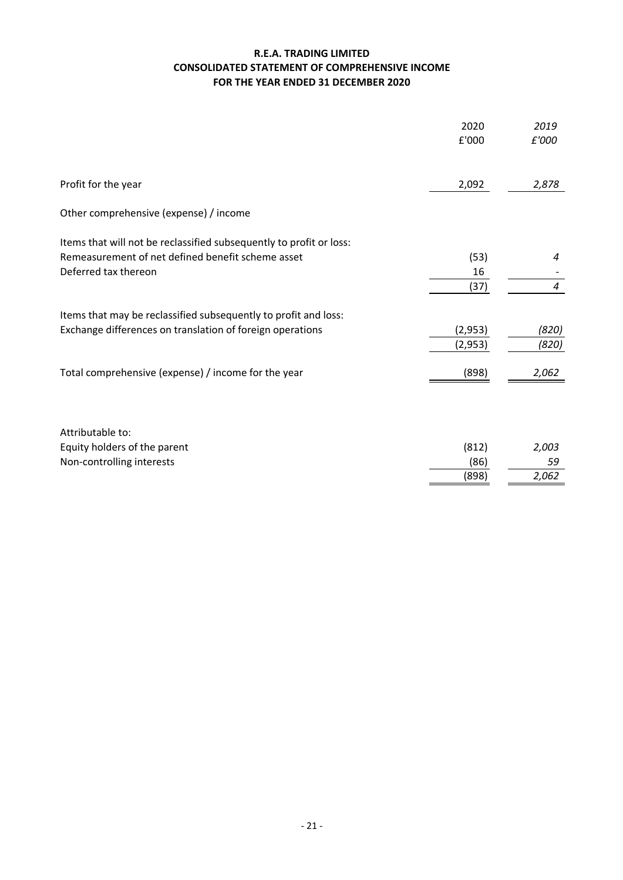**R.E.A. TRADING LIMITED**
**CONSOLIDATED STATEMENT OF COMPREHENSIVE INCOME**
**FOR THE YEAR ENDED 31 DECEMBER 2020**

| | 2020<br>£'000 | *2019*<br>*£'000* |
|---|---|---|
| Profit for the year | 2,092 | *2,878* |
| Other comprehensive (expense) / income | | |
| Items that will not be reclassified subsequently to profit or loss: | | |
| Remeasurement of net defined benefit scheme asset | (53) | *4* |
| Deferred tax thereon | 16 | *-* |
| | (37) | *4* |
| Items that may be reclassified subsequently to profit and loss: | | |
| Exchange differences on translation of foreign operations | (2,953) | *(820)* |
| | (2,953) | *(820)* |
| Total comprehensive (expense) / income for the year | (898) | *2,062* |
| Attributable to: | | |
| Equity holders of the parent | (812) | *2,003* |
| Non-controlling interests | (86) | *59* |
| | (898) | *2,062* |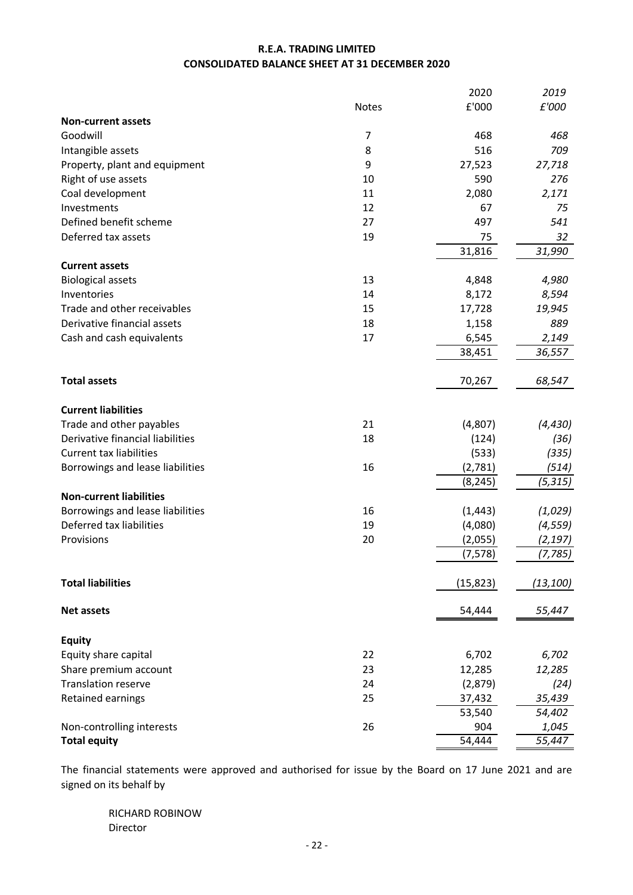**R.E.A. TRADING LIMITED**
**CONSOLIDATED BALANCE SHEET AT 31 DECEMBER 2020**

| | Notes | 2020 | *2019* |
|---|---|---|---|
| | | £'000 | *£'000* |
| **Non-current assets** | | | |
| Goodwill | 7 | 468 | *468* |
| Intangible assets | 8 | 516 | *709* |
| Property, plant and equipment | 9 | 27,523 | *27,718* |
| Right of use assets | 10 | 590 | *276* |
| Coal development | 11 | 2,080 | *2,171* |
| Investments | 12 | 67 | *75* |
| Defined benefit scheme | 27 | 497 | *541* |
| Deferred tax assets | 19 | 75 | *32* |
| | | 31,816 | *31,990* |
| **Current assets** | | | |
| Biological assets | 13 | 4,848 | *4,980* |
| Inventories | 14 | 8,172 | *8,594* |
| Trade and other receivables | 15 | 17,728 | *19,945* |
| Derivative financial assets | 18 | 1,158 | *889* |
| Cash and cash equivalents | 17 | 6,545 | *2,149* |
| | | 38,451 | *36,557* |
| **Total assets** | | 70,267 | *68,547* |
| **Current liabilities** | | | |
| Trade and other payables | 21 | (4,807) | *(4,430)* |
| Derivative financial liabilities | 18 | (124) | *(36)* |
| Current tax liabilities | | (533) | *(335)* |
| Borrowings and lease liabilities | 16 | (2,781) | *(514)* |
| | | (8,245) | *(5,315)* |
| **Non-current liabilities** | | | |
| Borrowings and lease liabilities | 16 | (1,443) | *(1,029)* |
| Deferred tax liabilities | 19 | (4,080) | *(4,559)* |
| Provisions | 20 | (2,055) | *(2,197)* |
| | | (7,578) | *(7,785)* |
| **Total liabilities** | | (15,823) | *(13,100)* |
| **Net assets** | | 54,444 | *55,447* |
| **Equity** | | | |
| Equity share capital | 22 | 6,702 | *6,702* |
| Share premium account | 23 | 12,285 | *12,285* |
| Translation reserve | 24 | (2,879) | *(24)* |
| Retained earnings | 25 | 37,432 | *35,439* |
| | | 53,540 | *54,402* |
| Non-controlling interests | 26 | 904 | *1,045* |
| **Total equity** | | 54,444 | *55,447* |

The financial statements were approved and authorised for issue by the Board on 17 June 2021 and are signed on its behalf by

RICHARD ROBINOW
Director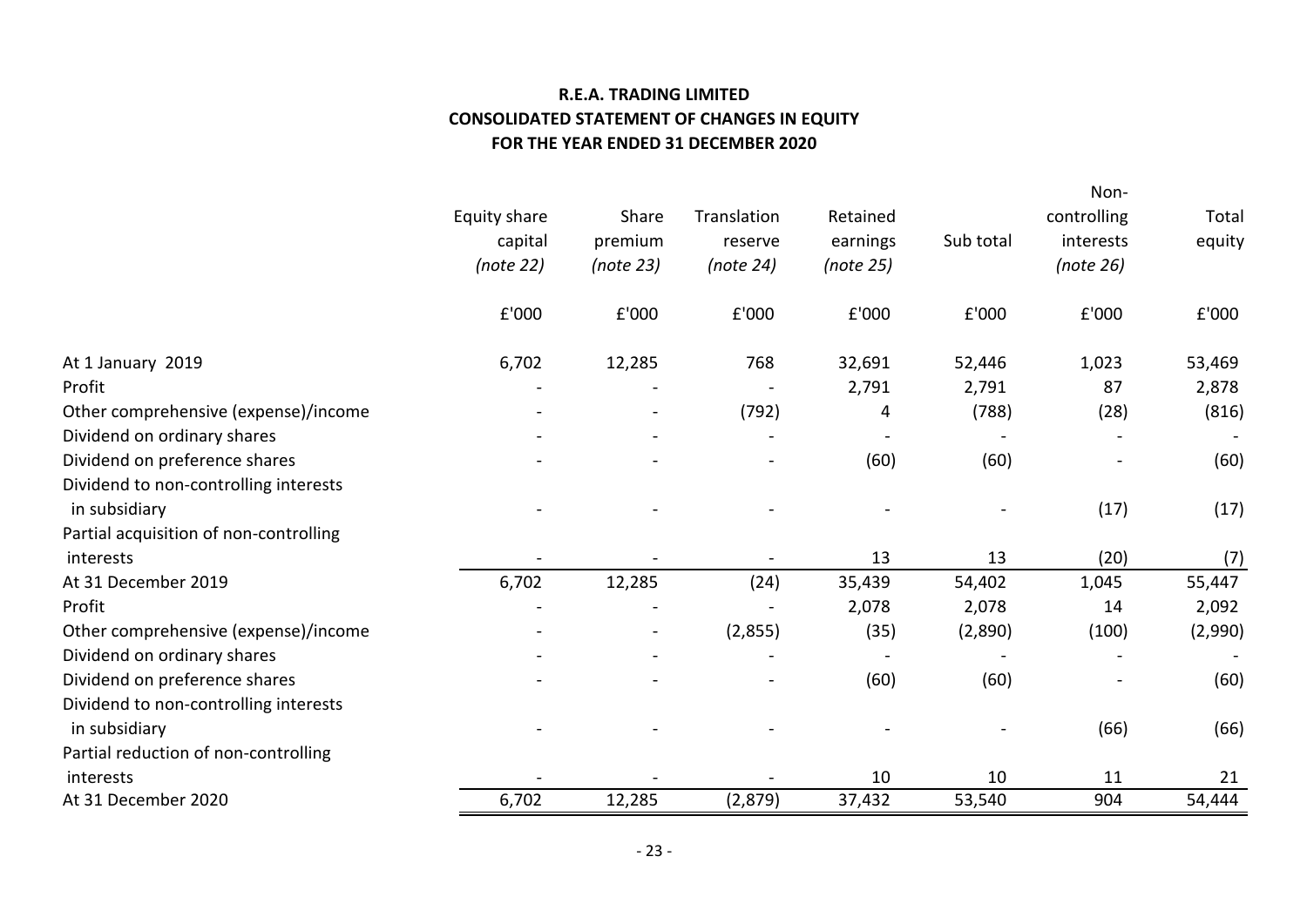# R.E.A. TRADING LIMITED
## CONSOLIDATED STATEMENT OF CHANGES IN EQUITY
## FOR THE YEAR ENDED 31 DECEMBER 2020

| | Equity share capital *(note 22)* | Share premium *(note 23)* | Translation reserve *(note 24)* | Retained earnings *(note 25)* | Sub total | Non-controlling interests *(note 26)* | Total equity |
|---|---|---|---|---|---|---|---|
| | £'000 | £'000 | £'000 | £'000 | £'000 | £'000 | £'000 |
| At 1 January 2019 | 6,702 | 12,285 | 768 | 32,691 | 52,446 | 1,023 | 53,469 |
| Profit | - | - | - | 2,791 | 2,791 | 87 | 2,878 |
| Other comprehensive (expense)/income | - | - | (792) | 4 | (788) | (28) | (816) |
| Dividend on ordinary shares | - | - | - | - | - | - | - |
| Dividend on preference shares | - | - | - | (60) | (60) | - | (60) |
| Dividend to non-controlling interests in subsidiary | - | - | - | - | - | (17) | (17) |
| Partial acquisition of non-controlling interests | - | - | - | 13 | 13 | (20) | (7) |
| At 31 December 2019 | 6,702 | 12,285 | (24) | 35,439 | 54,402 | 1,045 | 55,447 |
| Profit | - | - | - | 2,078 | 2,078 | 14 | 2,092 |
| Other comprehensive (expense)/income | - | - | (2,855) | (35) | (2,890) | (100) | (2,990) |
| Dividend on ordinary shares | - | - | - | - | - | - | - |
| Dividend on preference shares | - | - | - | (60) | (60) | - | (60) |
| Dividend to non-controlling interests in subsidiary | - | - | - | - | - | (66) | (66) |
| Partial reduction of non-controlling interests | - | - | - | 10 | 10 | 11 | 21 |
| At 31 December 2020 | 6,702 | 12,285 | (2,879) | 37,432 | 53,540 | 904 | 54,444 |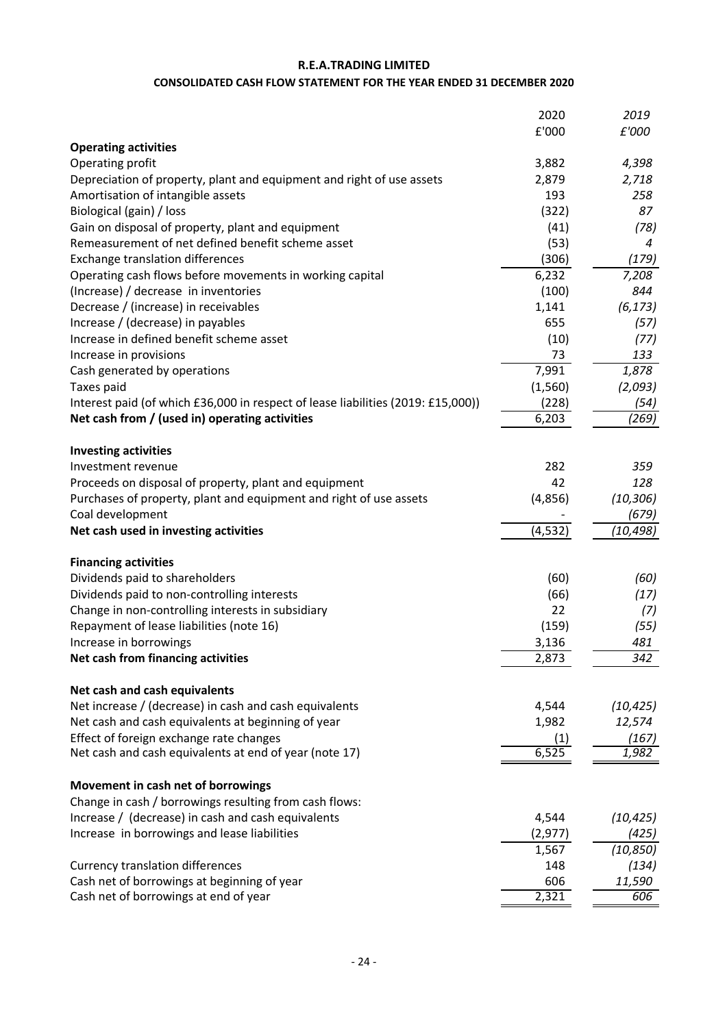**R.E.A.TRADING LIMITED**

**CONSOLIDATED CASH FLOW STATEMENT FOR THE YEAR ENDED 31 DECEMBER 2020**

| | 2020 | *2019* |
|---|---|---|
| | £'000 | *£'000* |
| **Operating activities** | | |
| Operating profit | 3,882 | *4,398* |
| Depreciation of property, plant and equipment and right of use assets | 2,879 | *2,718* |
| Amortisation of intangible assets | 193 | *258* |
| Biological (gain) / loss | (322) | *87* |
| Gain on disposal of property, plant and equipment | (41) | *(78)* |
| Remeasurement of net defined benefit scheme asset | (53) | *4* |
| Exchange translation differences | (306) | *(179)* |
| Operating cash flows before movements in working capital | 6,232 | *7,208* |
| (Increase) / decrease in inventories | (100) | *844* |
| Decrease / (increase) in receivables | 1,141 | *(6,173)* |
| Increase / (decrease) in payables | 655 | *(57)* |
| Increase in defined benefit scheme asset | (10) | *(77)* |
| Increase in provisions | 73 | *133* |
| Cash generated by operations | 7,991 | *1,878* |
| Taxes paid | (1,560) | *(2,093)* |
| Interest paid (of which £36,000 in respect of lease liabilities (2019: £15,000)) | (228) | *(54)* |
| **Net cash from / (used in) operating activities** | 6,203 | *(269)* |
| | | |
| **Investing activities** | | |
| Investment revenue | 282 | *359* |
| Proceeds on disposal of property, plant and equipment | 42 | *128* |
| Purchases of property, plant and equipment and right of use assets | (4,856) | *(10,306)* |
| Coal development | - | *(679)* |
| **Net cash used in investing activities** | (4,532) | *(10,498)* |
| | | |
| **Financing activities** | | |
| Dividends paid to shareholders | (60) | *(60)* |
| Dividends paid to non-controlling interests | (66) | *(17)* |
| Change in non-controlling interests in subsidiary | 22 | *(7)* |
| Repayment of lease liabilities (note 16) | (159) | *(55)* |
| Increase in borrowings | 3,136 | *481* |
| **Net cash from financing activities** | 2,873 | *342* |
| | | |
| **Net cash and cash equivalents** | | |
| Net increase / (decrease) in cash and cash equivalents | 4,544 | *(10,425)* |
| Net cash and cash equivalents at beginning of year | 1,982 | *12,574* |
| Effect of foreign exchange rate changes | (1) | *(167)* |
| Net cash and cash equivalents at end of year (note 17) | 6,525 | *1,982* |
| | | |
| **Movement in cash net of borrowings** | | |
| Change in cash / borrowings resulting from cash flows: | | |
| Increase / (decrease) in cash and cash equivalents | 4,544 | *(10,425)* |
| Increase in borrowings and lease liabilities | (2,977) | *(425)* |
| | 1,567 | *(10,850)* |
| Currency translation differences | 148 | *(134)* |
| Cash net of borrowings at beginning of year | 606 | *11,590* |
| Cash net of borrowings at end of year | 2,321 | *606* |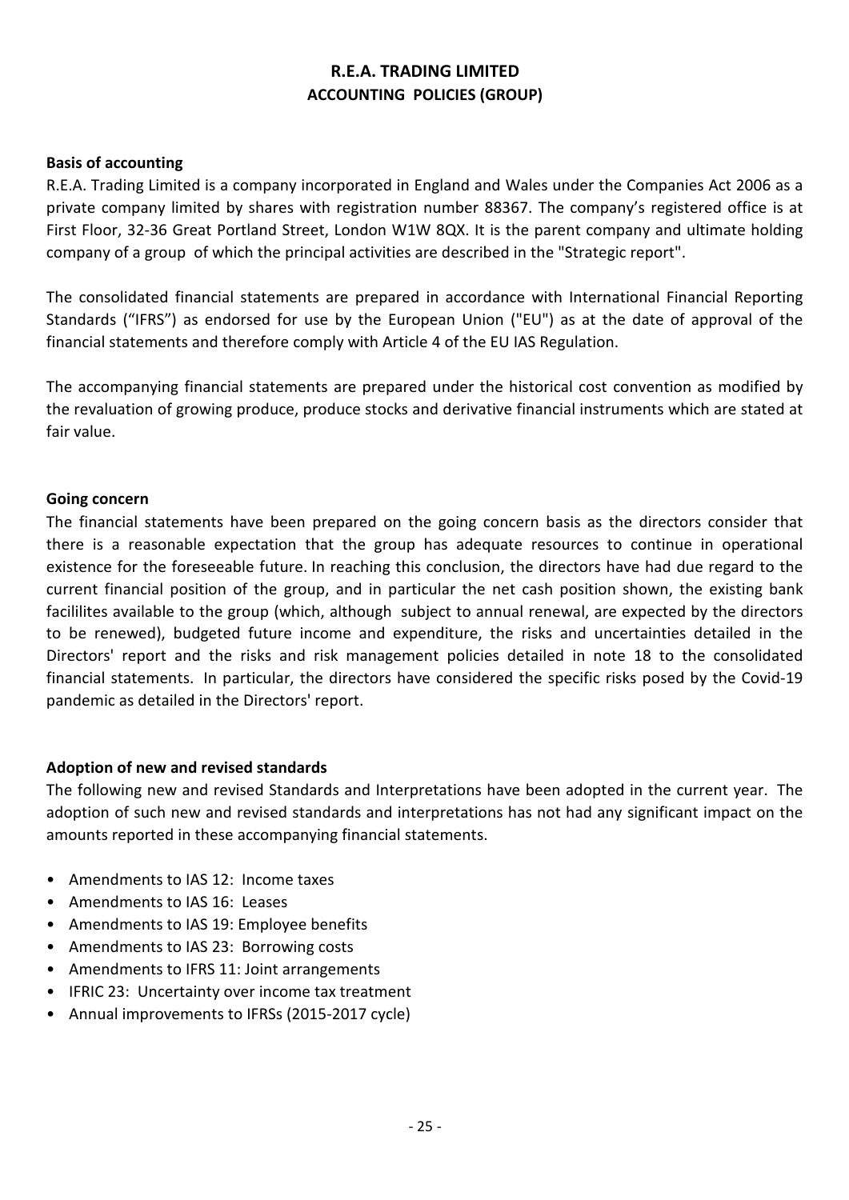# R.E.A. TRADING LIMITED
## ACCOUNTING POLICIES (GROUP)

**Basis of accounting**

R.E.A. Trading Limited is a company incorporated in England and Wales under the Companies Act 2006 as a private company limited by shares with registration number 88367. The company's registered office is at First Floor, 32-36 Great Portland Street, London W1W 8QX. It is the parent company and ultimate holding company of a group of which the principal activities are described in the "Strategic report".

The consolidated financial statements are prepared in accordance with International Financial Reporting Standards ("IFRS") as endorsed for use by the European Union ("EU") as at the date of approval of the financial statements and therefore comply with Article 4 of the EU IAS Regulation.

The accompanying financial statements are prepared under the historical cost convention as modified by the revaluation of growing produce, produce stocks and derivative financial instruments which are stated at fair value.

**Going concern**

The financial statements have been prepared on the going concern basis as the directors consider that there is a reasonable expectation that the group has adequate resources to continue in operational existence for the foreseeable future. In reaching this conclusion, the directors have had due regard to the current financial position of the group, and in particular the net cash position shown, the existing bank facililites available to the group (which, although subject to annual renewal, are expected by the directors to be renewed), budgeted future income and expenditure, the risks and uncertainties detailed in the Directors' report and the risks and risk management policies detailed in note 18 to the consolidated financial statements. In particular, the directors have considered the specific risks posed by the Covid-19 pandemic as detailed in the Directors' report.

**Adoption of new and revised standards**

The following new and revised Standards and Interpretations have been adopted in the current year. The adoption of such new and revised standards and interpretations has not had any significant impact on the amounts reported in these accompanying financial statements.

- Amendments to IAS 12: Income taxes
- Amendments to IAS 16: Leases
- Amendments to IAS 19: Employee benefits
- Amendments to IAS 23: Borrowing costs
- Amendments to IFRS 11: Joint arrangements
- IFRIC 23: Uncertainty over income tax treatment
- Annual improvements to IFRSs (2015-2017 cycle)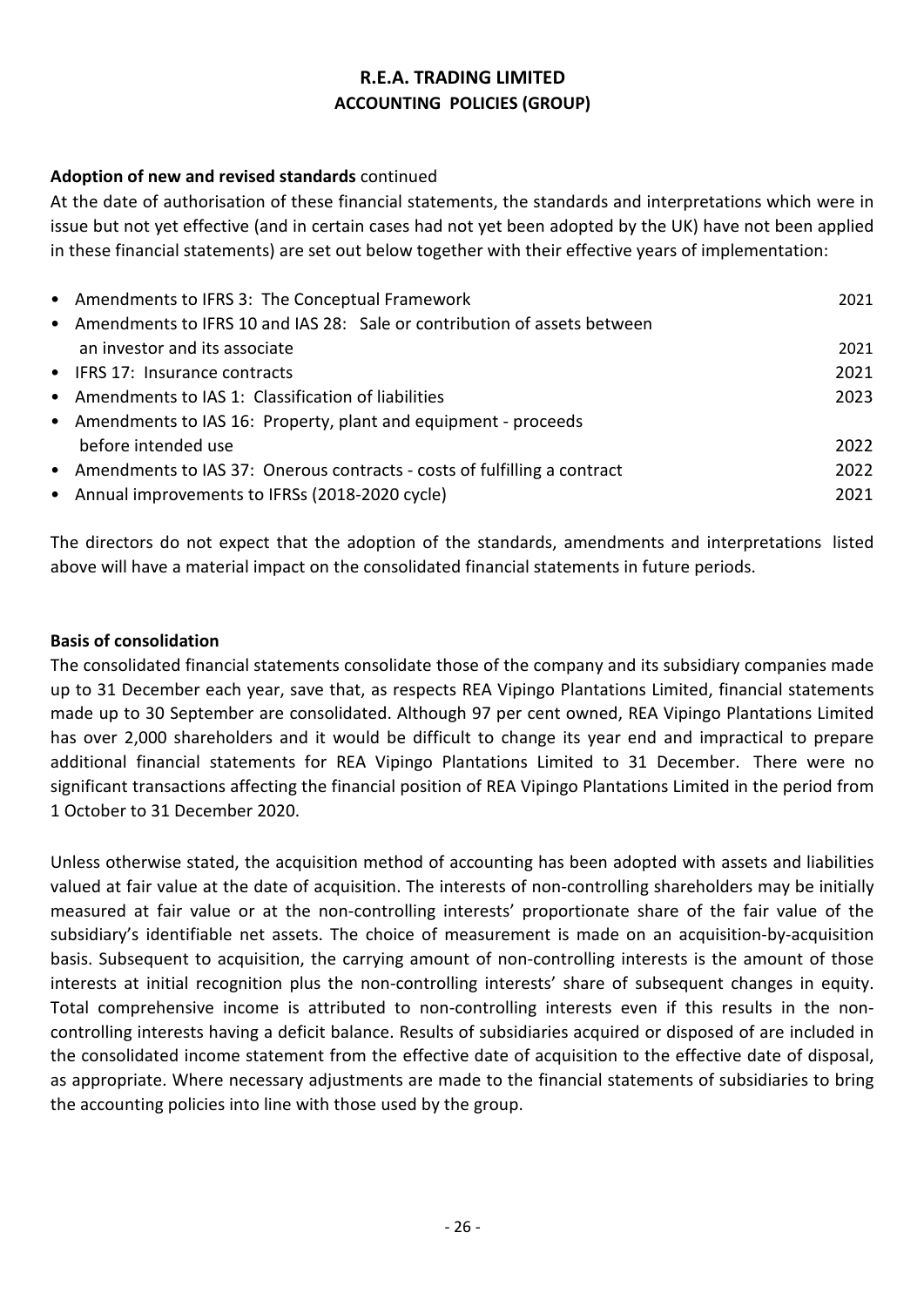**Adoption of new and revised standards** continued

At the date of authorisation of these financial statements, the standards and interpretations which were in issue but not yet effective (and in certain cases had not yet been adopted by the UK) have not been applied in these financial statements) are set out below together with their effective years of implementation:

| | |
|---|---|
| • Amendments to IFRS 3: The Conceptual Framework | 2021 |
| • Amendments to IFRS 10 and IAS 28: Sale or contribution of assets between an investor and its associate | 2021 |
| • IFRS 17: Insurance contracts | 2021 |
| • Amendments to IAS 1: Classification of liabilities | 2023 |
| • Amendments to IAS 16: Property, plant and equipment - proceeds before intended use | 2022 |
| • Amendments to IAS 37: Onerous contracts - costs of fulfilling a contract | 2022 |
| • Annual improvements to IFRSs (2018-2020 cycle) | 2021 |

The directors do not expect that the adoption of the standards, amendments and interpretations listed above will have a material impact on the consolidated financial statements in future periods.

**Basis of consolidation**

The consolidated financial statements consolidate those of the company and its subsidiary companies made up to 31 December each year, save that, as respects REA Vipingo Plantations Limited, financial statements made up to 30 September are consolidated. Although 97 per cent owned, REA Vipingo Plantations Limited has over 2,000 shareholders and it would be difficult to change its year end and impractical to prepare additional financial statements for REA Vipingo Plantations Limited to 31 December. There were no significant transactions affecting the financial position of REA Vipingo Plantations Limited in the period from 1 October to 31 December 2020.

Unless otherwise stated, the acquisition method of accounting has been adopted with assets and liabilities valued at fair value at the date of acquisition. The interests of non-controlling shareholders may be initially measured at fair value or at the non-controlling interests' proportionate share of the fair value of the subsidiary's identifiable net assets. The choice of measurement is made on an acquisition-by-acquisition basis. Subsequent to acquisition, the carrying amount of non-controlling interests is the amount of those interests at initial recognition plus the non-controlling interests' share of subsequent changes in equity. Total comprehensive income is attributed to non-controlling interests even if this results in the non-controlling interests having a deficit balance. Results of subsidiaries acquired or disposed of are included in the consolidated income statement from the effective date of acquisition to the effective date of disposal, as appropriate. Where necessary adjustments are made to the financial statements of subsidiaries to bring the accounting policies into line with those used by the group.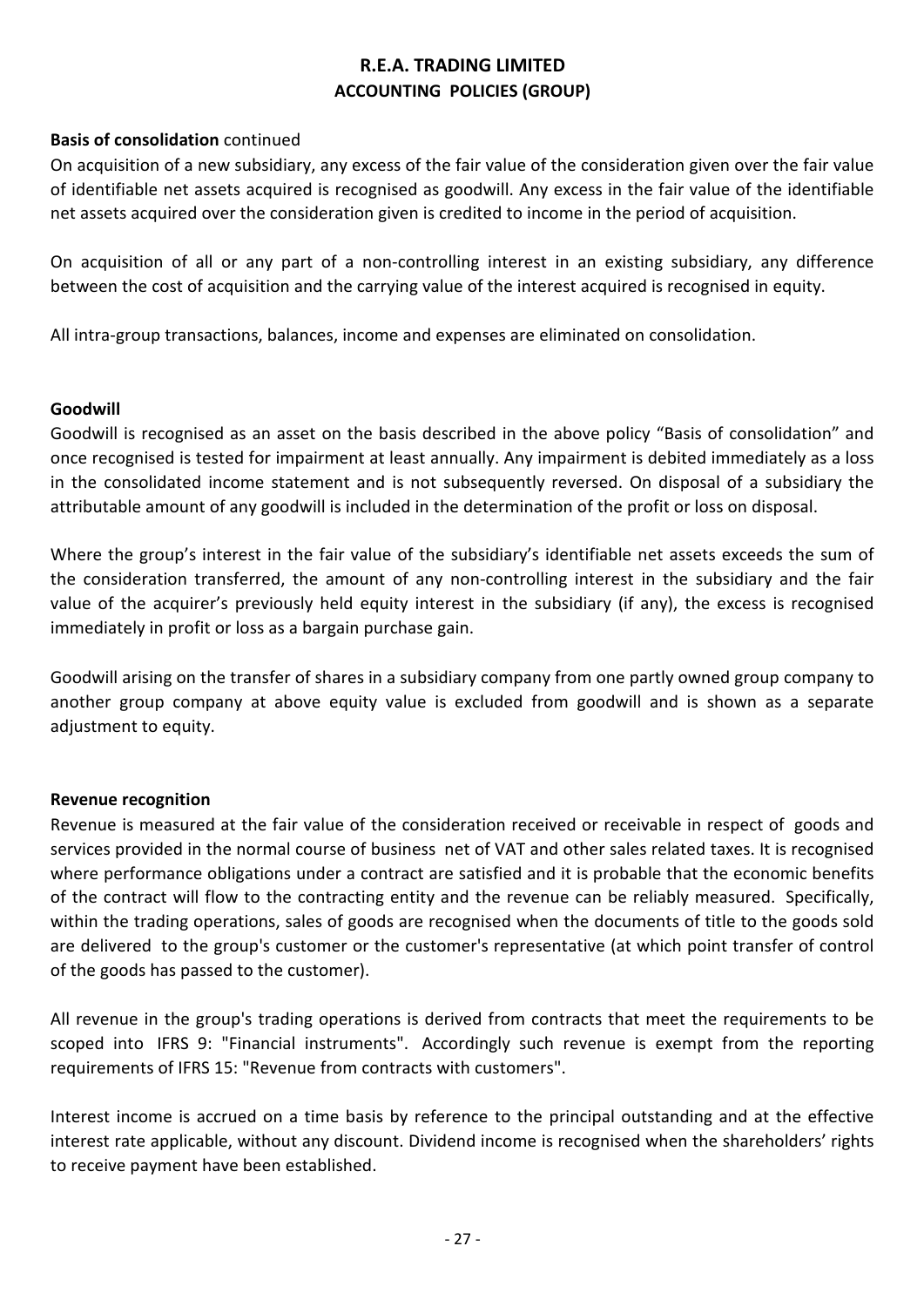**Basis of consolidation** continued

On acquisition of a new subsidiary, any excess of the fair value of the consideration given over the fair value of identifiable net assets acquired is recognised as goodwill. Any excess in the fair value of the identifiable net assets acquired over the consideration given is credited to income in the period of acquisition.

On acquisition of all or any part of a non-controlling interest in an existing subsidiary, any difference between the cost of acquisition and the carrying value of the interest acquired is recognised in equity.

All intra-group transactions, balances, income and expenses are eliminated on consolidation.

**Goodwill**

Goodwill is recognised as an asset on the basis described in the above policy "Basis of consolidation" and once recognised is tested for impairment at least annually. Any impairment is debited immediately as a loss in the consolidated income statement and is not subsequently reversed. On disposal of a subsidiary the attributable amount of any goodwill is included in the determination of the profit or loss on disposal.

Where the group's interest in the fair value of the subsidiary's identifiable net assets exceeds the sum of the consideration transferred, the amount of any non-controlling interest in the subsidiary and the fair value of the acquirer's previously held equity interest in the subsidiary (if any), the excess is recognised immediately in profit or loss as a bargain purchase gain.

Goodwill arising on the transfer of shares in a subsidiary company from one partly owned group company to another group company at above equity value is excluded from goodwill and is shown as a separate adjustment to equity.

**Revenue recognition**

Revenue is measured at the fair value of the consideration received or receivable in respect of goods and services provided in the normal course of business net of VAT and other sales related taxes. It is recognised where performance obligations under a contract are satisfied and it is probable that the economic benefits of the contract will flow to the contracting entity and the revenue can be reliably measured. Specifically, within the trading operations, sales of goods are recognised when the documents of title to the goods sold are delivered to the group's customer or the customer's representative (at which point transfer of control of the goods has passed to the customer).

All revenue in the group's trading operations is derived from contracts that meet the requirements to be scoped into IFRS 9: "Financial instruments". Accordingly such revenue is exempt from the reporting requirements of IFRS 15: "Revenue from contracts with customers".

Interest income is accrued on a time basis by reference to the principal outstanding and at the effective interest rate applicable, without any discount. Dividend income is recognised when the shareholders' rights to receive payment have been established.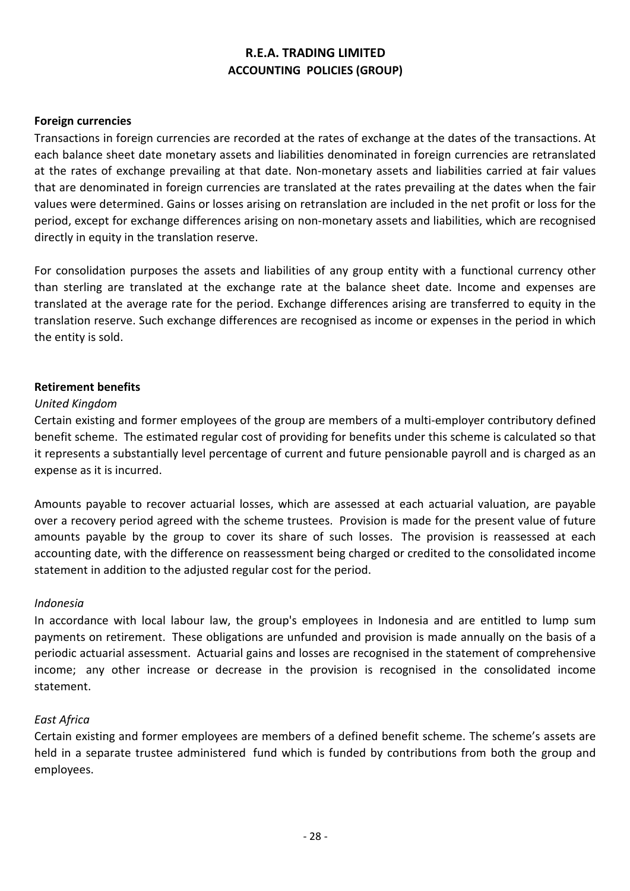# R.E.A. TRADING LIMITED
## ACCOUNTING POLICIES (GROUP)

**Foreign currencies**

Transactions in foreign currencies are recorded at the rates of exchange at the dates of the transactions. At each balance sheet date monetary assets and liabilities denominated in foreign currencies are retranslated at the rates of exchange prevailing at that date. Non-monetary assets and liabilities carried at fair values that are denominated in foreign currencies are translated at the rates prevailing at the dates when the fair values were determined. Gains or losses arising on retranslation are included in the net profit or loss for the period, except for exchange differences arising on non-monetary assets and liabilities, which are recognised directly in equity in the translation reserve.

For consolidation purposes the assets and liabilities of any group entity with a functional currency other than sterling are translated at the exchange rate at the balance sheet date. Income and expenses are translated at the average rate for the period. Exchange differences arising are transferred to equity in the translation reserve. Such exchange differences are recognised as income or expenses in the period in which the entity is sold.

**Retirement benefits**

*United Kingdom*

Certain existing and former employees of the group are members of a multi-employer contributory defined benefit scheme. The estimated regular cost of providing for benefits under this scheme is calculated so that it represents a substantially level percentage of current and future pensionable payroll and is charged as an expense as it is incurred.

Amounts payable to recover actuarial losses, which are assessed at each actuarial valuation, are payable over a recovery period agreed with the scheme trustees. Provision is made for the present value of future amounts payable by the group to cover its share of such losses. The provision is reassessed at each accounting date, with the difference on reassessment being charged or credited to the consolidated income statement in addition to the adjusted regular cost for the period.

*Indonesia*

In accordance with local labour law, the group's employees in Indonesia and are entitled to lump sum payments on retirement. These obligations are unfunded and provision is made annually on the basis of a periodic actuarial assessment. Actuarial gains and losses are recognised in the statement of comprehensive income; any other increase or decrease in the provision is recognised in the consolidated income statement.

*East Africa*

Certain existing and former employees are members of a defined benefit scheme. The scheme's assets are held in a separate trustee administered fund which is funded by contributions from both the group and employees.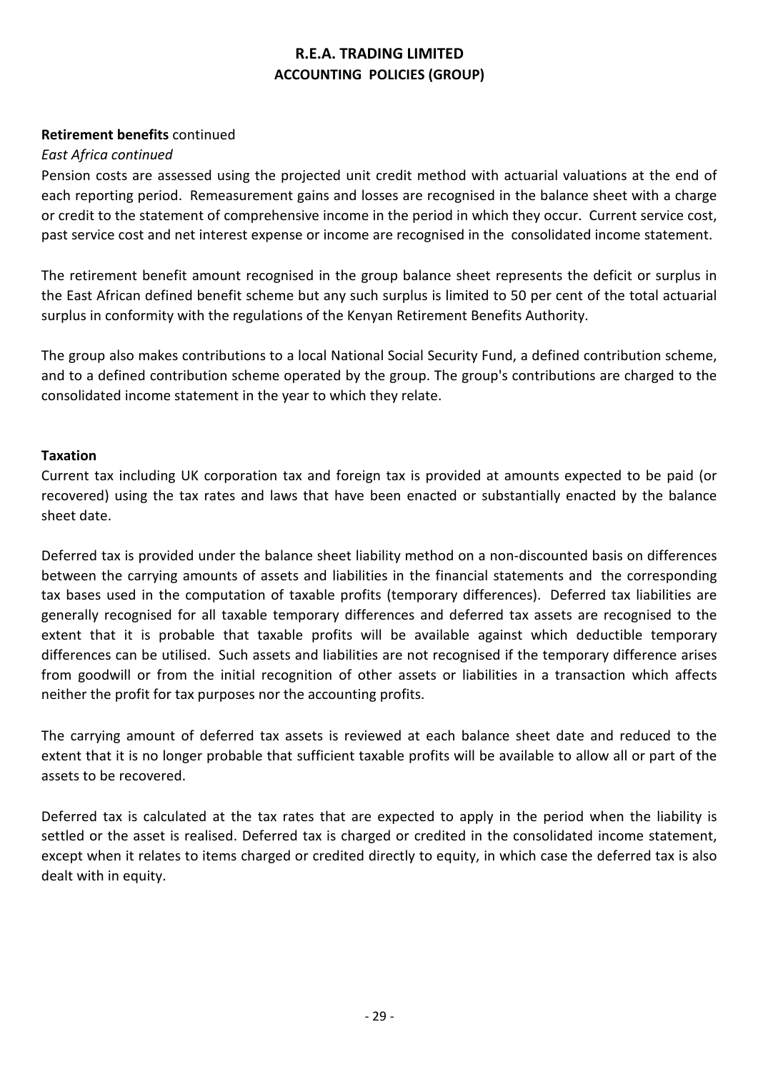**Retirement benefits** continued

*East Africa continued*

Pension costs are assessed using the projected unit credit method with actuarial valuations at the end of each reporting period. Remeasurement gains and losses are recognised in the balance sheet with a charge or credit to the statement of comprehensive income in the period in which they occur. Current service cost, past service cost and net interest expense or income are recognised in the consolidated income statement.

The retirement benefit amount recognised in the group balance sheet represents the deficit or surplus in the East African defined benefit scheme but any such surplus is limited to 50 per cent of the total actuarial surplus in conformity with the regulations of the Kenyan Retirement Benefits Authority.

The group also makes contributions to a local National Social Security Fund, a defined contribution scheme, and to a defined contribution scheme operated by the group. The group's contributions are charged to the consolidated income statement in the year to which they relate.

**Taxation**

Current tax including UK corporation tax and foreign tax is provided at amounts expected to be paid (or recovered) using the tax rates and laws that have been enacted or substantially enacted by the balance sheet date.

Deferred tax is provided under the balance sheet liability method on a non-discounted basis on differences between the carrying amounts of assets and liabilities in the financial statements and the corresponding tax bases used in the computation of taxable profits (temporary differences). Deferred tax liabilities are generally recognised for all taxable temporary differences and deferred tax assets are recognised to the extent that it is probable that taxable profits will be available against which deductible temporary differences can be utilised. Such assets and liabilities are not recognised if the temporary difference arises from goodwill or from the initial recognition of other assets or liabilities in a transaction which affects neither the profit for tax purposes nor the accounting profits.

The carrying amount of deferred tax assets is reviewed at each balance sheet date and reduced to the extent that it is no longer probable that sufficient taxable profits will be available to allow all or part of the assets to be recovered.

Deferred tax is calculated at the tax rates that are expected to apply in the period when the liability is settled or the asset is realised. Deferred tax is charged or credited in the consolidated income statement, except when it relates to items charged or credited directly to equity, in which case the deferred tax is also dealt with in equity.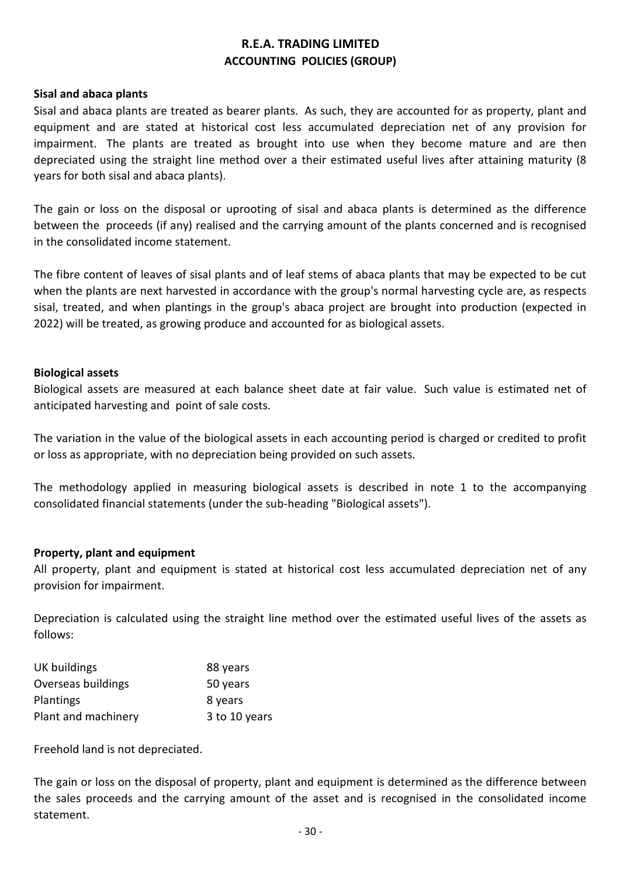## Sisal and abaca plants

Sisal and abaca plants are treated as bearer plants. As such, they are accounted for as property, plant and equipment and are stated at historical cost less accumulated depreciation net of any provision for impairment. The plants are treated as brought into use when they become mature and are then depreciated using the straight line method over a their estimated useful lives after attaining maturity (8 years for both sisal and abaca plants).

The gain or loss on the disposal or uprooting of sisal and abaca plants is determined as the difference between the proceeds (if any) realised and the carrying amount of the plants concerned and is recognised in the consolidated income statement.

The fibre content of leaves of sisal plants and of leaf stems of abaca plants that may be expected to be cut when the plants are next harvested in accordance with the group's normal harvesting cycle are, as respects sisal, treated, and when plantings in the group's abaca project are brought into production (expected in 2022) will be treated, as growing produce and accounted for as biological assets.

## Biological assets

Biological assets are measured at each balance sheet date at fair value. Such value is estimated net of anticipated harvesting and point of sale costs.

The variation in the value of the biological assets in each accounting period is charged or credited to profit or loss as appropriate, with no depreciation being provided on such assets.

The methodology applied in measuring biological assets is described in note 1 to the accompanying consolidated financial statements (under the sub-heading "Biological assets").

## Property, plant and equipment

All property, plant and equipment is stated at historical cost less accumulated depreciation net of any provision for impairment.

Depreciation is calculated using the straight line method over the estimated useful lives of the assets as follows:

| | |
|---|---|
| UK buildings | 88 years |
| Overseas buildings | 50 years |
| Plantings | 8 years |
| Plant and machinery | 3 to 10 years |

Freehold land is not depreciated.

The gain or loss on the disposal of property, plant and equipment is determined as the difference between the sales proceeds and the carrying amount of the asset and is recognised in the consolidated income statement.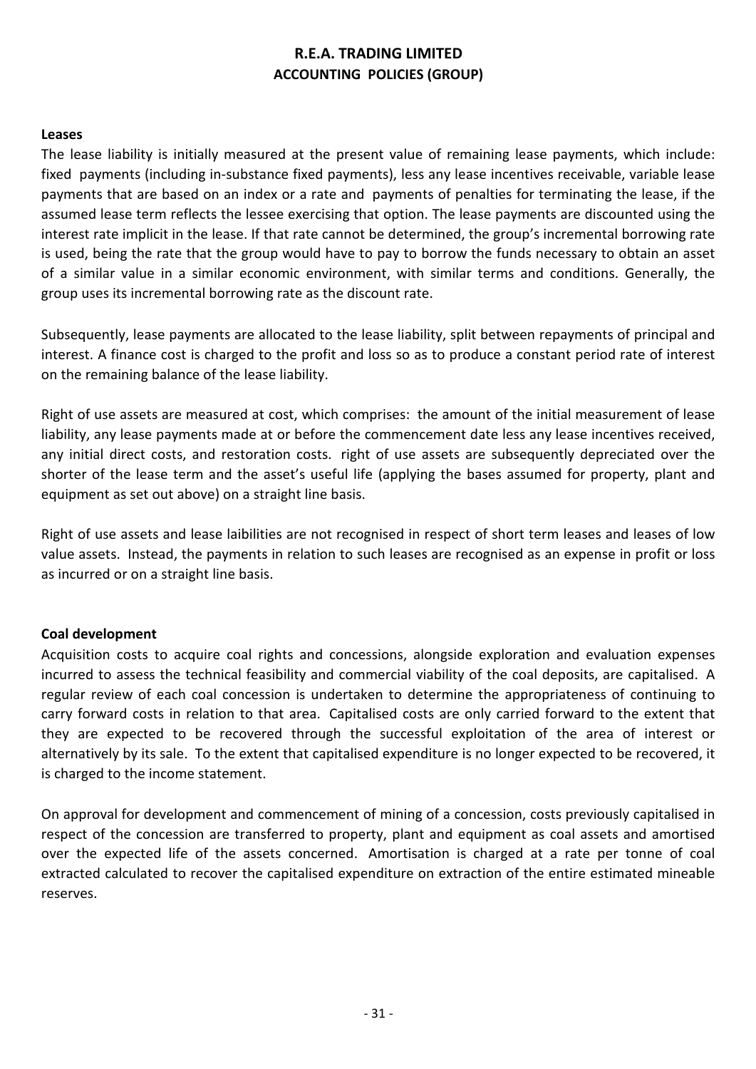**Leases**

The lease liability is initially measured at the present value of remaining lease payments, which include: fixed payments (including in-substance fixed payments), less any lease incentives receivable, variable lease payments that are based on an index or a rate and payments of penalties for terminating the lease, if the assumed lease term reflects the lessee exercising that option. The lease payments are discounted using the interest rate implicit in the lease. If that rate cannot be determined, the group's incremental borrowing rate is used, being the rate that the group would have to pay to borrow the funds necessary to obtain an asset of a similar value in a similar economic environment, with similar terms and conditions. Generally, the group uses its incremental borrowing rate as the discount rate.

Subsequently, lease payments are allocated to the lease liability, split between repayments of principal and interest. A finance cost is charged to the profit and loss so as to produce a constant period rate of interest on the remaining balance of the lease liability.

Right of use assets are measured at cost, which comprises: the amount of the initial measurement of lease liability, any lease payments made at or before the commencement date less any lease incentives received, any initial direct costs, and restoration costs. right of use assets are subsequently depreciated over the shorter of the lease term and the asset's useful life (applying the bases assumed for property, plant and equipment as set out above) on a straight line basis.

Right of use assets and lease laibilities are not recognised in respect of short term leases and leases of low value assets. Instead, the payments in relation to such leases are recognised as an expense in profit or loss as incurred or on a straight line basis.

**Coal development**

Acquisition costs to acquire coal rights and concessions, alongside exploration and evaluation expenses incurred to assess the technical feasibility and commercial viability of the coal deposits, are capitalised. A regular review of each coal concession is undertaken to determine the appropriateness of continuing to carry forward costs in relation to that area. Capitalised costs are only carried forward to the extent that they are expected to be recovered through the successful exploitation of the area of interest or alternatively by its sale. To the extent that capitalised expenditure is no longer expected to be recovered, it is charged to the income statement.

On approval for development and commencement of mining of a concession, costs previously capitalised in respect of the concession are transferred to property, plant and equipment as coal assets and amortised over the expected life of the assets concerned. Amortisation is charged at a rate per tonne of coal extracted calculated to recover the capitalised expenditure on extraction of the entire estimated mineable reserves.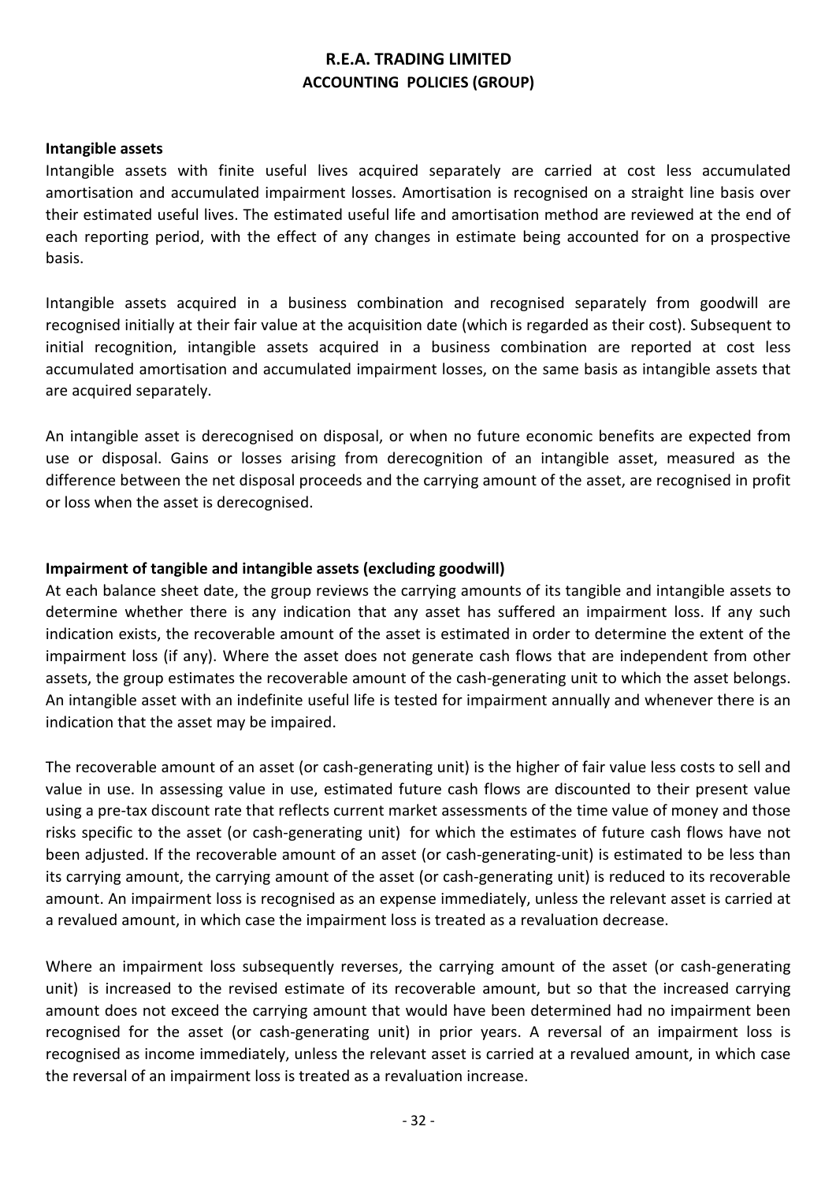## Intangible assets

Intangible assets with finite useful lives acquired separately are carried at cost less accumulated amortisation and accumulated impairment losses. Amortisation is recognised on a straight line basis over their estimated useful lives. The estimated useful life and amortisation method are reviewed at the end of each reporting period, with the effect of any changes in estimate being accounted for on a prospective basis.

Intangible assets acquired in a business combination and recognised separately from goodwill are recognised initially at their fair value at the acquisition date (which is regarded as their cost). Subsequent to initial recognition, intangible assets acquired in a business combination are reported at cost less accumulated amortisation and accumulated impairment losses, on the same basis as intangible assets that are acquired separately.

An intangible asset is derecognised on disposal, or when no future economic benefits are expected from use or disposal. Gains or losses arising from derecognition of an intangible asset, measured as the difference between the net disposal proceeds and the carrying amount of the asset, are recognised in profit or loss when the asset is derecognised.

## Impairment of tangible and intangible assets (excluding goodwill)

At each balance sheet date, the group reviews the carrying amounts of its tangible and intangible assets to determine whether there is any indication that any asset has suffered an impairment loss. If any such indication exists, the recoverable amount of the asset is estimated in order to determine the extent of the impairment loss (if any). Where the asset does not generate cash flows that are independent from other assets, the group estimates the recoverable amount of the cash-generating unit to which the asset belongs. An intangible asset with an indefinite useful life is tested for impairment annually and whenever there is an indication that the asset may be impaired.

The recoverable amount of an asset (or cash-generating unit) is the higher of fair value less costs to sell and value in use. In assessing value in use, estimated future cash flows are discounted to their present value using a pre-tax discount rate that reflects current market assessments of the time value of money and those risks specific to the asset (or cash-generating unit) for which the estimates of future cash flows have not been adjusted. If the recoverable amount of an asset (or cash-generating-unit) is estimated to be less than its carrying amount, the carrying amount of the asset (or cash-generating unit) is reduced to its recoverable amount. An impairment loss is recognised as an expense immediately, unless the relevant asset is carried at a revalued amount, in which case the impairment loss is treated as a revaluation decrease.

Where an impairment loss subsequently reverses, the carrying amount of the asset (or cash-generating unit) is increased to the revised estimate of its recoverable amount, but so that the increased carrying amount does not exceed the carrying amount that would have been determined had no impairment been recognised for the asset (or cash-generating unit) in prior years. A reversal of an impairment loss is recognised as income immediately, unless the relevant asset is carried at a revalued amount, in which case the reversal of an impairment loss is treated as a revaluation increase.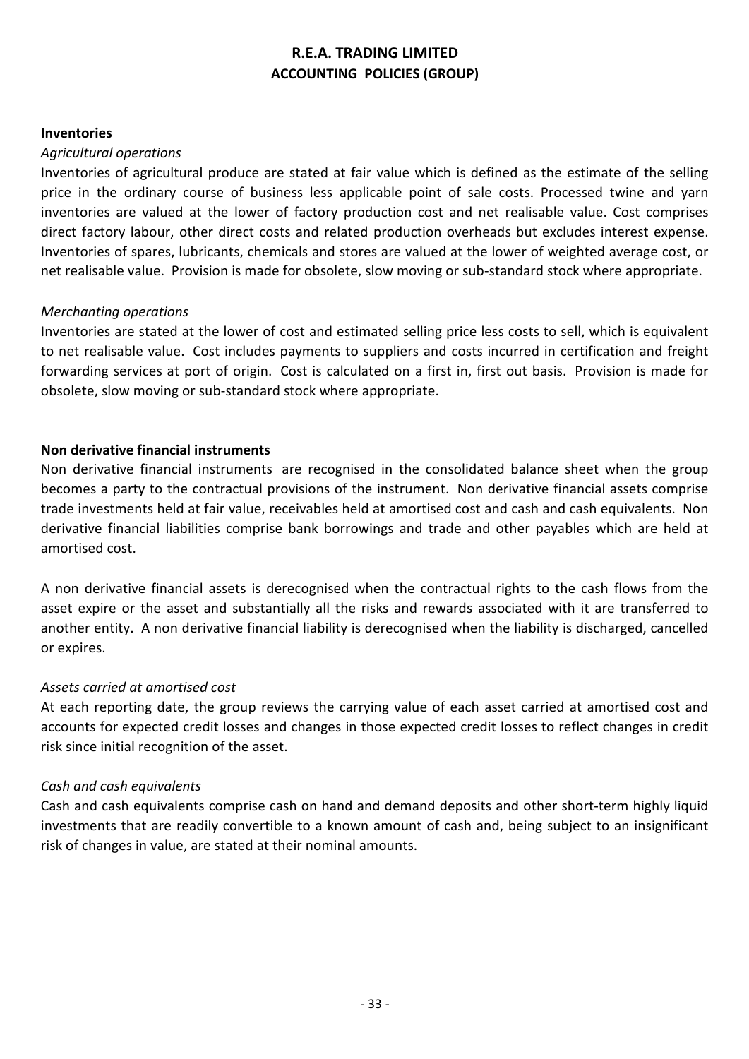# R.E.A. TRADING LIMITED

## ACCOUNTING POLICIES (GROUP)

**Inventories**

*Agricultural operations*

Inventories of agricultural produce are stated at fair value which is defined as the estimate of the selling price in the ordinary course of business less applicable point of sale costs. Processed twine and yarn inventories are valued at the lower of factory production cost and net realisable value. Cost comprises direct factory labour, other direct costs and related production overheads but excludes interest expense. Inventories of spares, lubricants, chemicals and stores are valued at the lower of weighted average cost, or net realisable value. Provision is made for obsolete, slow moving or sub-standard stock where appropriate.

*Merchanting operations*

Inventories are stated at the lower of cost and estimated selling price less costs to sell, which is equivalent to net realisable value. Cost includes payments to suppliers and costs incurred in certification and freight forwarding services at port of origin. Cost is calculated on a first in, first out basis. Provision is made for obsolete, slow moving or sub-standard stock where appropriate.

**Non derivative financial instruments**

Non derivative financial instruments are recognised in the consolidated balance sheet when the group becomes a party to the contractual provisions of the instrument. Non derivative financial assets comprise trade investments held at fair value, receivables held at amortised cost and cash and cash equivalents. Non derivative financial liabilities comprise bank borrowings and trade and other payables which are held at amortised cost.

A non derivative financial assets is derecognised when the contractual rights to the cash flows from the asset expire or the asset and substantially all the risks and rewards associated with it are transferred to another entity. A non derivative financial liability is derecognised when the liability is discharged, cancelled or expires.

*Assets carried at amortised cost*

At each reporting date, the group reviews the carrying value of each asset carried at amortised cost and accounts for expected credit losses and changes in those expected credit losses to reflect changes in credit risk since initial recognition of the asset.

*Cash and cash equivalents*

Cash and cash equivalents comprise cash on hand and demand deposits and other short-term highly liquid investments that are readily convertible to a known amount of cash and, being subject to an insignificant risk of changes in value, are stated at their nominal amounts.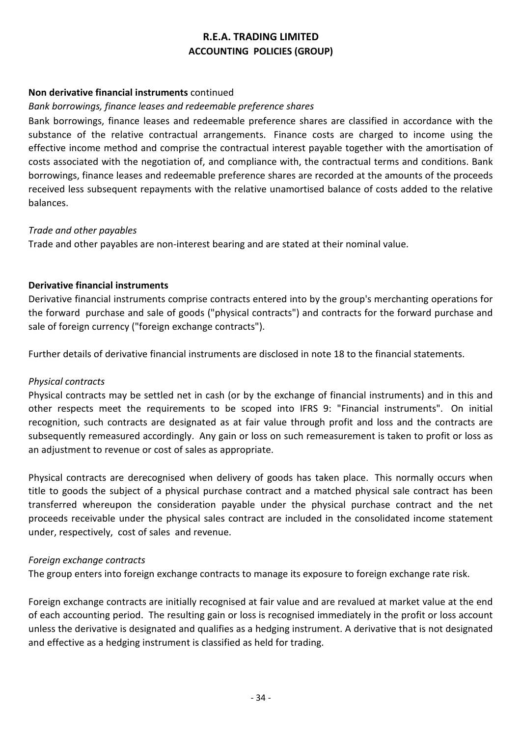## R.E.A. TRADING LIMITED
## ACCOUNTING POLICIES (GROUP)

**Non derivative financial instruments** continued

*Bank borrowings, finance leases and redeemable preference shares*

Bank borrowings, finance leases and redeemable preference shares are classified in accordance with the substance of the relative contractual arrangements. Finance costs are charged to income using the effective income method and comprise the contractual interest payable together with the amortisation of costs associated with the negotiation of, and compliance with, the contractual terms and conditions. Bank borrowings, finance leases and redeemable preference shares are recorded at the amounts of the proceeds received less subsequent repayments with the relative unamortised balance of costs added to the relative balances.

*Trade and other payables*

Trade and other payables are non-interest bearing and are stated at their nominal value.

**Derivative financial instruments**

Derivative financial instruments comprise contracts entered into by the group's merchanting operations for the forward purchase and sale of goods ("physical contracts") and contracts for the forward purchase and sale of foreign currency ("foreign exchange contracts").

Further details of derivative financial instruments are disclosed in note 18 to the financial statements.

*Physical contracts*

Physical contracts may be settled net in cash (or by the exchange of financial instruments) and in this and other respects meet the requirements to be scoped into IFRS 9: "Financial instruments". On initial recognition, such contracts are designated as at fair value through profit and loss and the contracts are subsequently remeasured accordingly. Any gain or loss on such remeasurement is taken to profit or loss as an adjustment to revenue or cost of sales as appropriate.

Physical contracts are derecognised when delivery of goods has taken place. This normally occurs when title to goods the subject of a physical purchase contract and a matched physical sale contract has been transferred whereupon the consideration payable under the physical purchase contract and the net proceeds receivable under the physical sales contract are included in the consolidated income statement under, respectively, cost of sales and revenue.

*Foreign exchange contracts*

The group enters into foreign exchange contracts to manage its exposure to foreign exchange rate risk.

Foreign exchange contracts are initially recognised at fair value and are revalued at market value at the end of each accounting period. The resulting gain or loss is recognised immediately in the profit or loss account unless the derivative is designated and qualifies as a hedging instrument. A derivative that is not designated and effective as a hedging instrument is classified as held for trading.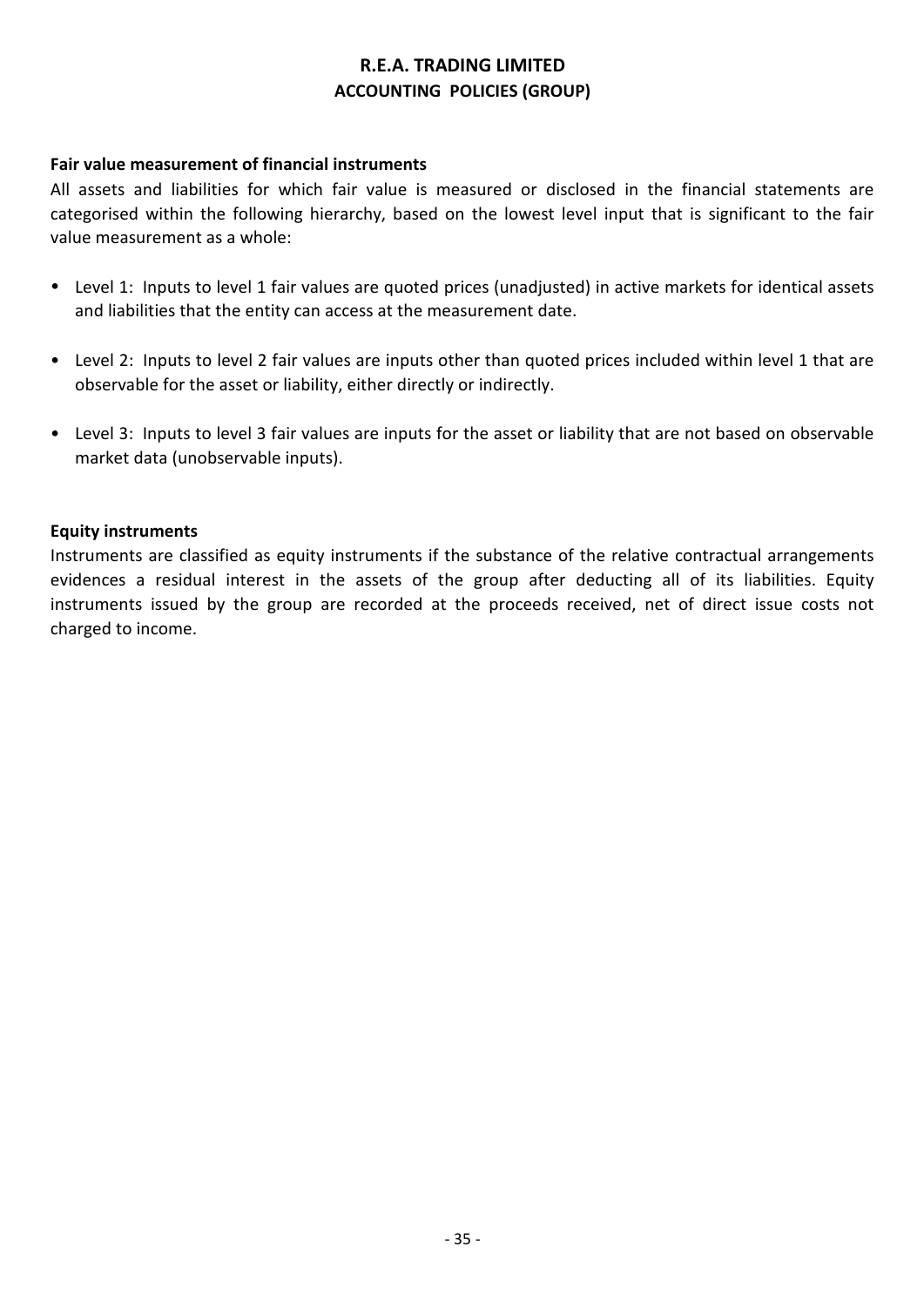**Fair value measurement of financial instruments**

All assets and liabilities for which fair value is measured or disclosed in the financial statements are categorised within the following hierarchy, based on the lowest level input that is significant to the fair value measurement as a whole:

- Level 1: Inputs to level 1 fair values are quoted prices (unadjusted) in active markets for identical assets and liabilities that the entity can access at the measurement date.
- Level 2: Inputs to level 2 fair values are inputs other than quoted prices included within level 1 that are observable for the asset or liability, either directly or indirectly.
- Level 3: Inputs to level 3 fair values are inputs for the asset or liability that are not based on observable market data (unobservable inputs).

**Equity instruments**

Instruments are classified as equity instruments if the substance of the relative contractual arrangements evidences a residual interest in the assets of the group after deducting all of its liabilities. Equity instruments issued by the group are recorded at the proceeds received, net of direct issue costs not charged to income.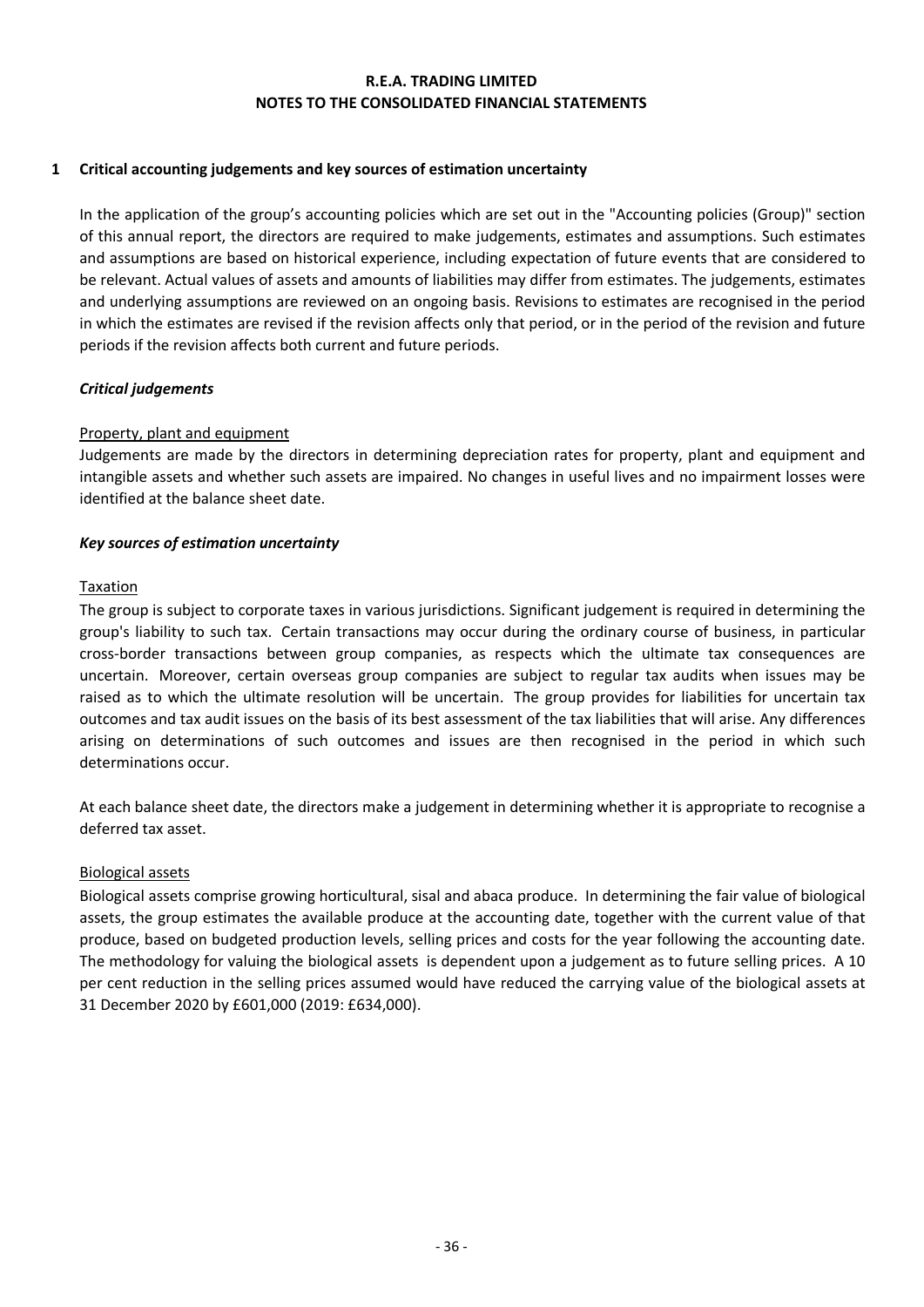**R.E.A. TRADING LIMITED**
**NOTES TO THE CONSOLIDATED FINANCIAL STATEMENTS**

## 1 Critical accounting judgements and key sources of estimation uncertainty

In the application of the group's accounting policies which are set out in the "Accounting policies (Group)" section of this annual report, the directors are required to make judgements, estimates and assumptions. Such estimates and assumptions are based on historical experience, including expectation of future events that are considered to be relevant. Actual values of assets and amounts of liabilities may differ from estimates. The judgements, estimates and underlying assumptions are reviewed on an ongoing basis. Revisions to estimates are recognised in the period in which the estimates are revised if the revision affects only that period, or in the period of the revision and future periods if the revision affects both current and future periods.

### *Critical judgements*

<u>Property, plant and equipment</u>

Judgements are made by the directors in determining depreciation rates for property, plant and equipment and intangible assets and whether such assets are impaired. No changes in useful lives and no impairment losses were identified at the balance sheet date.

### *Key sources of estimation uncertainty*

<u>Taxation</u>

The group is subject to corporate taxes in various jurisdictions. Significant judgement is required in determining the group's liability to such tax. Certain transactions may occur during the ordinary course of business, in particular cross-border transactions between group companies, as respects which the ultimate tax consequences are uncertain. Moreover, certain overseas group companies are subject to regular tax audits when issues may be raised as to which the ultimate resolution will be uncertain. The group provides for liabilities for uncertain tax outcomes and tax audit issues on the basis of its best assessment of the tax liabilities that will arise. Any differences arising on determinations of such outcomes and issues are then recognised in the period in which such determinations occur.

At each balance sheet date, the directors make a judgement in determining whether it is appropriate to recognise a deferred tax asset.

<u>Biological assets</u>

Biological assets comprise growing horticultural, sisal and abaca produce. In determining the fair value of biological assets, the group estimates the available produce at the accounting date, together with the current value of that produce, based on budgeted production levels, selling prices and costs for the year following the accounting date. The methodology for valuing the biological assets is dependent upon a judgement as to future selling prices. A 10 per cent reduction in the selling prices assumed would have reduced the carrying value of the biological assets at 31 December 2020 by £601,000 (2019: £634,000).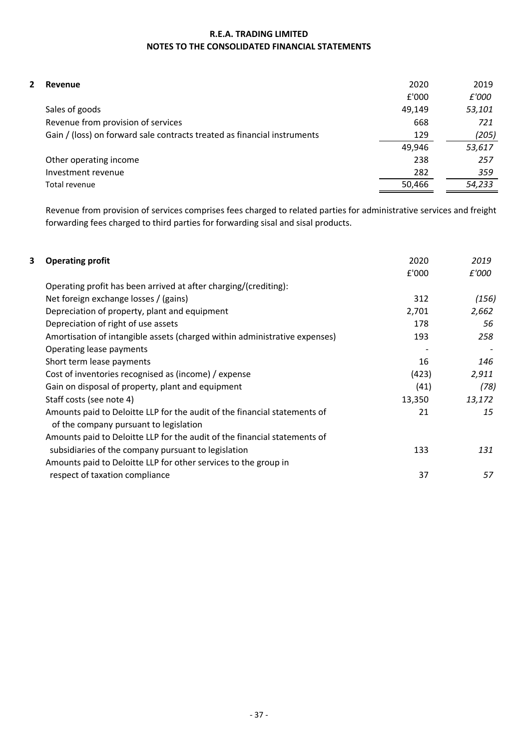**R.E.A. TRADING LIMITED**
**NOTES TO THE CONSOLIDATED FINANCIAL STATEMENTS**

## 2 Revenue

| | 2020 | 2019 |
|---|---|---|
| | £'000 | *£'000* |
| Sales of goods | 49,149 | *53,101* |
| Revenue from provision of services | 668 | *721* |
| Gain / (loss) on forward sale contracts treated as financial instruments | 129 | *(205)* |
| | 49,946 | *53,617* |
| Other operating income | 238 | *257* |
| Investment revenue | 282 | *359* |
| Total revenue | 50,466 | *54,233* |

Revenue from provision of services comprises fees charged to related parties for administrative services and freight forwarding fees charged to third parties for forwarding sisal and sisal products.

## 3 Operating profit

| | 2020 | *2019* |
|---|---|---|
| | £'000 | *£'000* |
| Operating profit has been arrived at after charging/(crediting): | | |
| Net foreign exchange losses / (gains) | 312 | *(156)* |
| Depreciation of property, plant and equipment | 2,701 | *2,662* |
| Depreciation of right of use assets | 178 | *56* |
| Amortisation of intangible assets (charged within administrative expenses) | 193 | *258* |
| Operating lease payments | - | *-* |
| Short term lease payments | 16 | *146* |
| Cost of inventories recognised as (income) / expense | (423) | *2,911* |
| Gain on disposal of property, plant and equipment | (41) | *(78)* |
| Staff costs (see note 4) | 13,350 | *13,172* |
| Amounts paid to Deloitte LLP for the audit of the financial statements of the company pursuant to legislation | 21 | *15* |
| Amounts paid to Deloitte LLP for the audit of the financial statements of subsidiaries of the company pursuant to legislation | 133 | *131* |
| Amounts paid to Deloitte LLP for other services to the group in respect of taxation compliance | 37 | *57* |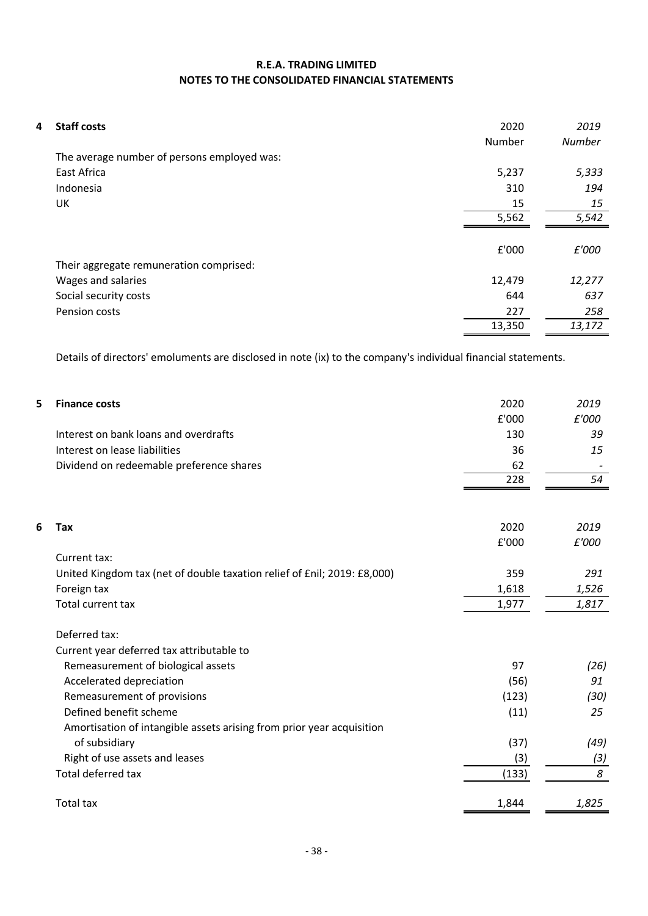**R.E.A. TRADING LIMITED**
**NOTES TO THE CONSOLIDATED FINANCIAL STATEMENTS**

## 4 Staff costs

| | 2020 | *2019* |
|---|---|---|
| | Number | *Number* |
| The average number of persons employed was: | | |
| East Africa | 5,237 | *5,333* |
| Indonesia | 310 | *194* |
| UK | 15 | *15* |
| | 5,562 | *5,542* |
| | £'000 | *£'000* |
| Their aggregate remuneration comprised: | | |
| Wages and salaries | 12,479 | *12,277* |
| Social security costs | 644 | *637* |
| Pension costs | 227 | *258* |
| | 13,350 | *13,172* |

Details of directors' emoluments are disclosed in note (ix) to the company's individual financial statements.

## 5 Finance costs

| | 2020 | *2019* |
|---|---|---|
| | £'000 | *£'000* |
| Interest on bank loans and overdrafts | 130 | *39* |
| Interest on lease liabilities | 36 | *15* |
| Dividend on redeemable preference shares | 62 | *-* |
| | 228 | *54* |

## 6 Tax

| | 2020 | *2019* |
|---|---|---|
| | £'000 | *£'000* |
| Current tax: | | |
| United Kingdom tax (net of double taxation relief of £nil; 2019: £8,000) | 359 | *291* |
| Foreign tax | 1,618 | *1,526* |
| Total current tax | 1,977 | *1,817* |
| Deferred tax: | | |
| Current year deferred tax attributable to | | |
| Remeasurement of biological assets | 97 | *(26)* |
| Accelerated depreciation | (56) | *91* |
| Remeasurement of provisions | (123) | *(30)* |
| Defined benefit scheme | (11) | *25* |
| Amortisation of intangible assets arising from prior year acquisition of subsidiary | (37) | *(49)* |
| Right of use assets and leases | (3) | *(3)* |
| Total deferred tax | (133) | *8* |
| Total tax | 1,844 | *1,825* |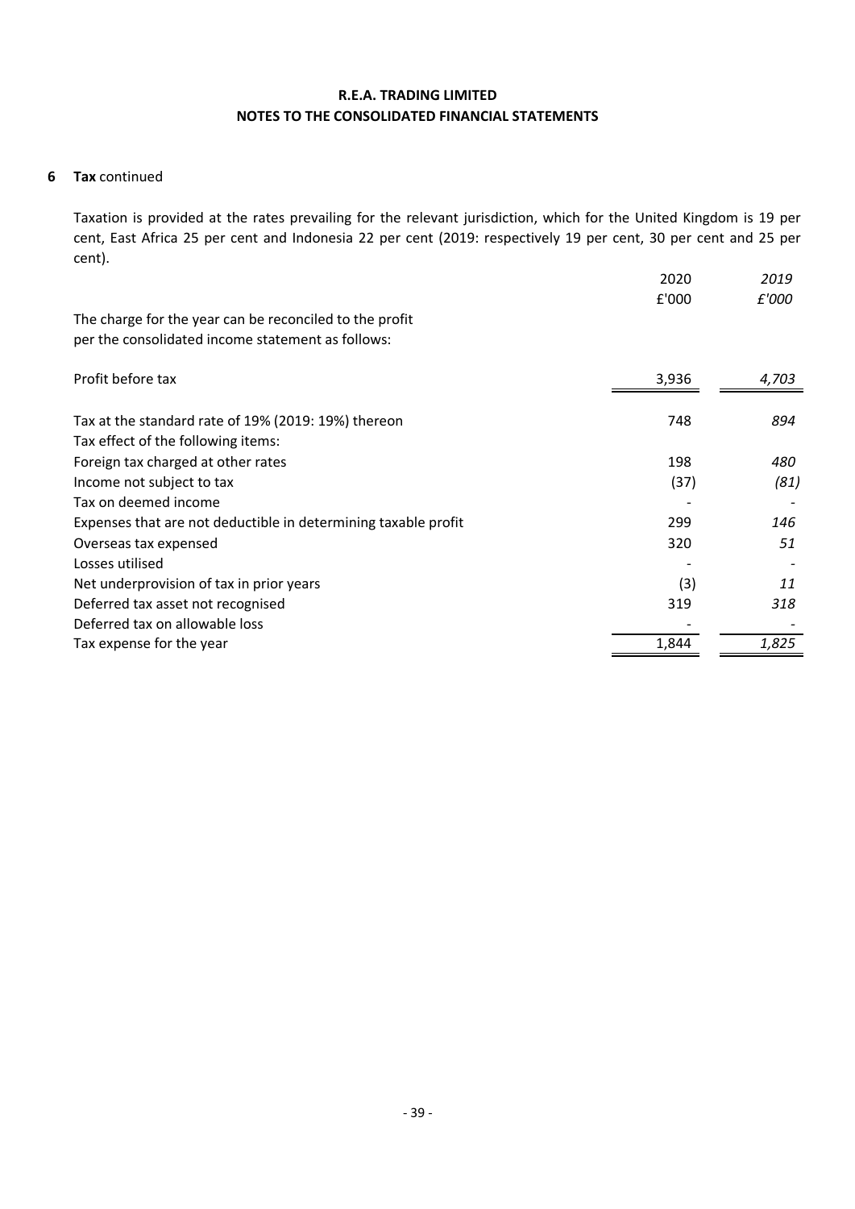**R.E.A. TRADING LIMITED**
**NOTES TO THE CONSOLIDATED FINANCIAL STATEMENTS**

**6 Tax** continued

Taxation is provided at the rates prevailing for the relevant jurisdiction, which for the United Kingdom is 19 per cent, East Africa 25 per cent and Indonesia 22 per cent (2019: respectively 19 per cent, 30 per cent and 25 per cent).

| | 2020 | *2019* |
|---|---|---|
| | £'000 | *£'000* |
| The charge for the year can be reconciled to the profit per the consolidated income statement as follows: | | |
| Profit before tax | 3,936 | *4,703* |
| Tax at the standard rate of 19% (2019: 19%) thereon | 748 | *894* |
| Tax effect of the following items: | | |
| Foreign tax charged at other rates | 198 | *480* |
| Income not subject to tax | (37) | *(81)* |
| Tax on deemed income | - | *-* |
| Expenses that are not deductible in determining taxable profit | 299 | *146* |
| Overseas tax expensed | 320 | *51* |
| Losses utilised | - | *-* |
| Net underprovision of tax in prior years | (3) | *11* |
| Deferred tax asset not recognised | 319 | *318* |
| Deferred tax on allowable loss | - | *-* |
| Tax expense for the year | 1,844 | *1,825* |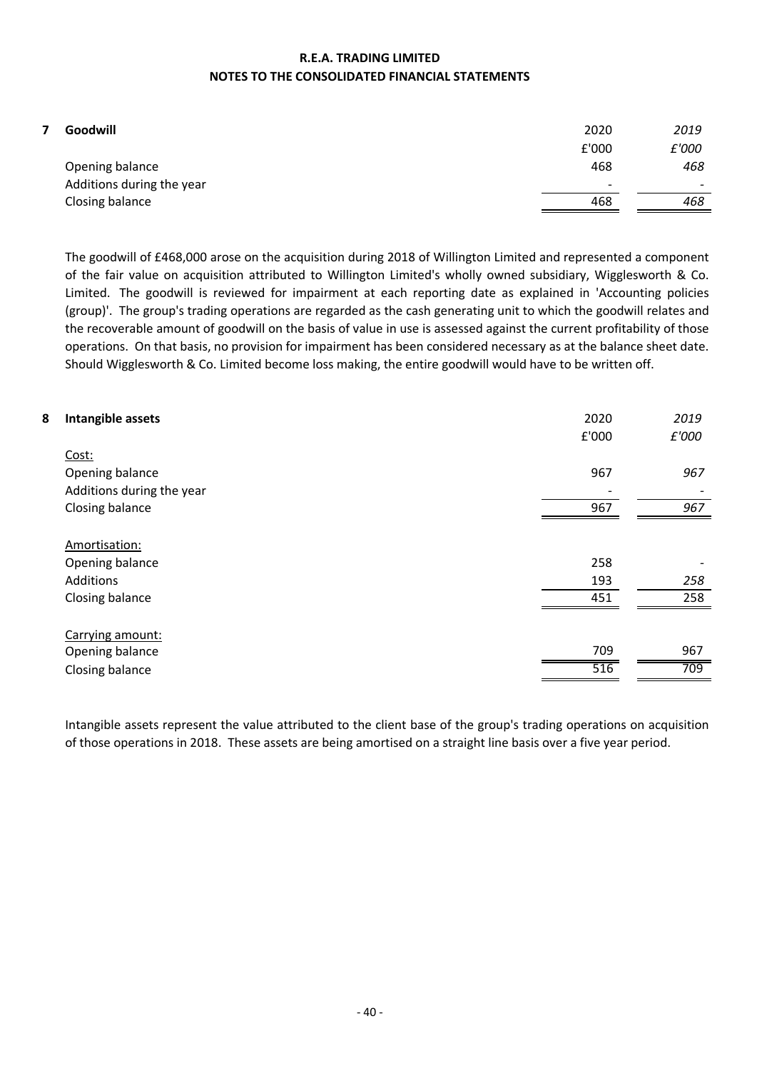**R.E.A. TRADING LIMITED**
**NOTES TO THE CONSOLIDATED FINANCIAL STATEMENTS**

## 7 Goodwill

| | 2020 | *2019* |
|---|---|---|
| | £'000 | *£'000* |
| Opening balance | 468 | *468* |
| Additions during the year | - | - |
| Closing balance | 468 | *468* |

The goodwill of £468,000 arose on the acquisition during 2018 of Willington Limited and represented a component of the fair value on acquisition attributed to Willington Limited's wholly owned subsidiary, Wigglesworth & Co. Limited. The goodwill is reviewed for impairment at each reporting date as explained in 'Accounting policies (group)'. The group's trading operations are regarded as the cash generating unit to which the goodwill relates and the recoverable amount of goodwill on the basis of value in use is assessed against the current profitability of those operations. On that basis, no provision for impairment has been considered necessary as at the balance sheet date. Should Wigglesworth & Co. Limited become loss making, the entire goodwill would have to be written off.

## 8 Intangible assets

| | 2020 | *2019* |
|---|---|---|
| | £'000 | *£'000* |
| Cost: | | |
| Opening balance | 967 | *967* |
| Additions during the year | - | - |
| Closing balance | 967 | *967* |
| Amortisation: | | |
| Opening balance | 258 | - |
| Additions | 193 | *258* |
| Closing balance | 451 | 258 |
| Carrying amount: | | |
| Opening balance | 709 | 967 |
| Closing balance | 516 | 709 |

Intangible assets represent the value attributed to the client base of the group's trading operations on acquisition of those operations in 2018. These assets are being amortised on a straight line basis over a five year period.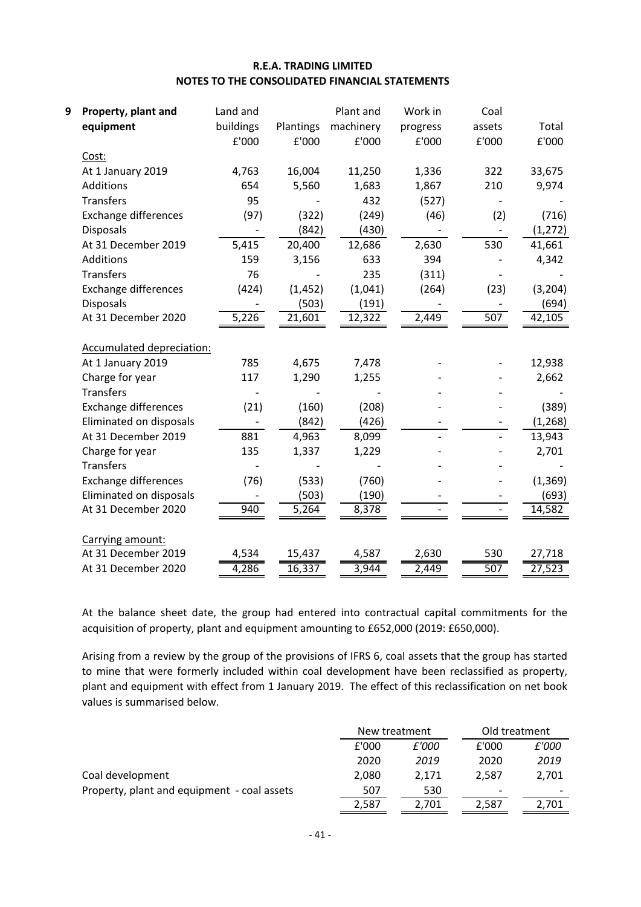**R.E.A. TRADING LIMITED**
**NOTES TO THE CONSOLIDATED FINANCIAL STATEMENTS**

## 9 Property, plant and equipment

| | Land and buildings £'000 | Plantings £'000 | Plant and machinery £'000 | Work in progress £'000 | Coal assets £'000 | Total £'000 |
|---|---|---|---|---|---|---|
| Cost: | | | | | | |
| At 1 January 2019 | 4,763 | 16,004 | 11,250 | 1,336 | 322 | 33,675 |
| Additions | 654 | 5,560 | 1,683 | 1,867 | 210 | 9,974 |
| Transfers | 95 | - | 432 | (527) | - | - |
| Exchange differences | (97) | (322) | (249) | (46) | (2) | (716) |
| Disposals | - | (842) | (430) | - | - | (1,272) |
| At 31 December 2019 | 5,415 | 20,400 | 12,686 | 2,630 | 530 | 41,661 |
| Additions | 159 | 3,156 | 633 | 394 | - | 4,342 |
| Transfers | 76 | - | 235 | (311) | - | - |
| Exchange differences | (424) | (1,452) | (1,041) | (264) | (23) | (3,204) |
| Disposals | - | (503) | (191) | - | - | (694) |
| At 31 December 2020 | 5,226 | 21,601 | 12,322 | 2,449 | 507 | 42,105 |
| Accumulated depreciation: | | | | | | |
| At 1 January 2019 | 785 | 4,675 | 7,478 | - | - | 12,938 |
| Charge for year | 117 | 1,290 | 1,255 | - | - | 2,662 |
| Transfers | - | - | - | - | - | - |
| Exchange differences | (21) | (160) | (208) | - | - | (389) |
| Eliminated on disposals | - | (842) | (426) | - | - | (1,268) |
| At 31 December 2019 | 881 | 4,963 | 8,099 | - | - | 13,943 |
| Charge for year | 135 | 1,337 | 1,229 | - | - | 2,701 |
| Transfers | - | - | - | - | - | - |
| Exchange differences | (76) | (533) | (760) | - | - | (1,369) |
| Eliminated on disposals | - | (503) | (190) | - | - | (693) |
| At 31 December 2020 | 940 | 5,264 | 8,378 | - | - | 14,582 |
| Carrying amount: | | | | | | |
| At 31 December 2019 | 4,534 | 15,437 | 4,587 | 2,630 | 530 | 27,718 |
| At 31 December 2020 | 4,286 | 16,337 | 3,944 | 2,449 | 507 | 27,523 |

At the balance sheet date, the group had entered into contractual capital commitments for the acquisition of property, plant and equipment amounting to £652,000 (2019: £650,000).

Arising from a review by the group of the provisions of IFRS 6, coal assets that the group has started to mine that were formerly included within coal development have been reclassified as property, plant and equipment with effect from 1 January 2019. The effect of this reclassification on net book values is summarised below.

| | New treatment | | Old treatment | |
|---|---|---|---|---|
| | £'000 | *£'000* | £'000 | *£'000* |
| | 2020 | *2019* | 2020 | *2019* |
| Coal development | 2,080 | 2,171 | 2,587 | 2,701 |
| Property, plant and equipment - coal assets | 507 | 530 | - | - |
| | 2,587 | 2,701 | 2,587 | 2,701 |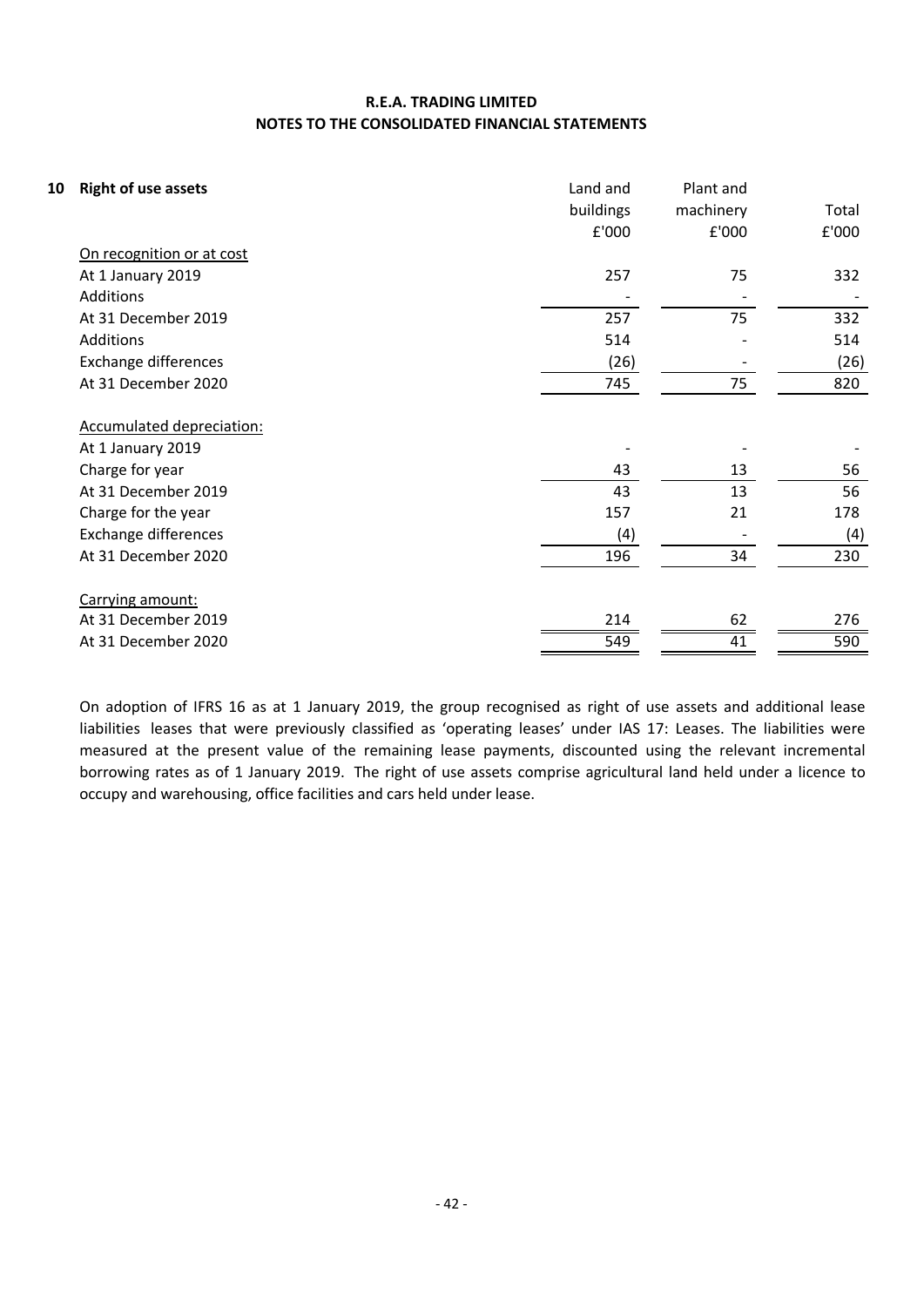**R.E.A. TRADING LIMITED**
**NOTES TO THE CONSOLIDATED FINANCIAL STATEMENTS**

## 10 Right of use assets

| | Land and buildings £'000 | Plant and machinery £'000 | Total £'000 |
|---|---|---|---|
| On recognition or at cost | | | |
| At 1 January 2019 | 257 | 75 | 332 |
| Additions | - | - | - |
| At 31 December 2019 | 257 | 75 | 332 |
| Additions | 514 | - | 514 |
| Exchange differences | (26) | - | (26) |
| At 31 December 2020 | 745 | 75 | 820 |
| Accumulated depreciation: | | | |
| At 1 January 2019 | - | - | - |
| Charge for year | 43 | 13 | 56 |
| At 31 December 2019 | 43 | 13 | 56 |
| Charge for the year | 157 | 21 | 178 |
| Exchange differences | (4) | - | (4) |
| At 31 December 2020 | 196 | 34 | 230 |
| Carrying amount: | | | |
| At 31 December 2019 | 214 | 62 | 276 |
| At 31 December 2020 | 549 | 41 | 590 |

On adoption of IFRS 16 as at 1 January 2019, the group recognised as right of use assets and additional lease liabilities leases that were previously classified as 'operating leases' under IAS 17: Leases. The liabilities were measured at the present value of the remaining lease payments, discounted using the relevant incremental borrowing rates as of 1 January 2019. The right of use assets comprise agricultural land held under a licence to occupy and warehousing, office facilities and cars held under lease.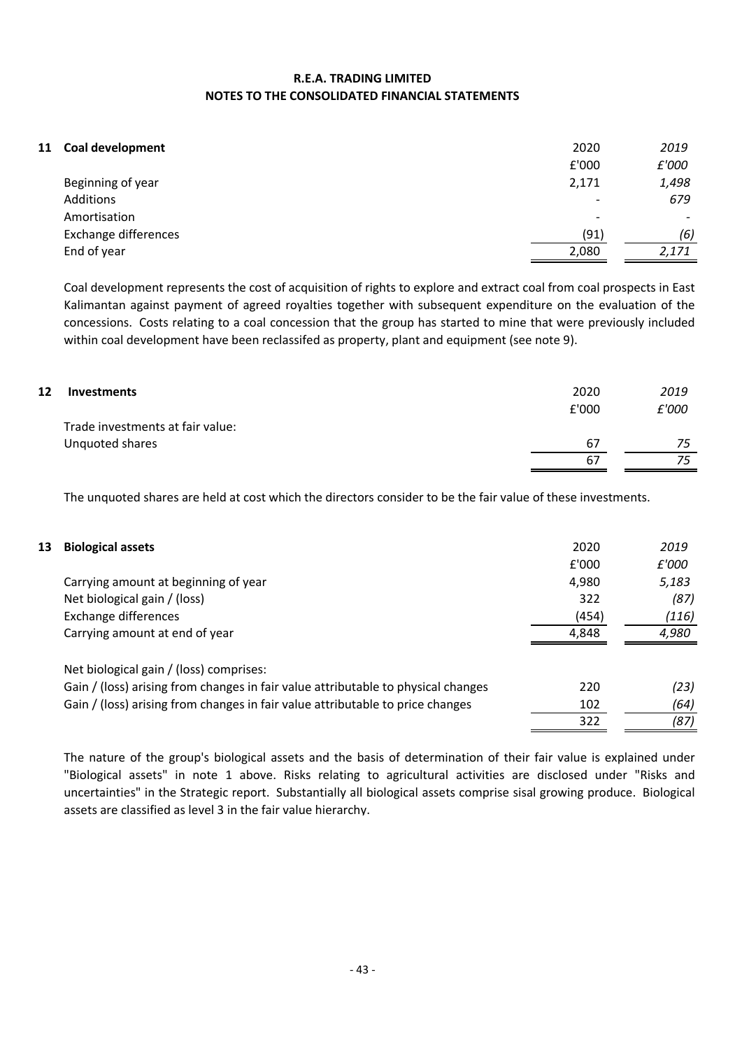**R.E.A. TRADING LIMITED**
**NOTES TO THE CONSOLIDATED FINANCIAL STATEMENTS**

## 11 Coal development

| | 2020 | *2019* |
|---|---|---|
| | £'000 | *£'000* |
| Beginning of year | 2,171 | *1,498* |
| Additions | - | *679* |
| Amortisation | - | *-* |
| Exchange differences | (91) | *(6)* |
| End of year | 2,080 | *2,171* |

Coal development represents the cost of acquisition of rights to explore and extract coal from coal prospects in East Kalimantan against payment of agreed royalties together with subsequent expenditure on the evaluation of the concessions. Costs relating to a coal concession that the group has started to mine that were previously included within coal development have been reclassifed as property, plant and equipment (see note 9).

## 12 Investments

| | 2020 | *2019* |
|---|---|---|
| | £'000 | *£'000* |
| Trade investments at fair value: | | |
| Unquoted shares | 67 | *75* |
| | 67 | *75* |

The unquoted shares are held at cost which the directors consider to be the fair value of these investments.

## 13 Biological assets

| | 2020 | *2019* |
|---|---|---|
| | £'000 | *£'000* |
| Carrying amount at beginning of year | 4,980 | *5,183* |
| Net biological gain / (loss) | 322 | *(87)* |
| Exchange differences | (454) | *(116)* |
| Carrying amount at end of year | 4,848 | *4,980* |
| | | |
| Net biological gain / (loss) comprises: | | |
| Gain / (loss) arising from changes in fair value attributable to physical changes | 220 | *(23)* |
| Gain / (loss) arising from changes in fair value attributable to price changes | 102 | *(64)* |
| | 322 | *(87)* |

The nature of the group's biological assets and the basis of determination of their fair value is explained under "Biological assets" in note 1 above. Risks relating to agricultural activities are disclosed under "Risks and uncertainties" in the Strategic report. Substantially all biological assets comprise sisal growing produce. Biological assets are classified as level 3 in the fair value hierarchy.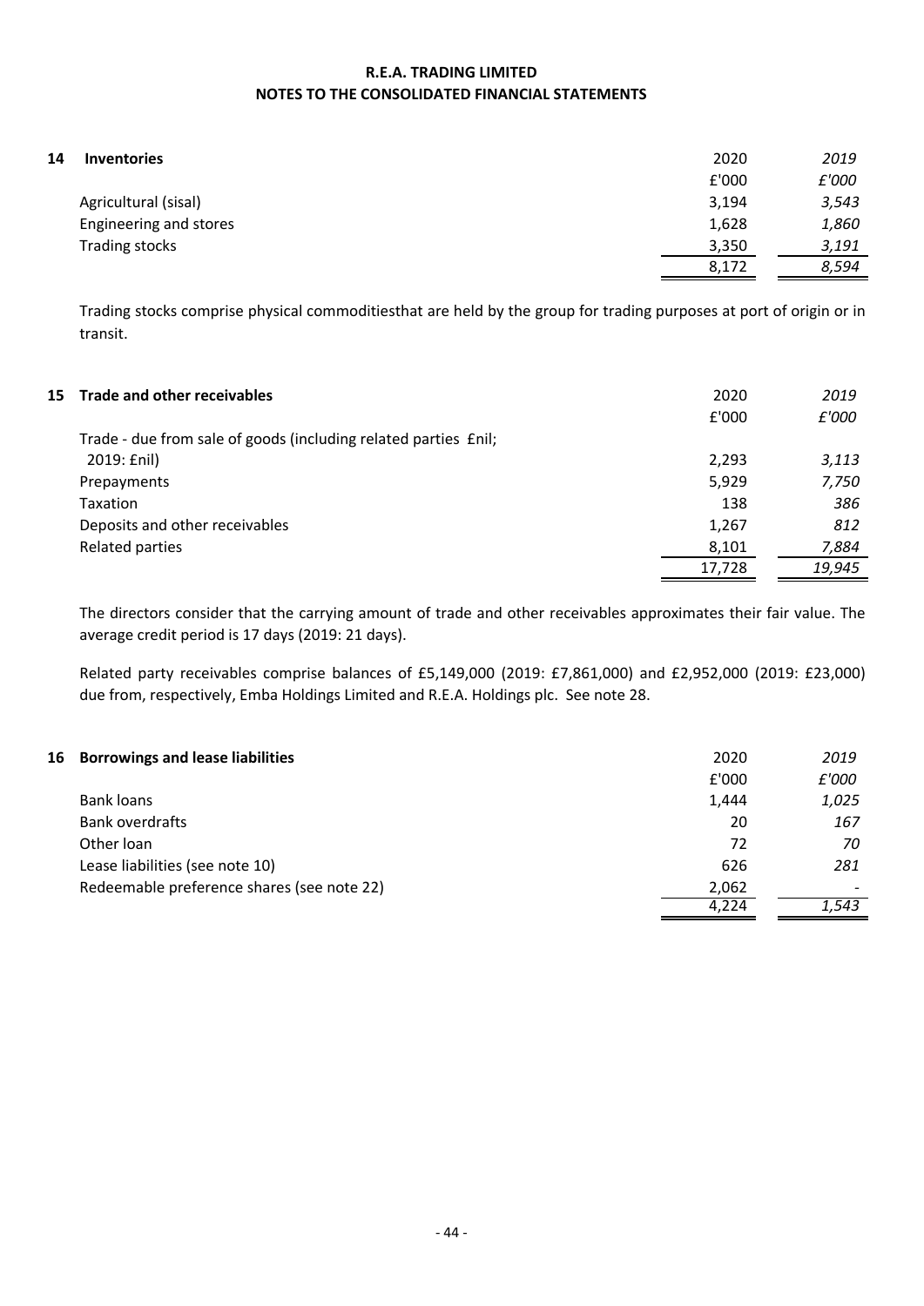**R.E.A. TRADING LIMITED**
**NOTES TO THE CONSOLIDATED FINANCIAL STATEMENTS**

## 14 Inventories

| | 2020 | *2019* |
|---|---|---|
| | £'000 | *£'000* |
| Agricultural (sisal) | 3,194 | *3,543* |
| Engineering and stores | 1,628 | *1,860* |
| Trading stocks | 3,350 | *3,191* |
| | 8,172 | *8,594* |

Trading stocks comprise physical commoditiesthat are held by the group for trading purposes at port of origin or in transit.

## 15 Trade and other receivables

| | 2020 | *2019* |
|---|---|---|
| | £'000 | *£'000* |
| Trade - due from sale of goods (including related parties £nil; 2019: £nil) | 2,293 | *3,113* |
| Prepayments | 5,929 | *7,750* |
| Taxation | 138 | *386* |
| Deposits and other receivables | 1,267 | *812* |
| Related parties | 8,101 | *7,884* |
| | 17,728 | *19,945* |

The directors consider that the carrying amount of trade and other receivables approximates their fair value. The average credit period is 17 days (2019: 21 days).

Related party receivables comprise balances of £5,149,000 (2019: £7,861,000) and £2,952,000 (2019: £23,000) due from, respectively, Emba Holdings Limited and R.E.A. Holdings plc. See note 28.

## 16 Borrowings and lease liabilities

| | 2020 | *2019* |
|---|---|---|
| | £'000 | *£'000* |
| Bank loans | 1,444 | *1,025* |
| Bank overdrafts | 20 | *167* |
| Other loan | 72 | *70* |
| Lease liabilities (see note 10) | 626 | *281* |
| Redeemable preference shares (see note 22) | 2,062 | *-* |
| | 4,224 | *1,543* |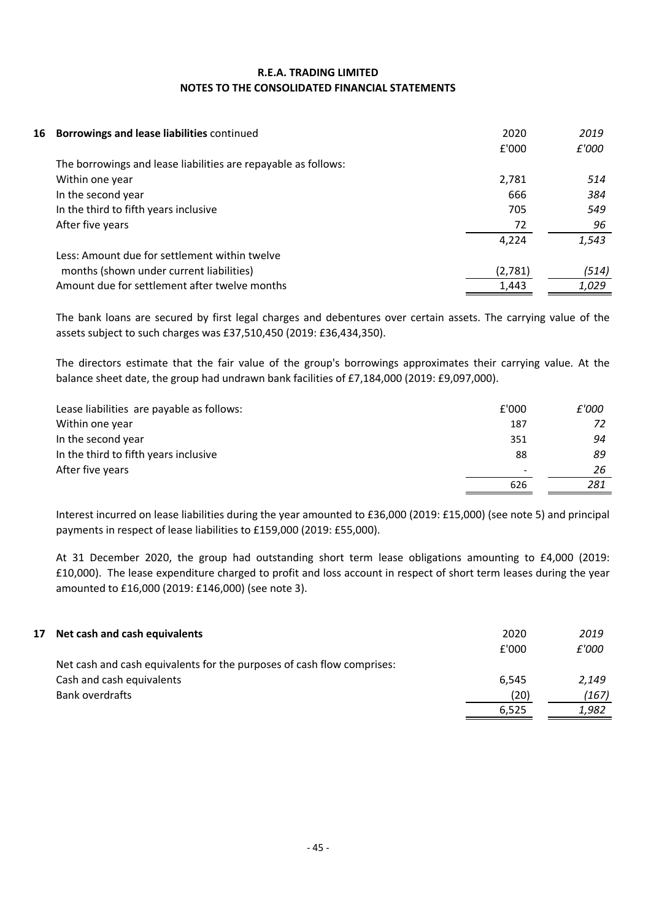# R.E.A. TRADING LIMITED
## NOTES TO THE CONSOLIDATED FINANCIAL STATEMENTS

### 16 Borrowings and lease liabilities continued

| | 2020 | *2019* |
|---|---|---|
| | £'000 | *£'000* |
| The borrowings and lease liabilities are repayable as follows: | | |
| Within one year | 2,781 | *514* |
| In the second year | 666 | *384* |
| In the third to fifth years inclusive | 705 | *549* |
| After five years | 72 | *96* |
| | 4,224 | *1,543* |
| Less: Amount due for settlement within twelve months (shown under current liabilities) | (2,781) | *(514)* |
| Amount due for settlement after twelve months | 1,443 | *1,029* |

The bank loans are secured by first legal charges and debentures over certain assets. The carrying value of the assets subject to such charges was £37,510,450 (2019: £36,434,350).

The directors estimate that the fair value of the group's borrowings approximates their carrying value. At the balance sheet date, the group had undrawn bank facilities of £7,184,000 (2019: £9,097,000).

| Lease liabilities are payable as follows: | £'000 | *£'000* |
|---|---|---|
| Within one year | 187 | *72* |
| In the second year | 351 | *94* |
| In the third to fifth years inclusive | 88 | *89* |
| After five years | - | *26* |
| | 626 | *281* |

Interest incurred on lease liabilities during the year amounted to £36,000 (2019: £15,000) (see note 5) and principal payments in respect of lease liabilities to £159,000 (2019: £55,000).

At 31 December 2020, the group had outstanding short term lease obligations amounting to £4,000 (2019: £10,000). The lease expenditure charged to profit and loss account in respect of short term leases during the year amounted to £16,000 (2019: £146,000) (see note 3).

### 17 Net cash and cash equivalents

| | 2020 | *2019* |
|---|---|---|
| | £'000 | *£'000* |
| Net cash and cash equivalents for the purposes of cash flow comprises: | | |
| Cash and cash equivalents | 6,545 | *2,149* |
| Bank overdrafts | (20) | *(167)* |
| | 6,525 | *1,982* |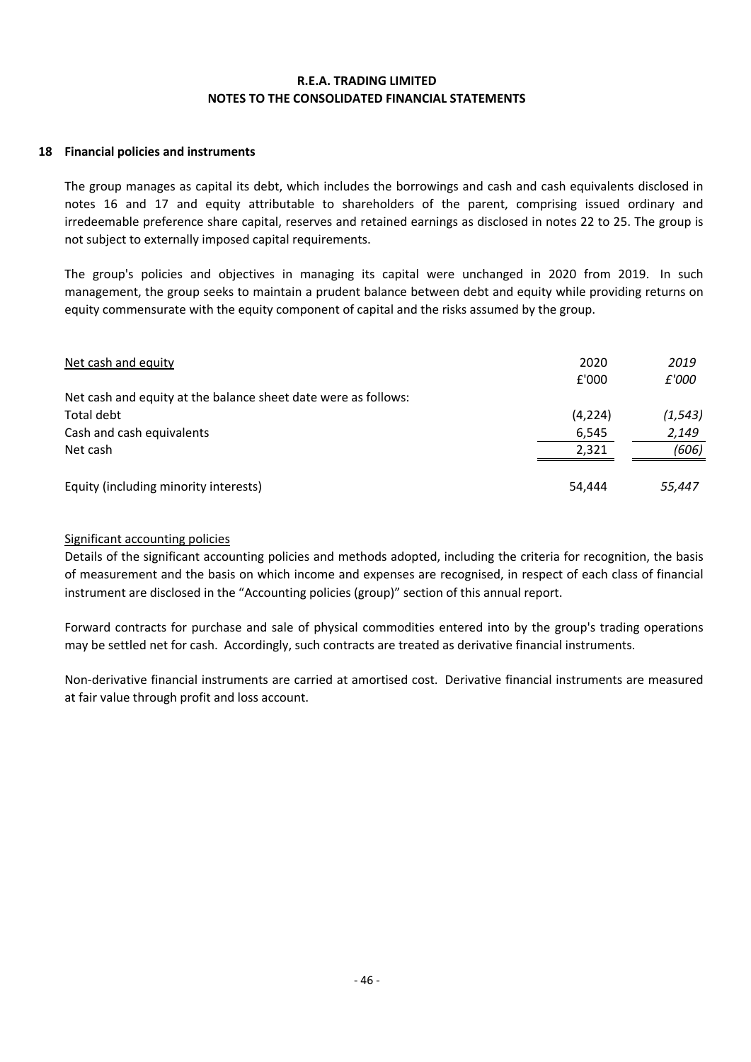**R.E.A. TRADING LIMITED**
**NOTES TO THE CONSOLIDATED FINANCIAL STATEMENTS**

## 18 Financial policies and instruments

The group manages as capital its debt, which includes the borrowings and cash and cash equivalents disclosed in notes 16 and 17 and equity attributable to shareholders of the parent, comprising issued ordinary and irredeemable preference share capital, reserves and retained earnings as disclosed in notes 22 to 25. The group is not subject to externally imposed capital requirements.

The group's policies and objectives in managing its capital were unchanged in 2020 from 2019. In such management, the group seeks to maintain a prudent balance between debt and equity while providing returns on equity commensurate with the equity component of capital and the risks assumed by the group.

| Net cash and equity | 2020 | *2019* |
|---|---|---|
| | £'000 | *£'000* |
| Net cash and equity at the balance sheet date were as follows: | | |
| Total debt | (4,224) | *(1,543)* |
| Cash and cash equivalents | 6,545 | *2,149* |
| Net cash | 2,321 | *(606)* |
| Equity (including minority interests) | 54,444 | *55,447* |

Significant accounting policies

Details of the significant accounting policies and methods adopted, including the criteria for recognition, the basis of measurement and the basis on which income and expenses are recognised, in respect of each class of financial instrument are disclosed in the "Accounting policies (group)" section of this annual report.

Forward contracts for purchase and sale of physical commodities entered into by the group's trading operations may be settled net for cash. Accordingly, such contracts are treated as derivative financial instruments.

Non-derivative financial instruments are carried at amortised cost. Derivative financial instruments are measured at fair value through profit and loss account.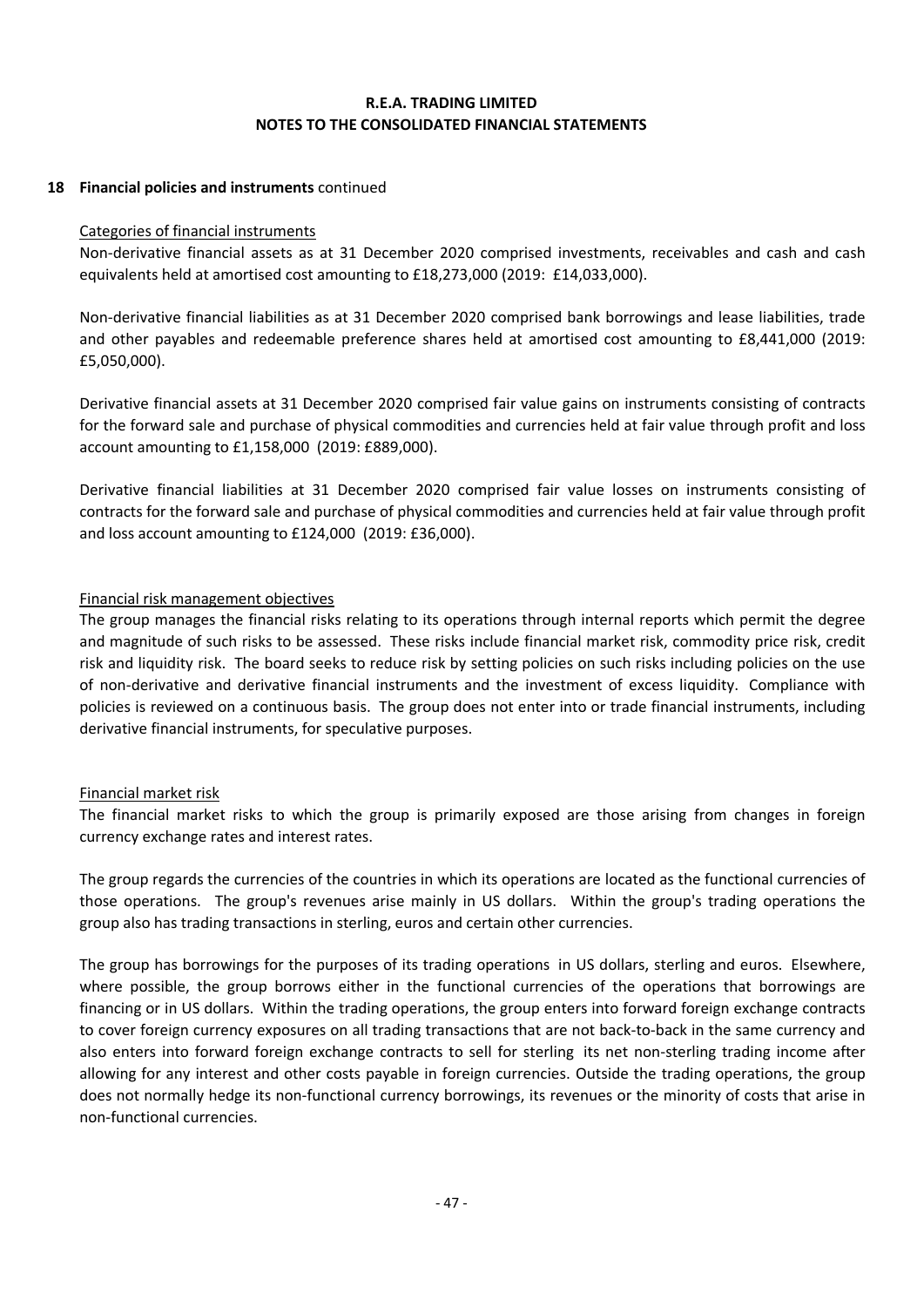**R.E.A. TRADING LIMITED**
**NOTES TO THE CONSOLIDATED FINANCIAL STATEMENTS**

**18 Financial policies and instruments** continued

Categories of financial instruments

Non-derivative financial assets as at 31 December 2020 comprised investments, receivables and cash and cash equivalents held at amortised cost amounting to £18,273,000 (2019: £14,033,000).

Non-derivative financial liabilities as at 31 December 2020 comprised bank borrowings and lease liabilities, trade and other payables and redeemable preference shares held at amortised cost amounting to £8,441,000 (2019: £5,050,000).

Derivative financial assets at 31 December 2020 comprised fair value gains on instruments consisting of contracts for the forward sale and purchase of physical commodities and currencies held at fair value through profit and loss account amounting to £1,158,000 (2019: £889,000).

Derivative financial liabilities at 31 December 2020 comprised fair value losses on instruments consisting of contracts for the forward sale and purchase of physical commodities and currencies held at fair value through profit and loss account amounting to £124,000 (2019: £36,000).

Financial risk management objectives

The group manages the financial risks relating to its operations through internal reports which permit the degree and magnitude of such risks to be assessed. These risks include financial market risk, commodity price risk, credit risk and liquidity risk. The board seeks to reduce risk by setting policies on such risks including policies on the use of non-derivative and derivative financial instruments and the investment of excess liquidity. Compliance with policies is reviewed on a continuous basis. The group does not enter into or trade financial instruments, including derivative financial instruments, for speculative purposes.

Financial market risk

The financial market risks to which the group is primarily exposed are those arising from changes in foreign currency exchange rates and interest rates.

The group regards the currencies of the countries in which its operations are located as the functional currencies of those operations. The group's revenues arise mainly in US dollars. Within the group's trading operations the group also has trading transactions in sterling, euros and certain other currencies.

The group has borrowings for the purposes of its trading operations in US dollars, sterling and euros. Elsewhere, where possible, the group borrows either in the functional currencies of the operations that borrowings are financing or in US dollars. Within the trading operations, the group enters into forward foreign exchange contracts to cover foreign currency exposures on all trading transactions that are not back-to-back in the same currency and also enters into forward foreign exchange contracts to sell for sterling its net non-sterling trading income after allowing for any interest and other costs payable in foreign currencies. Outside the trading operations, the group does not normally hedge its non-functional currency borrowings, its revenues or the minority of costs that arise in non-functional currencies.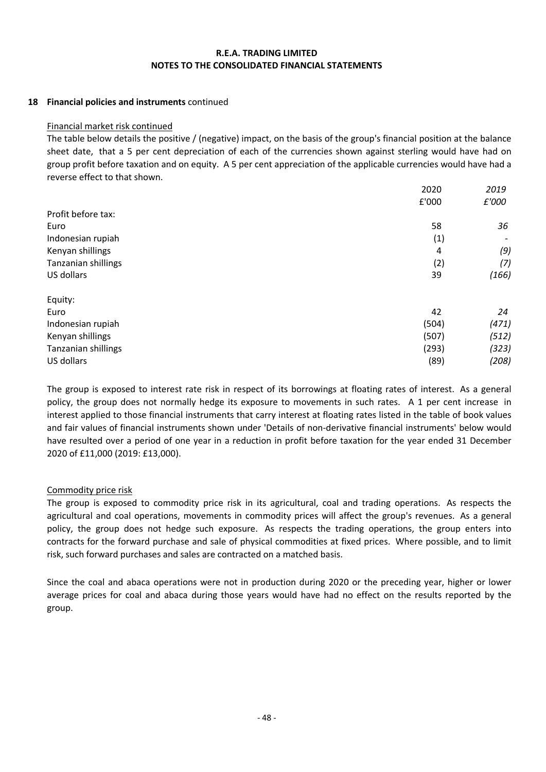**R.E.A. TRADING LIMITED**
**NOTES TO THE CONSOLIDATED FINANCIAL STATEMENTS**

**18 Financial policies and instruments** continued

Financial market risk continued

The table below details the positive / (negative) impact, on the basis of the group's financial position at the balance sheet date, that a 5 per cent depreciation of each of the currencies shown against sterling would have had on group profit before taxation and on equity. A 5 per cent appreciation of the applicable currencies would have had a reverse effect to that shown.

| | 2020 | *2019* |
|---|---|---|
| | £'000 | *£'000* |
| Profit before tax: | | |
| Euro | 58 | *36* |
| Indonesian rupiah | (1) | *-* |
| Kenyan shillings | 4 | *(9)* |
| Tanzanian shillings | (2) | *(7)* |
| US dollars | 39 | *(166)* |
| Equity: | | |
| Euro | 42 | *24* |
| Indonesian rupiah | (504) | *(471)* |
| Kenyan shillings | (507) | *(512)* |
| Tanzanian shillings | (293) | *(323)* |
| US dollars | (89) | *(208)* |

The group is exposed to interest rate risk in respect of its borrowings at floating rates of interest. As a general policy, the group does not normally hedge its exposure to movements in such rates. A 1 per cent increase in interest applied to those financial instruments that carry interest at floating rates listed in the table of book values and fair values of financial instruments shown under 'Details of non-derivative financial instruments' below would have resulted over a period of one year in a reduction in profit before taxation for the year ended 31 December 2020 of £11,000 (2019: £13,000).

Commodity price risk

The group is exposed to commodity price risk in its agricultural, coal and trading operations. As respects the agricultural and coal operations, movements in commodity prices will affect the group's revenues. As a general policy, the group does not hedge such exposure. As respects the trading operations, the group enters into contracts for the forward purchase and sale of physical commodities at fixed prices. Where possible, and to limit risk, such forward purchases and sales are contracted on a matched basis.

Since the coal and abaca operations were not in production during 2020 or the preceding year, higher or lower average prices for coal and abaca during those years would have had no effect on the results reported by the group.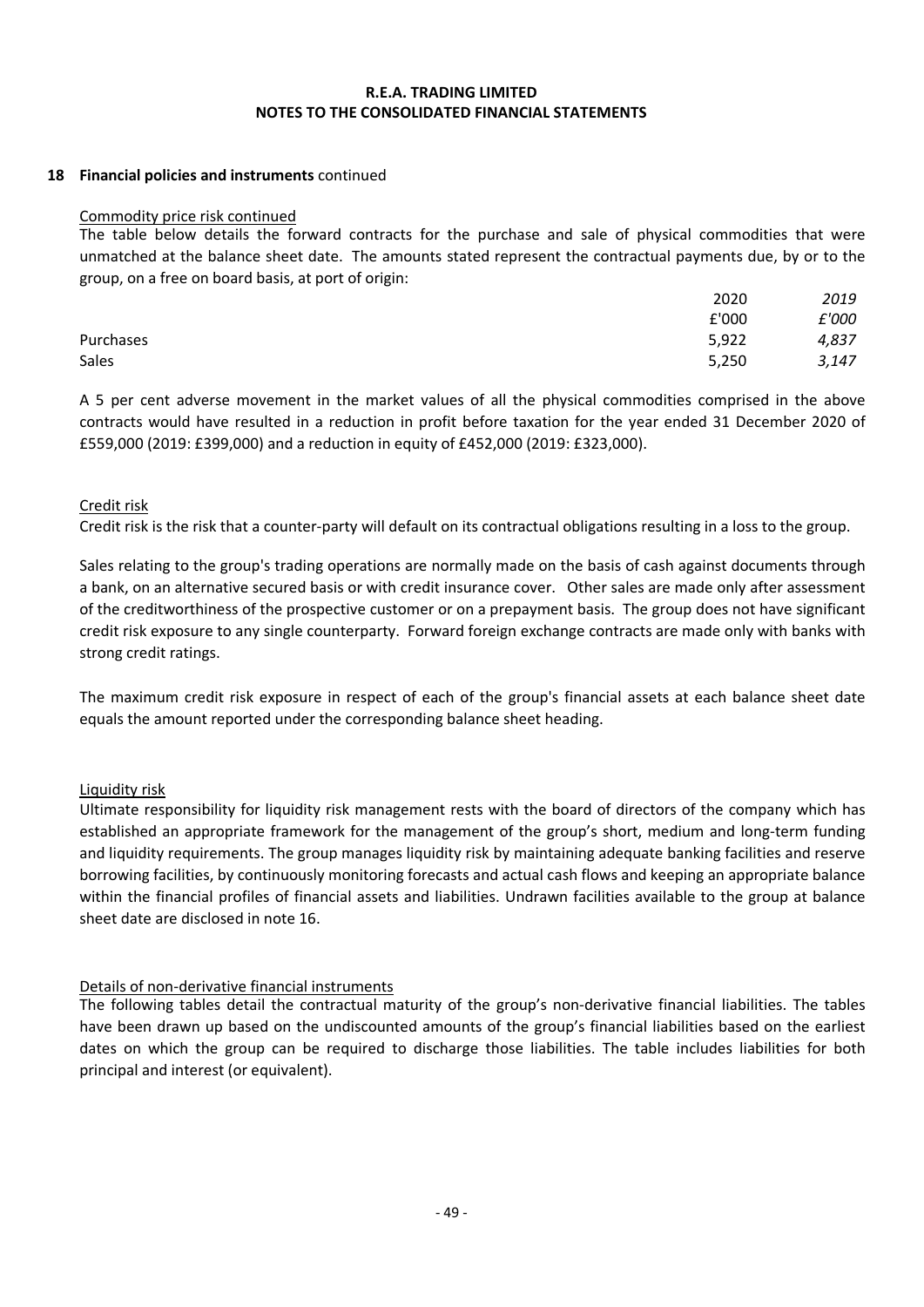**R.E.A. TRADING LIMITED**
**NOTES TO THE CONSOLIDATED FINANCIAL STATEMENTS**

**18 Financial policies and instruments** continued

Commodity price risk continued

The table below details the forward contracts for the purchase and sale of physical commodities that were unmatched at the balance sheet date. The amounts stated represent the contractual payments due, by or to the group, on a free on board basis, at port of origin:

| | 2020 | *2019* |
|---|---|---|
| | £'000 | *£'000* |
| Purchases | 5,922 | *4,837* |
| Sales | 5,250 | *3,147* |

A 5 per cent adverse movement in the market values of all the physical commodities comprised in the above contracts would have resulted in a reduction in profit before taxation for the year ended 31 December 2020 of £559,000 (2019: £399,000) and a reduction in equity of £452,000 (2019: £323,000).

Credit risk

Credit risk is the risk that a counter-party will default on its contractual obligations resulting in a loss to the group.

Sales relating to the group's trading operations are normally made on the basis of cash against documents through a bank, on an alternative secured basis or with credit insurance cover. Other sales are made only after assessment of the creditworthiness of the prospective customer or on a prepayment basis. The group does not have significant credit risk exposure to any single counterparty. Forward foreign exchange contracts are made only with banks with strong credit ratings.

The maximum credit risk exposure in respect of each of the group's financial assets at each balance sheet date equals the amount reported under the corresponding balance sheet heading.

Liquidity risk

Ultimate responsibility for liquidity risk management rests with the board of directors of the company which has established an appropriate framework for the management of the group's short, medium and long-term funding and liquidity requirements. The group manages liquidity risk by maintaining adequate banking facilities and reserve borrowing facilities, by continuously monitoring forecasts and actual cash flows and keeping an appropriate balance within the financial profiles of financial assets and liabilities. Undrawn facilities available to the group at balance sheet date are disclosed in note 16.

Details of non-derivative financial instruments

The following tables detail the contractual maturity of the group's non-derivative financial liabilities. The tables have been drawn up based on the undiscounted amounts of the group's financial liabilities based on the earliest dates on which the group can be required to discharge those liabilities. The table includes liabilities for both principal and interest (or equivalent).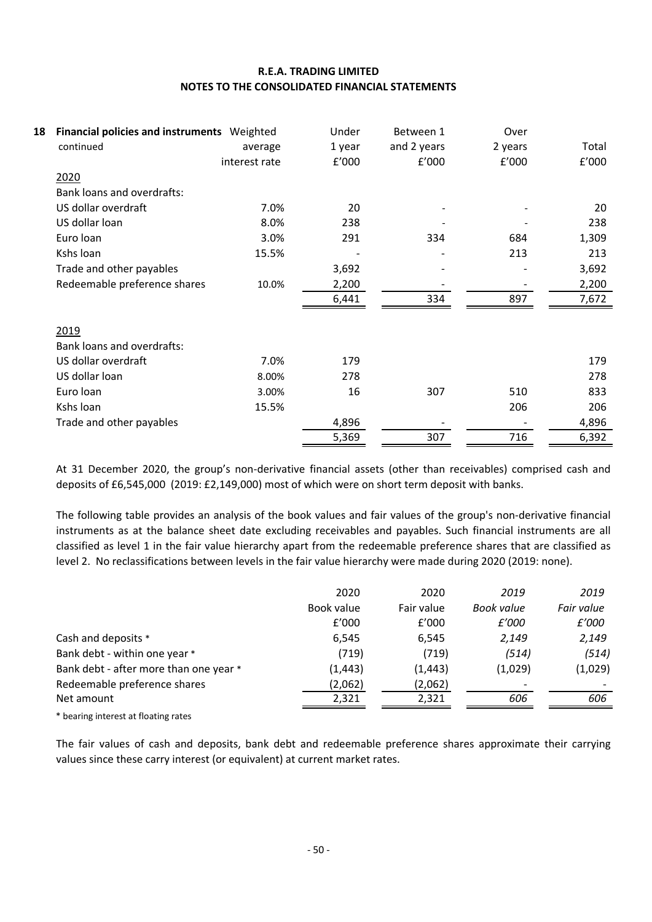**R.E.A. TRADING LIMITED**
**NOTES TO THE CONSOLIDATED FINANCIAL STATEMENTS**

| **18 Financial policies and instruments** continued | Weighted average interest rate | Under 1 year £'000 | Between 1 and 2 years £'000 | Over 2 years £'000 | Total £'000 |
|---|---|---|---|---|---|
| 2020 | | | | | |
| Bank loans and overdrafts: | | | | | |
| US dollar overdraft | 7.0% | 20 | - | - | 20 |
| US dollar loan | 8.0% | 238 | - | - | 238 |
| Euro loan | 3.0% | 291 | 334 | 684 | 1,309 |
| Kshs loan | 15.5% | - | - | 213 | 213 |
| Trade and other payables | | 3,692 | - | - | 3,692 |
| Redeemable preference shares | 10.0% | 2,200 | - | - | 2,200 |
| | | 6,441 | 334 | 897 | 7,672 |
| 2019 | | | | | |
| Bank loans and overdrafts: | | | | | |
| US dollar overdraft | 7.0% | 179 | | | 179 |
| US dollar loan | 8.00% | 278 | | | 278 |
| Euro loan | 3.00% | 16 | 307 | 510 | 833 |
| Kshs loan | 15.5% | | | 206 | 206 |
| Trade and other payables | | 4,896 | - | - | 4,896 |
| | | 5,369 | 307 | 716 | 6,392 |

At 31 December 2020, the group's non-derivative financial assets (other than receivables) comprised cash and deposits of £6,545,000 (2019: £2,149,000) most of which were on short term deposit with banks.

The following table provides an analysis of the book values and fair values of the group's non-derivative financial instruments as at the balance sheet date excluding receivables and payables. Such financial instruments are all classified as level 1 in the fair value hierarchy apart from the redeemable preference shares that are classified as level 2. No reclassifications between levels in the fair value hierarchy were made during 2020 (2019: none).

| | 2020 Book value £'000 | 2020 Fair value £'000 | *2019 Book value £'000* | *2019 Fair value £'000* |
|---|---|---|---|---|
| Cash and deposits * | 6,545 | 6,545 | *2,149* | *2,149* |
| Bank debt - within one year * | (719) | (719) | *(514)* | *(514)* |
| Bank debt - after more than one year * | (1,443) | (1,443) | (1,029) | (1,029) |
| Redeemable preference shares | (2,062) | (2,062) | - | - |
| Net amount | 2,321 | 2,321 | *606* | *606* |

\* bearing interest at floating rates

The fair values of cash and deposits, bank debt and redeemable preference shares approximate their carrying values since these carry interest (or equivalent) at current market rates.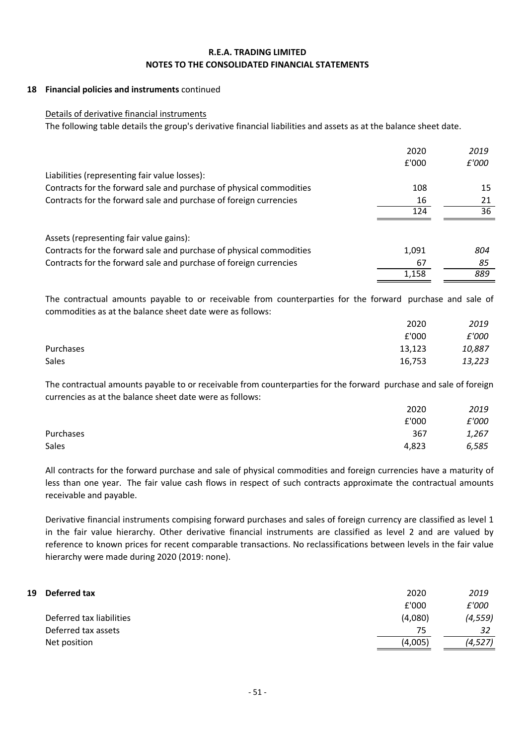**R.E.A. TRADING LIMITED**
**NOTES TO THE CONSOLIDATED FINANCIAL STATEMENTS**

## 18 Financial policies and instruments continued

Details of derivative financial instruments

The following table details the group's derivative financial liabilities and assets as at the balance sheet date.

| | 2020 | *2019* |
|---|---|---|
| | £'000 | *£'000* |
| Liabilities (representing fair value losses): | | |
| Contracts for the forward sale and purchase of physical commodities | 108 | 15 |
| Contracts for the forward sale and purchase of foreign currencies | 16 | 21 |
| | 124 | 36 |
| Assets (representing fair value gains): | | |
| Contracts for the forward sale and purchase of physical commodities | 1,091 | *804* |
| Contracts for the forward sale and purchase of foreign currencies | 67 | *85* |
| | 1,158 | *889* |

The contractual amounts payable to or receivable from counterparties for the forward purchase and sale of commodities as at the balance sheet date were as follows:

| | 2020 | *2019* |
|---|---|---|
| | £'000 | *£'000* |
| Purchases | 13,123 | *10,887* |
| Sales | 16,753 | *13,223* |

The contractual amounts payable to or receivable from counterparties for the forward purchase and sale of foreign currencies as at the balance sheet date were as follows:

| | 2020 | *2019* |
|---|---|---|
| | £'000 | *£'000* |
| Purchases | 367 | *1,267* |
| Sales | 4,823 | *6,585* |

All contracts for the forward purchase and sale of physical commodities and foreign currencies have a maturity of less than one year. The fair value cash flows in respect of such contracts approximate the contractual amounts receivable and payable.

Derivative financial instruments compising forward purchases and sales of foreign currency are classified as level 1 in the fair value hierarchy. Other derivative financial instruments are classified as level 2 and are valued by reference to known prices for recent comparable transactions. No reclassifications between levels in the fair value hierarchy were made during 2020 (2019: none).

## 19 Deferred tax

| | 2020 | *2019* |
|---|---|---|
| | £'000 | *£'000* |
| Deferred tax liabilities | (4,080) | *(4,559)* |
| Deferred tax assets | 75 | *32* |
| Net position | (4,005) | *(4,527)* |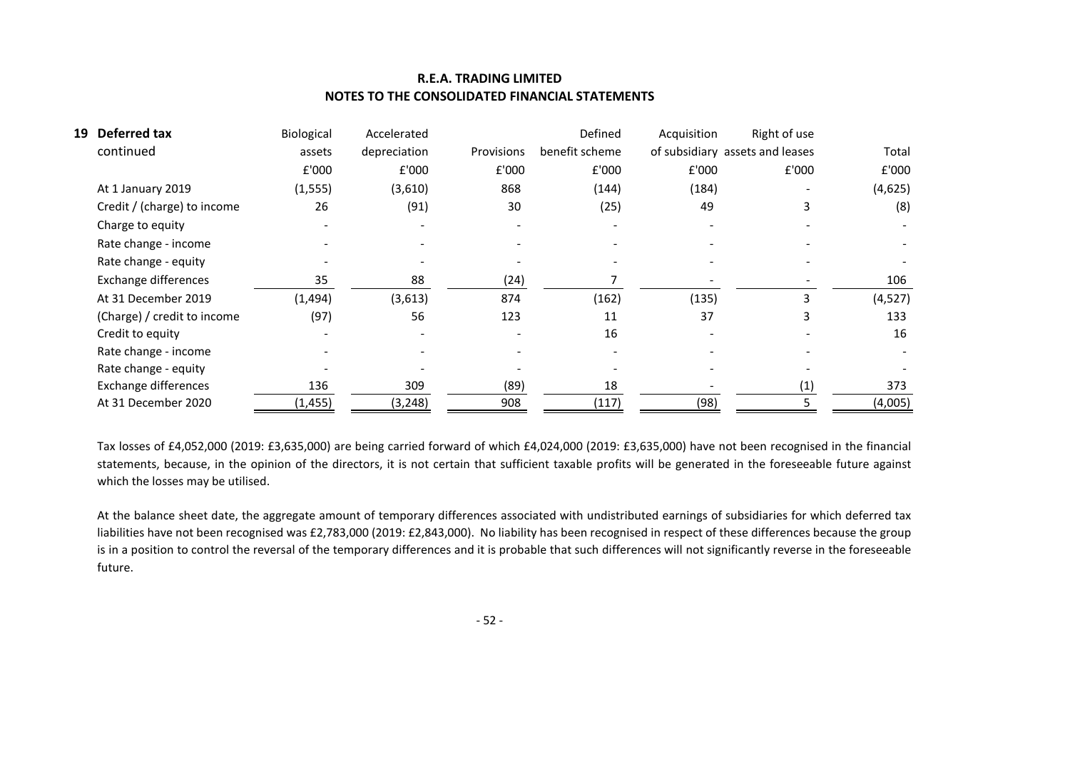**R.E.A. TRADING LIMITED**
**NOTES TO THE CONSOLIDATED FINANCIAL STATEMENTS**

| **19 Deferred tax** continued | Biological assets | Accelerated depreciation | Provisions | Defined benefit scheme | Acquisition of subsidiary | Right of use assets and leases | Total |
|---|---|---|---|---|---|---|---|
| | £'000 | £'000 | £'000 | £'000 | £'000 | £'000 | £'000 |
| At 1 January 2019 | (1,555) | (3,610) | 868 | (144) | (184) | - | (4,625) |
| Credit / (charge) to income | 26 | (91) | 30 | (25) | 49 | 3 | (8) |
| Charge to equity | - | - | - | - | - | - | - |
| Rate change - income | - | - | - | - | - | - | - |
| Rate change - equity | - | - | - | - | - | - | - |
| Exchange differences | 35 | 88 | (24) | 7 | - | - | 106 |
| At 31 December 2019 | (1,494) | (3,613) | 874 | (162) | (135) | 3 | (4,527) |
| (Charge) / credit to income | (97) | 56 | 123 | 11 | 37 | 3 | 133 |
| Credit to equity | - | - | - | 16 | - | - | 16 |
| Rate change - income | - | - | - | - | - | - | - |
| Rate change - equity | - | - | - | - | - | - | - |
| Exchange differences | 136 | 309 | (89) | 18 | - | (1) | 373 |
| At 31 December 2020 | (1,455) | (3,248) | 908 | (117) | (98) | 5 | (4,005) |

Tax losses of £4,052,000 (2019: £3,635,000) are being carried forward of which £4,024,000 (2019: £3,635,000) have not been recognised in the financial statements, because, in the opinion of the directors, it is not certain that sufficient taxable profits will be generated in the foreseeable future against which the losses may be utilised.

At the balance sheet date, the aggregate amount of temporary differences associated with undistributed earnings of subsidiaries for which deferred tax liabilities have not been recognised was £2,783,000 (2019: £2,843,000). No liability has been recognised in respect of these differences because the group is in a position to control the reversal of the temporary differences and it is probable that such differences will not significantly reverse in the foreseeable future.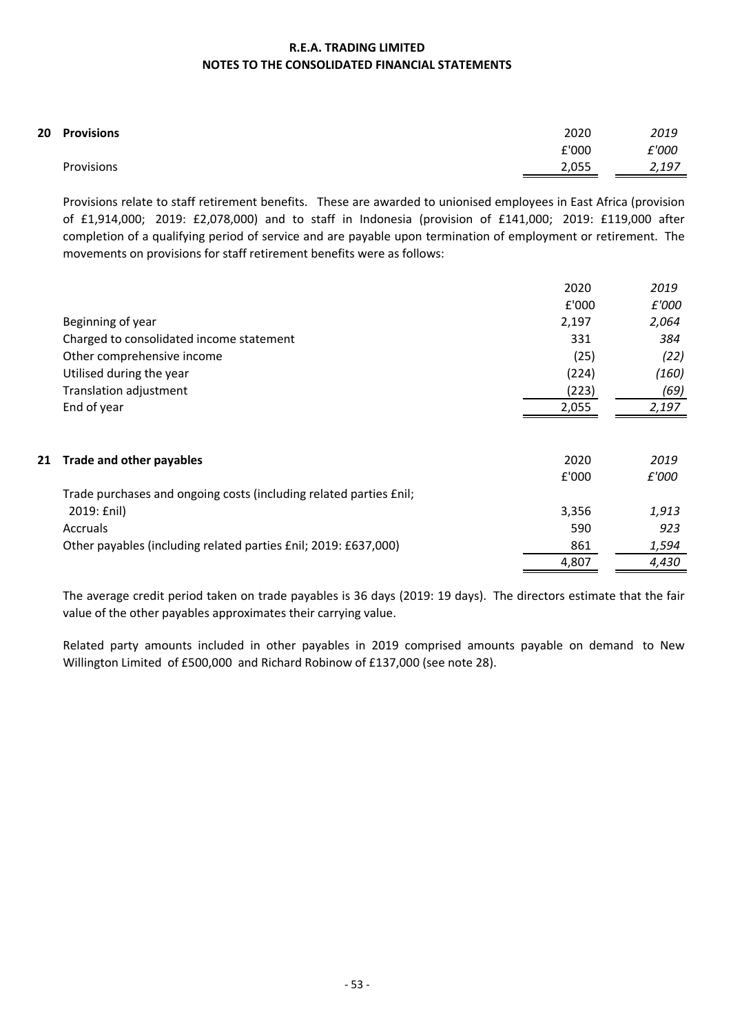## 20 Provisions

| | 2020 | *2019* |
|---|---|---|
| | £'000 | *£'000* |
| Provisions | 2,055 | *2,197* |

Provisions relate to staff retirement benefits. These are awarded to unionised employees in East Africa (provision of £1,914,000; 2019: £2,078,000) and to staff in Indonesia (provision of £141,000; 2019: £119,000 after completion of a qualifying period of service and are payable upon termination of employment or retirement. The movements on provisions for staff retirement benefits were as follows:

| | 2020 | *2019* |
|---|---|---|
| | £'000 | *£'000* |
| Beginning of year | 2,197 | *2,064* |
| Charged to consolidated income statement | 331 | *384* |
| Other comprehensive income | (25) | *(22)* |
| Utilised during the year | (224) | *(160)* |
| Translation adjustment | (223) | *(69)* |
| End of year | 2,055 | *2,197* |

## 21 Trade and other payables

| | 2020 | *2019* |
|---|---|---|
| | £'000 | *£'000* |
| Trade purchases and ongoing costs (including related parties £nil; 2019: £nil) | 3,356 | *1,913* |
| Accruals | 590 | *923* |
| Other payables (including related parties £nil; 2019: £637,000) | 861 | *1,594* |
| | 4,807 | *4,430* |

The average credit period taken on trade payables is 36 days (2019: 19 days). The directors estimate that the fair value of the other payables approximates their carrying value.

Related party amounts included in other payables in 2019 comprised amounts payable on demand to New Willington Limited of £500,000 and Richard Robinow of £137,000 (see note 28).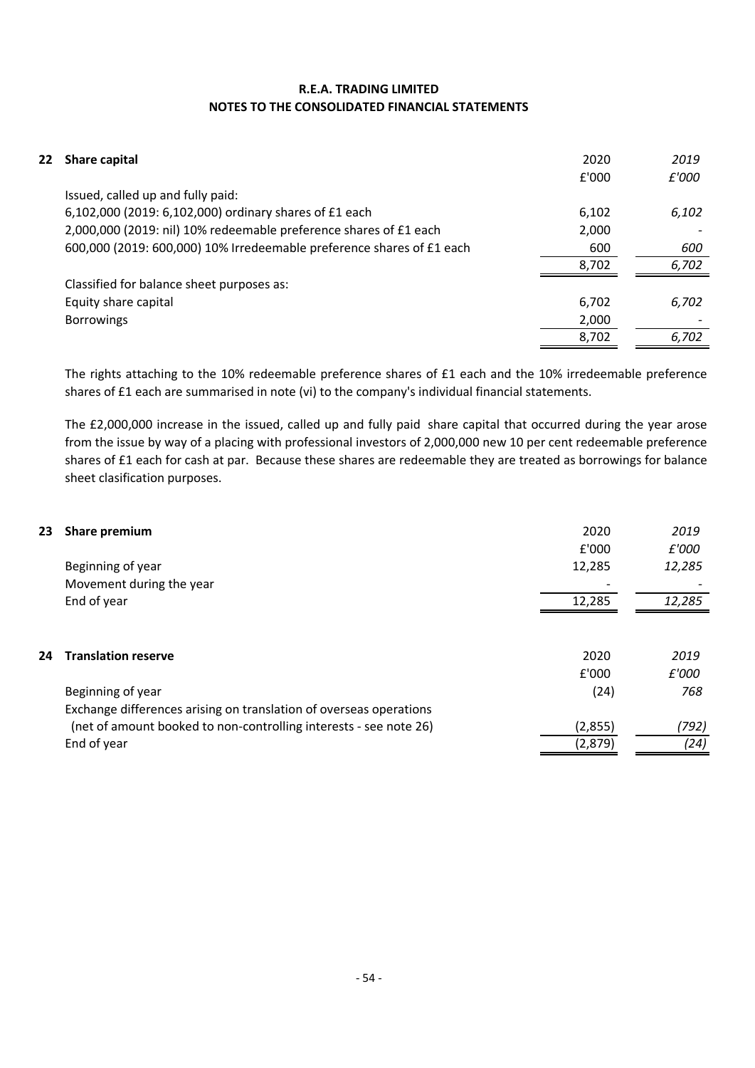**R.E.A. TRADING LIMITED**
**NOTES TO THE CONSOLIDATED FINANCIAL STATEMENTS**

## 22 Share capital

| | 2020 | 2019 |
|---|---|---|
| | £'000 | *£'000* |
| Issued, called up and fully paid: | | |
| 6,102,000 (2019: 6,102,000) ordinary shares of £1 each | 6,102 | *6,102* |
| 2,000,000 (2019: nil) 10% redeemable preference shares of £1 each | 2,000 | *-* |
| 600,000 (2019: 600,000) 10% Irredeemable preference shares of £1 each | 600 | *600* |
| | 8,702 | *6,702* |
| Classified for balance sheet purposes as: | | |
| Equity share capital | 6,702 | *6,702* |
| Borrowings | 2,000 | *-* |
| | 8,702 | *6,702* |

The rights attaching to the 10% redeemable preference shares of £1 each and the 10% irredeemable preference shares of £1 each are summarised in note (vi) to the company's individual financial statements.

The £2,000,000 increase in the issued, called up and fully paid share capital that occurred during the year arose from the issue by way of a placing with professional investors of 2,000,000 new 10 per cent redeemable preference shares of £1 each for cash at par. Because these shares are redeemable they are treated as borrowings for balance sheet clasification purposes.

## 23 Share premium

| | 2020 | 2019 |
|---|---|---|
| | £'000 | *£'000* |
| Beginning of year | 12,285 | *12,285* |
| Movement during the year | - | *-* |
| End of year | 12,285 | *12,285* |

## 24 Translation reserve

| | 2020 | 2019 |
|---|---|---|
| | £'000 | *£'000* |
| Beginning of year | (24) | *768* |
| Exchange differences arising on translation of overseas operations (net of amount booked to non-controlling interests - see note 26) | (2,855) | *(792)* |
| End of year | (2,879) | *(24)* |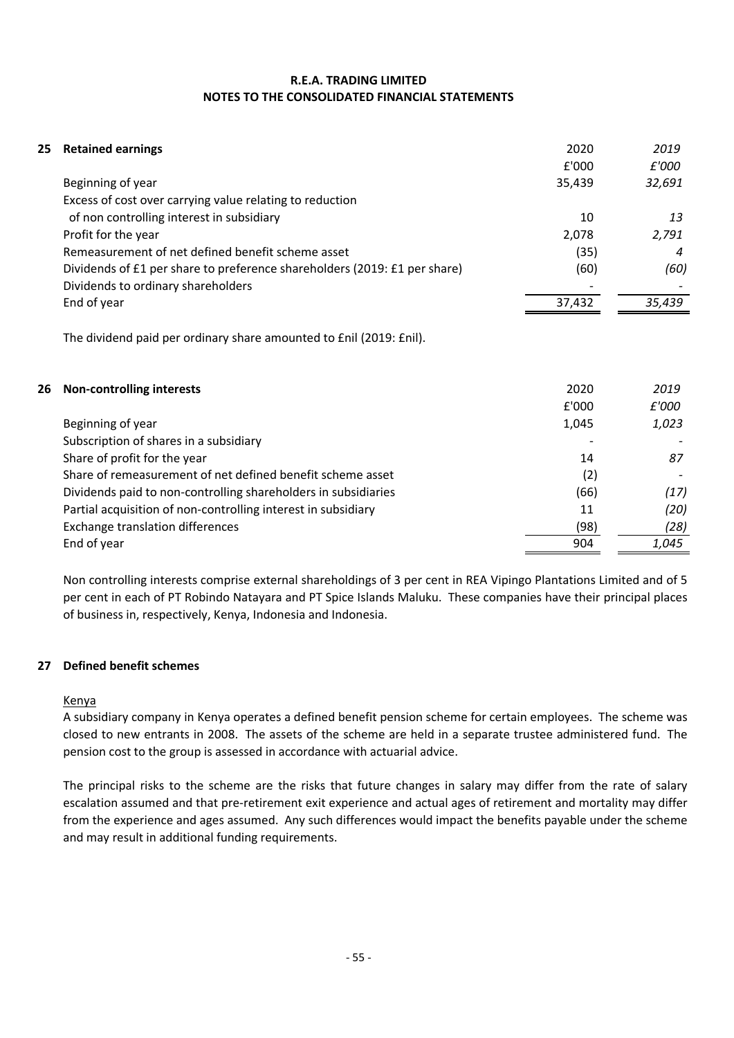R.E.A. TRADING LIMITED
NOTES TO THE CONSOLIDATED FINANCIAL STATEMENTS

## 25 Retained earnings

| | 2020 | *2019* |
|---|---|---|
| | £'000 | *£'000* |
| Beginning of year | 35,439 | *32,691* |
| Excess of cost over carrying value relating to reduction of non controlling interest in subsidiary | 10 | *13* |
| Profit for the year | 2,078 | *2,791* |
| Remeasurement of net defined benefit scheme asset | (35) | *4* |
| Dividends of £1 per share to preference shareholders (2019: £1 per share) | (60) | *(60)* |
| Dividends to ordinary shareholders | - | *-* |
| End of year | 37,432 | *35,439* |

The dividend paid per ordinary share amounted to £nil (2019: £nil).

## 26 Non-controlling interests

| | 2020 | *2019* |
|---|---|---|
| | £'000 | *£'000* |
| Beginning of year | 1,045 | *1,023* |
| Subscription of shares in a subsidiary | - | *-* |
| Share of profit for the year | 14 | *87* |
| Share of remeasurement of net defined benefit scheme asset | (2) | *-* |
| Dividends paid to non-controlling shareholders in subsidiaries | (66) | *(17)* |
| Partial acquisition of non-controlling interest in subsidiary | 11 | *(20)* |
| Exchange translation differences | (98) | *(28)* |
| End of year | 904 | *1,045* |

Non controlling interests comprise external shareholdings of 3 per cent in REA Vipingo Plantations Limited and of 5 per cent in each of PT Robindo Natayara and PT Spice Islands Maluku. These companies have their principal places of business in, respectively, Kenya, Indonesia and Indonesia.

## 27 Defined benefit schemes

Kenya

A subsidiary company in Kenya operates a defined benefit pension scheme for certain employees. The scheme was closed to new entrants in 2008. The assets of the scheme are held in a separate trustee administered fund. The pension cost to the group is assessed in accordance with actuarial advice.

The principal risks to the scheme are the risks that future changes in salary may differ from the rate of salary escalation assumed and that pre-retirement exit experience and actual ages of retirement and mortality may differ from the experience and ages assumed. Any such differences would impact the benefits payable under the scheme and may result in additional funding requirements.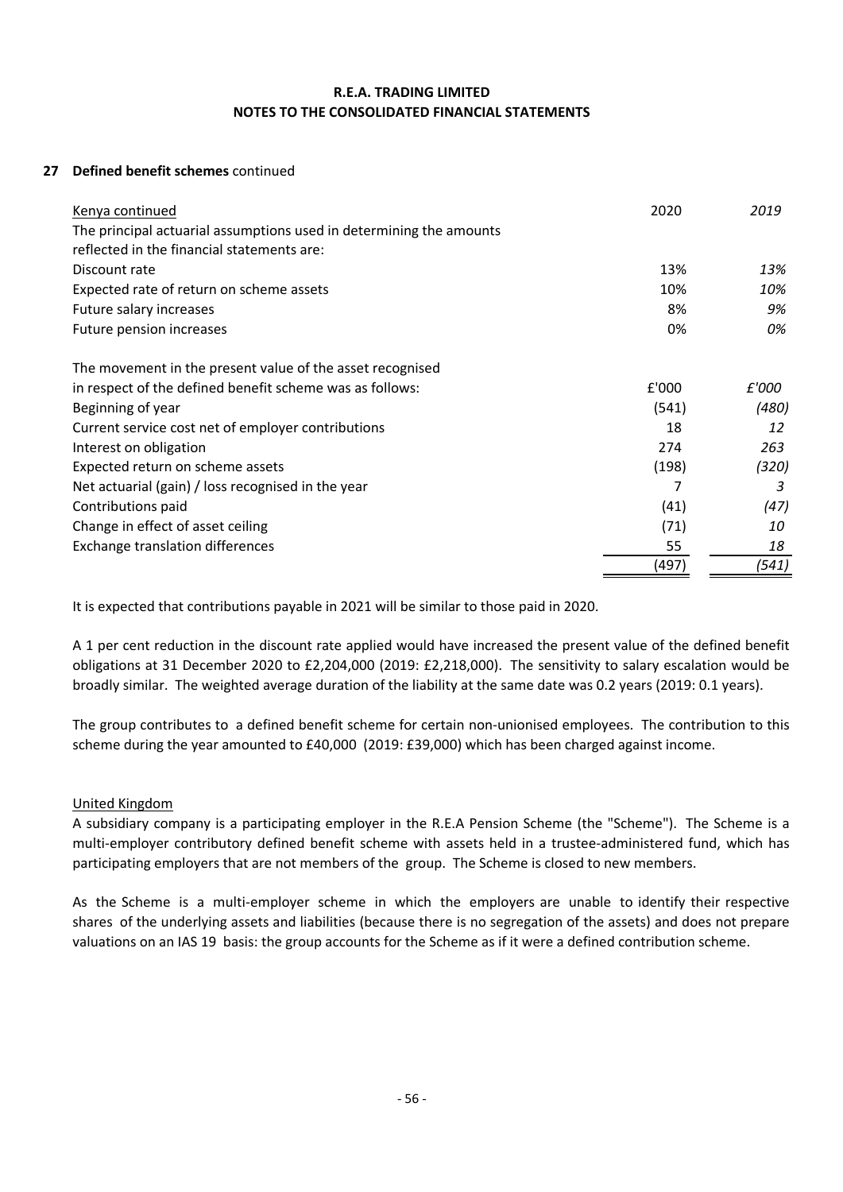**R.E.A. TRADING LIMITED**
**NOTES TO THE CONSOLIDATED FINANCIAL STATEMENTS**

**27 Defined benefit schemes** continued

| Kenya continued | 2020 | *2019* |
|---|---|---|
| The principal actuarial assumptions used in determining the amounts reflected in the financial statements are: | | |
| Discount rate | 13% | *13%* |
| Expected rate of return on scheme assets | 10% | *10%* |
| Future salary increases | 8% | *9%* |
| Future pension increases | 0% | *0%* |
| | | |
| The movement in the present value of the asset recognised in respect of the defined benefit scheme was as follows: | £'000 | *£'000* |
| Beginning of year | (541) | *(480)* |
| Current service cost net of employer contributions | 18 | *12* |
| Interest on obligation | 274 | *263* |
| Expected return on scheme assets | (198) | *(320)* |
| Net actuarial (gain) / loss recognised in the year | 7 | *3* |
| Contributions paid | (41) | *(47)* |
| Change in effect of asset ceiling | (71) | *10* |
| Exchange translation differences | 55 | *18* |
| | (497) | *(541)* |

It is expected that contributions payable in 2021 will be similar to those paid in 2020.

A 1 per cent reduction in the discount rate applied would have increased the present value of the defined benefit obligations at 31 December 2020 to £2,204,000 (2019: £2,218,000). The sensitivity to salary escalation would be broadly similar. The weighted average duration of the liability at the same date was 0.2 years (2019: 0.1 years).

The group contributes to a defined benefit scheme for certain non-unionised employees. The contribution to this scheme during the year amounted to £40,000 (2019: £39,000) which has been charged against income.

United Kingdom

A subsidiary company is a participating employer in the R.E.A Pension Scheme (the "Scheme"). The Scheme is a multi-employer contributory defined benefit scheme with assets held in a trustee-administered fund, which has participating employers that are not members of the group. The Scheme is closed to new members.

As the Scheme is a multi-employer scheme in which the employers are unable to identify their respective shares of the underlying assets and liabilities (because there is no segregation of the assets) and does not prepare valuations on an IAS 19 basis: the group accounts for the Scheme as if it were a defined contribution scheme.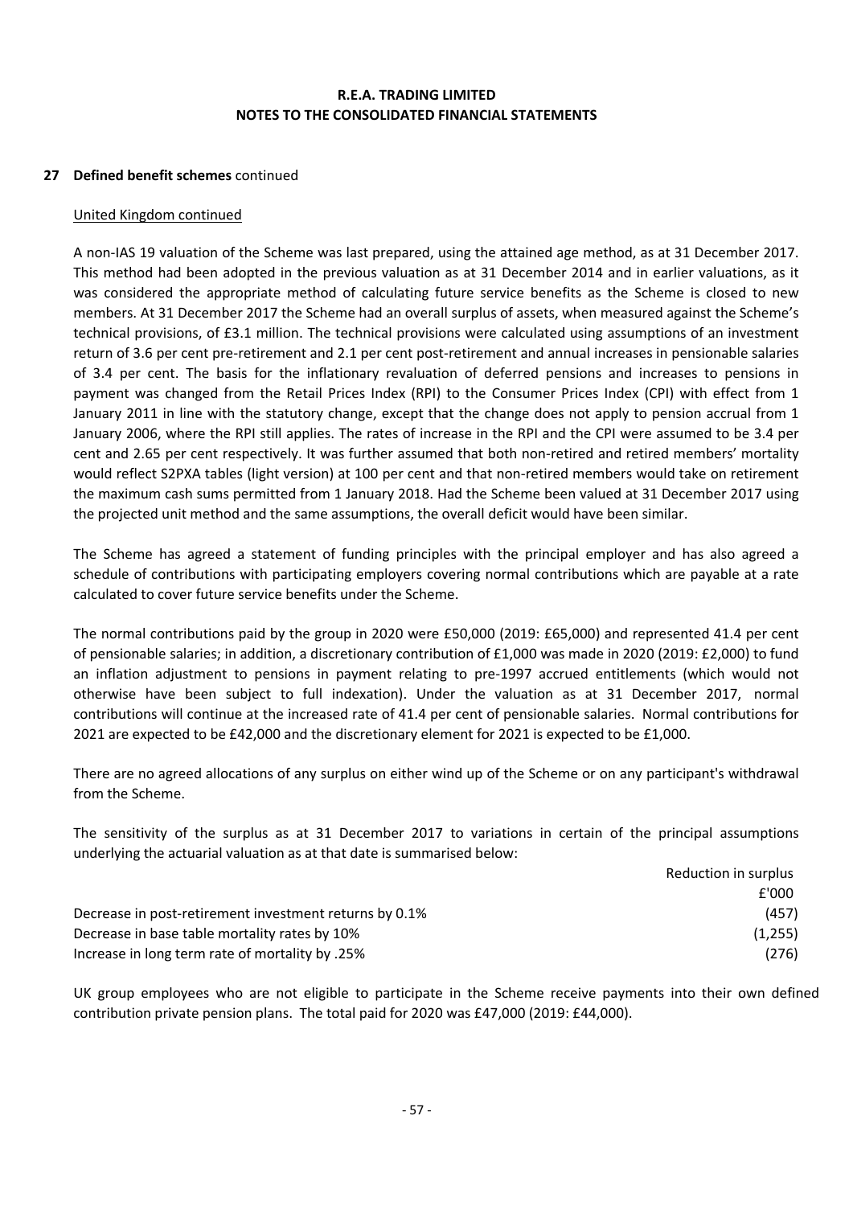**R.E.A. TRADING LIMITED**
**NOTES TO THE CONSOLIDATED FINANCIAL STATEMENTS**

**27 Defined benefit schemes** continued

United Kingdom continued

A non-IAS 19 valuation of the Scheme was last prepared, using the attained age method, as at 31 December 2017. This method had been adopted in the previous valuation as at 31 December 2014 and in earlier valuations, as it was considered the appropriate method of calculating future service benefits as the Scheme is closed to new members. At 31 December 2017 the Scheme had an overall surplus of assets, when measured against the Scheme's technical provisions, of £3.1 million. The technical provisions were calculated using assumptions of an investment return of 3.6 per cent pre-retirement and 2.1 per cent post-retirement and annual increases in pensionable salaries of 3.4 per cent. The basis for the inflationary revaluation of deferred pensions and increases to pensions in payment was changed from the Retail Prices Index (RPI) to the Consumer Prices Index (CPI) with effect from 1 January 2011 in line with the statutory change, except that the change does not apply to pension accrual from 1 January 2006, where the RPI still applies. The rates of increase in the RPI and the CPI were assumed to be 3.4 per cent and 2.65 per cent respectively. It was further assumed that both non-retired and retired members' mortality would reflect S2PXA tables (light version) at 100 per cent and that non-retired members would take on retirement the maximum cash sums permitted from 1 January 2018. Had the Scheme been valued at 31 December 2017 using the projected unit method and the same assumptions, the overall deficit would have been similar.

The Scheme has agreed a statement of funding principles with the principal employer and has also agreed a schedule of contributions with participating employers covering normal contributions which are payable at a rate calculated to cover future service benefits under the Scheme.

The normal contributions paid by the group in 2020 were £50,000 (2019: £65,000) and represented 41.4 per cent of pensionable salaries; in addition, a discretionary contribution of £1,000 was made in 2020 (2019: £2,000) to fund an inflation adjustment to pensions in payment relating to pre-1997 accrued entitlements (which would not otherwise have been subject to full indexation). Under the valuation as at 31 December 2017, normal contributions will continue at the increased rate of 41.4 per cent of pensionable salaries. Normal contributions for 2021 are expected to be £42,000 and the discretionary element for 2021 is expected to be £1,000.

There are no agreed allocations of any surplus on either wind up of the Scheme or on any participant's withdrawal from the Scheme.

The sensitivity of the surplus as at 31 December 2017 to variations in certain of the principal assumptions underlying the actuarial valuation as at that date is summarised below:

| | Reduction in surplus £'000 |
|---|---|
| Decrease in post-retirement investment returns by 0.1% | (457) |
| Decrease in base table mortality rates by 10% | (1,255) |
| Increase in long term rate of mortality by .25% | (276) |

UK group employees who are not eligible to participate in the Scheme receive payments into their own defined contribution private pension plans. The total paid for 2020 was £47,000 (2019: £44,000).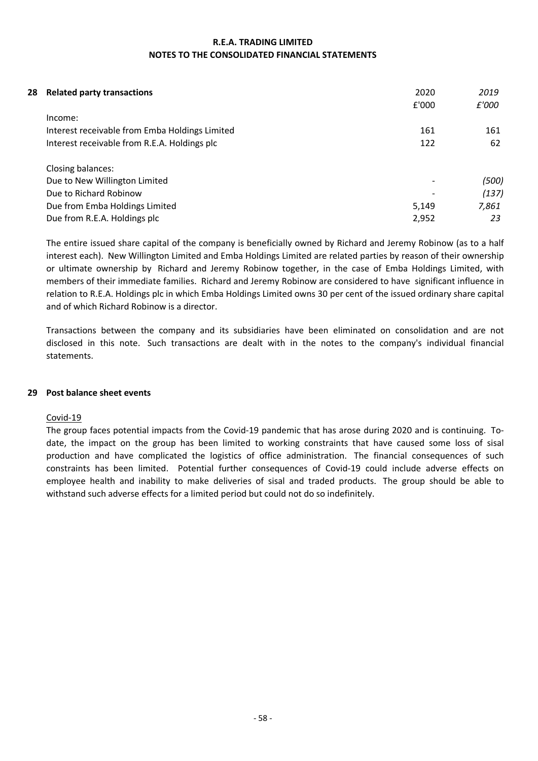# R.E.A. TRADING LIMITED
## NOTES TO THE CONSOLIDATED FINANCIAL STATEMENTS

### 28 Related party transactions

| | 2020 | *2019* |
|---|---|---|
| | £'000 | *£'000* |
| Income: | | |
| Interest receivable from Emba Holdings Limited | 161 | 161 |
| Interest receivable from R.E.A. Holdings plc | 122 | 62 |
| | | |
| Closing balances: | | |
| Due to New Willington Limited | - | *(500)* |
| Due to Richard Robinow | - | *(137)* |
| Due from Emba Holdings Limited | 5,149 | *7,861* |
| Due from R.E.A. Holdings plc | 2,952 | *23* |

The entire issued share capital of the company is beneficially owned by Richard and Jeremy Robinow (as to a half interest each). New Willington Limited and Emba Holdings Limited are related parties by reason of their ownership or ultimate ownership by Richard and Jeremy Robinow together, in the case of Emba Holdings Limited, with members of their immediate families. Richard and Jeremy Robinow are considered to have significant influence in relation to R.E.A. Holdings plc in which Emba Holdings Limited owns 30 per cent of the issued ordinary share capital and of which Richard Robinow is a director.

Transactions between the company and its subsidiaries have been eliminated on consolidation and are not disclosed in this note. Such transactions are dealt with in the notes to the company's individual financial statements.

### 29 Post balance sheet events

Covid-19

The group faces potential impacts from the Covid-19 pandemic that has arose during 2020 and is continuing. To-date, the impact on the group has been limited to working constraints that have caused some loss of sisal production and have complicated the logistics of office administration. The financial consequences of such constraints has been limited. Potential further consequences of Covid-19 could include adverse effects on employee health and inability to make deliveries of sisal and traded products. The group should be able to withstand such adverse effects for a limited period but could not do so indefinitely.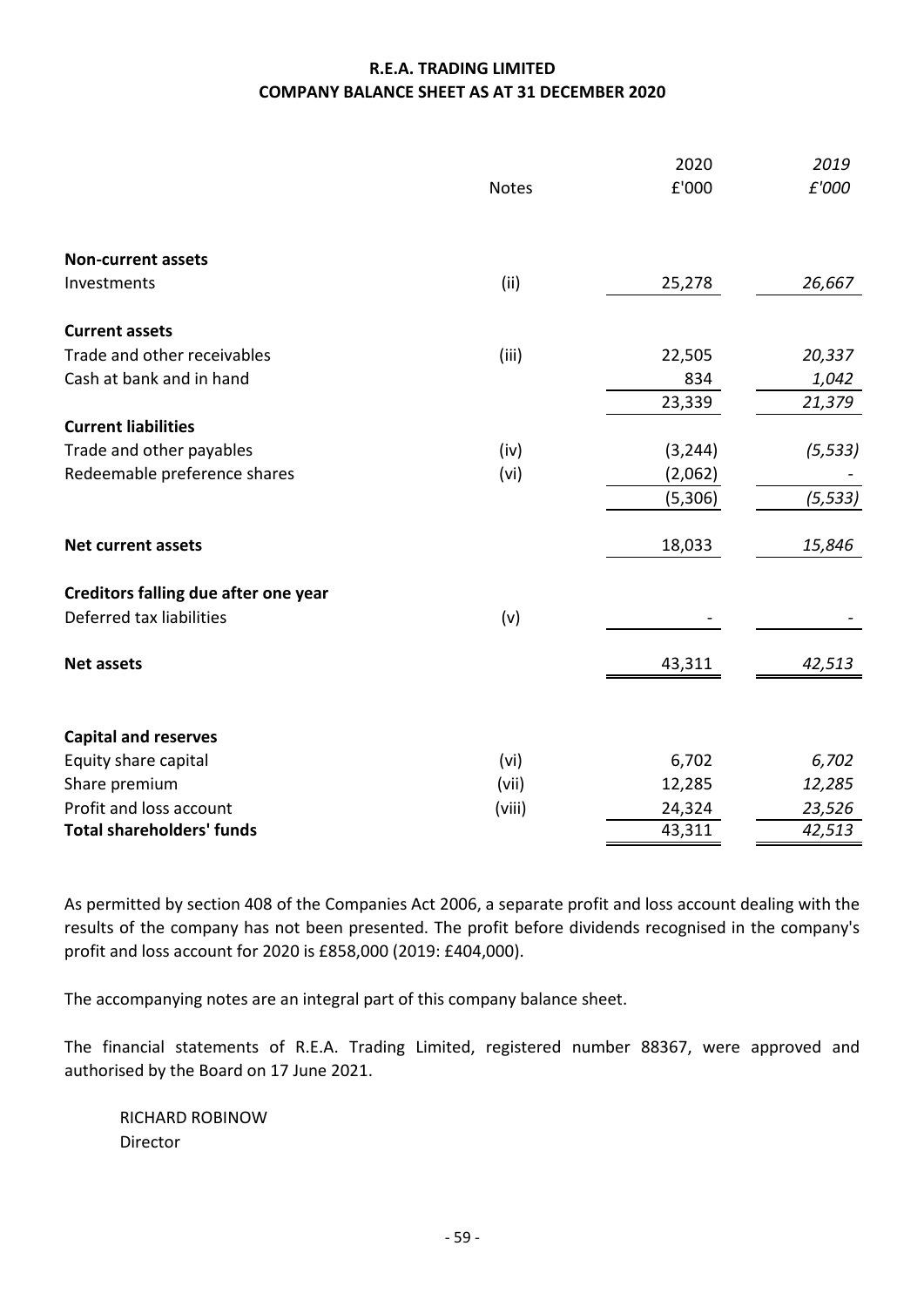# R.E.A. TRADING LIMITED
## COMPANY BALANCE SHEET AS AT 31 DECEMBER 2020

| | Notes | 2020<br>£'000 | *2019*<br>*£'000* |
|---|---|---|---|
| **Non-current assets** | | | |
| Investments | (ii) | 25,278 | *26,667* |
| **Current assets** | | | |
| Trade and other receivables | (iii) | 22,505 | *20,337* |
| Cash at bank and in hand | | 834 | *1,042* |
| | | 23,339 | *21,379* |
| **Current liabilities** | | | |
| Trade and other payables | (iv) | (3,244) | *(5,533)* |
| Redeemable preference shares | (vi) | (2,062) | *-* |
| | | (5,306) | *(5,533)* |
| **Net current assets** | | 18,033 | *15,846* |
| **Creditors falling due after one year** | | | |
| Deferred tax liabilities | (v) | - | *-* |
| **Net assets** | | 43,311 | *42,513* |
| **Capital and reserves** | | | |
| Equity share capital | (vi) | 6,702 | *6,702* |
| Share premium | (vii) | 12,285 | *12,285* |
| Profit and loss account | (viii) | 24,324 | *23,526* |
| **Total shareholders' funds** | | 43,311 | *42,513* |

As permitted by section 408 of the Companies Act 2006, a separate profit and loss account dealing with the results of the company has not been presented. The profit before dividends recognised in the company's profit and loss account for 2020 is £858,000 (2019: £404,000).

The accompanying notes are an integral part of this company balance sheet.

The financial statements of R.E.A. Trading Limited, registered number 88367, were approved and authorised by the Board on 17 June 2021.

RICHARD ROBINOW
Director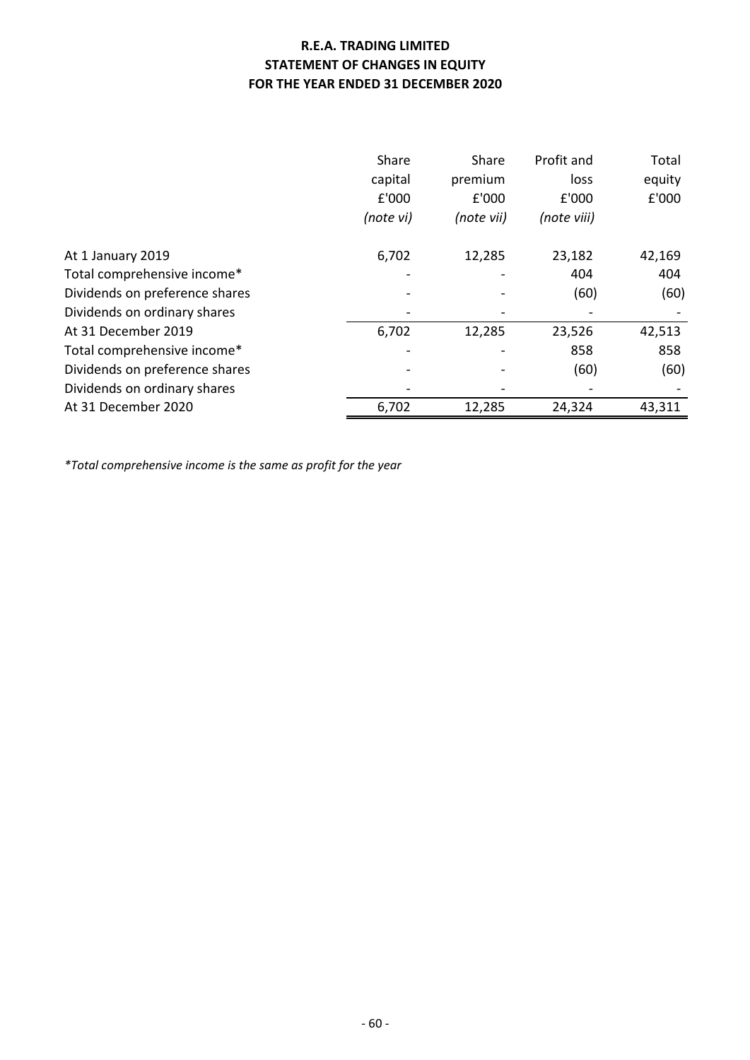# R.E.A. TRADING LIMITED
## STATEMENT OF CHANGES IN EQUITY
## FOR THE YEAR ENDED 31 DECEMBER 2020

| | Share capital £'000 *(note vi)* | Share premium £'000 *(note vii)* | Profit and loss £'000 *(note viii)* | Total equity £'000 |
|---|---|---|---|---|
| At 1 January 2019 | 6,702 | 12,285 | 23,182 | 42,169 |
| Total comprehensive income* | - | - | 404 | 404 |
| Dividends on preference shares | - | - | (60) | (60) |
| Dividends on ordinary shares | - | - | - | - |
| At 31 December 2019 | 6,702 | 12,285 | 23,526 | 42,513 |
| Total comprehensive income* | - | - | 858 | 858 |
| Dividends on preference shares | - | - | (60) | (60) |
| Dividends on ordinary shares | - | - | - | - |
| At 31 December 2020 | 6,702 | 12,285 | 24,324 | 43,311 |

*\*Total comprehensive income is the same as profit for the year*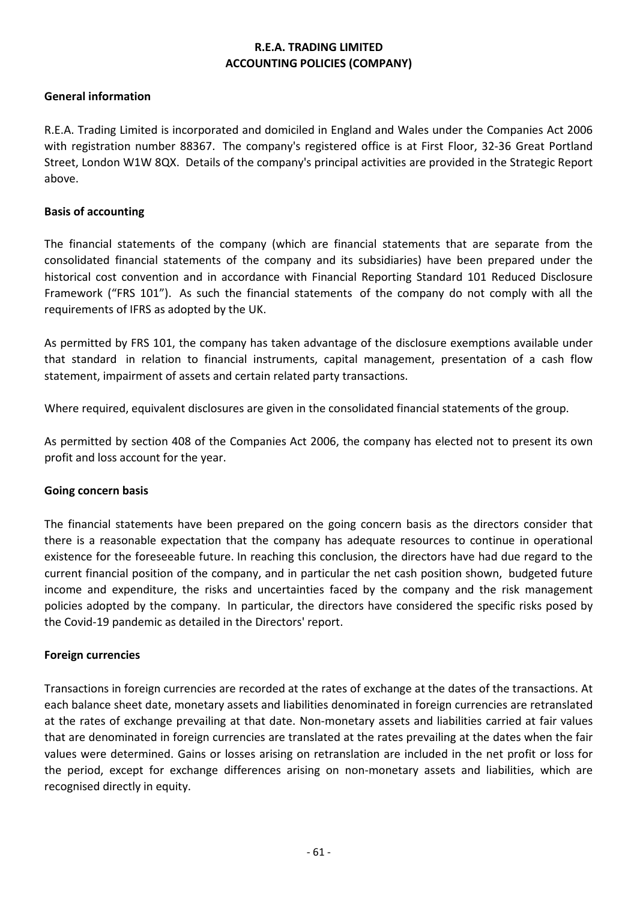# R.E.A. TRADING LIMITED
## ACCOUNTING POLICIES (COMPANY)

### General information

R.E.A. Trading Limited is incorporated and domiciled in England and Wales under the Companies Act 2006 with registration number 88367. The company's registered office is at First Floor, 32-36 Great Portland Street, London W1W 8QX. Details of the company's principal activities are provided in the Strategic Report above.

### Basis of accounting

The financial statements of the company (which are financial statements that are separate from the consolidated financial statements of the company and its subsidiaries) have been prepared under the historical cost convention and in accordance with Financial Reporting Standard 101 Reduced Disclosure Framework ("FRS 101"). As such the financial statements of the company do not comply with all the requirements of IFRS as adopted by the UK.

As permitted by FRS 101, the company has taken advantage of the disclosure exemptions available under that standard in relation to financial instruments, capital management, presentation of a cash flow statement, impairment of assets and certain related party transactions.

Where required, equivalent disclosures are given in the consolidated financial statements of the group.

As permitted by section 408 of the Companies Act 2006, the company has elected not to present its own profit and loss account for the year.

### Going concern basis

The financial statements have been prepared on the going concern basis as the directors consider that there is a reasonable expectation that the company has adequate resources to continue in operational existence for the foreseeable future. In reaching this conclusion, the directors have had due regard to the current financial position of the company, and in particular the net cash position shown, budgeted future income and expenditure, the risks and uncertainties faced by the company and the risk management policies adopted by the company. In particular, the directors have considered the specific risks posed by the Covid-19 pandemic as detailed in the Directors' report.

### Foreign currencies

Transactions in foreign currencies are recorded at the rates of exchange at the dates of the transactions. At each balance sheet date, monetary assets and liabilities denominated in foreign currencies are retranslated at the rates of exchange prevailing at that date. Non-monetary assets and liabilities carried at fair values that are denominated in foreign currencies are translated at the rates prevailing at the dates when the fair values were determined. Gains or losses arising on retranslation are included in the net profit or loss for the period, except for exchange differences arising on non-monetary assets and liabilities, which are recognised directly in equity.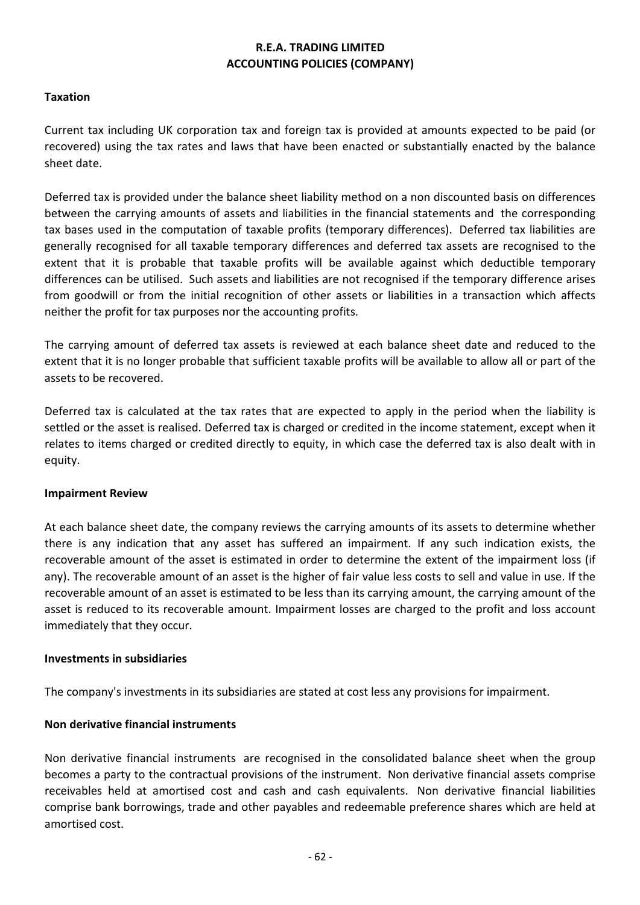## Taxation

Current tax including UK corporation tax and foreign tax is provided at amounts expected to be paid (or recovered) using the tax rates and laws that have been enacted or substantially enacted by the balance sheet date.

Deferred tax is provided under the balance sheet liability method on a non discounted basis on differences between the carrying amounts of assets and liabilities in the financial statements and the corresponding tax bases used in the computation of taxable profits (temporary differences). Deferred tax liabilities are generally recognised for all taxable temporary differences and deferred tax assets are recognised to the extent that it is probable that taxable profits will be available against which deductible temporary differences can be utilised. Such assets and liabilities are not recognised if the temporary difference arises from goodwill or from the initial recognition of other assets or liabilities in a transaction which affects neither the profit for tax purposes nor the accounting profits.

The carrying amount of deferred tax assets is reviewed at each balance sheet date and reduced to the extent that it is no longer probable that sufficient taxable profits will be available to allow all or part of the assets to be recovered.

Deferred tax is calculated at the tax rates that are expected to apply in the period when the liability is settled or the asset is realised. Deferred tax is charged or credited in the income statement, except when it relates to items charged or credited directly to equity, in which case the deferred tax is also dealt with in equity.

## Impairment Review

At each balance sheet date, the company reviews the carrying amounts of its assets to determine whether there is any indication that any asset has suffered an impairment. If any such indication exists, the recoverable amount of the asset is estimated in order to determine the extent of the impairment loss (if any). The recoverable amount of an asset is the higher of fair value less costs to sell and value in use. If the recoverable amount of an asset is estimated to be less than its carrying amount, the carrying amount of the asset is reduced to its recoverable amount. Impairment losses are charged to the profit and loss account immediately that they occur.

## Investments in subsidiaries

The company's investments in its subsidiaries are stated at cost less any provisions for impairment.

## Non derivative financial instruments

Non derivative financial instruments are recognised in the consolidated balance sheet when the group becomes a party to the contractual provisions of the instrument. Non derivative financial assets comprise receivables held at amortised cost and cash and cash equivalents. Non derivative financial liabilities comprise bank borrowings, trade and other payables and redeemable preference shares which are held at amortised cost.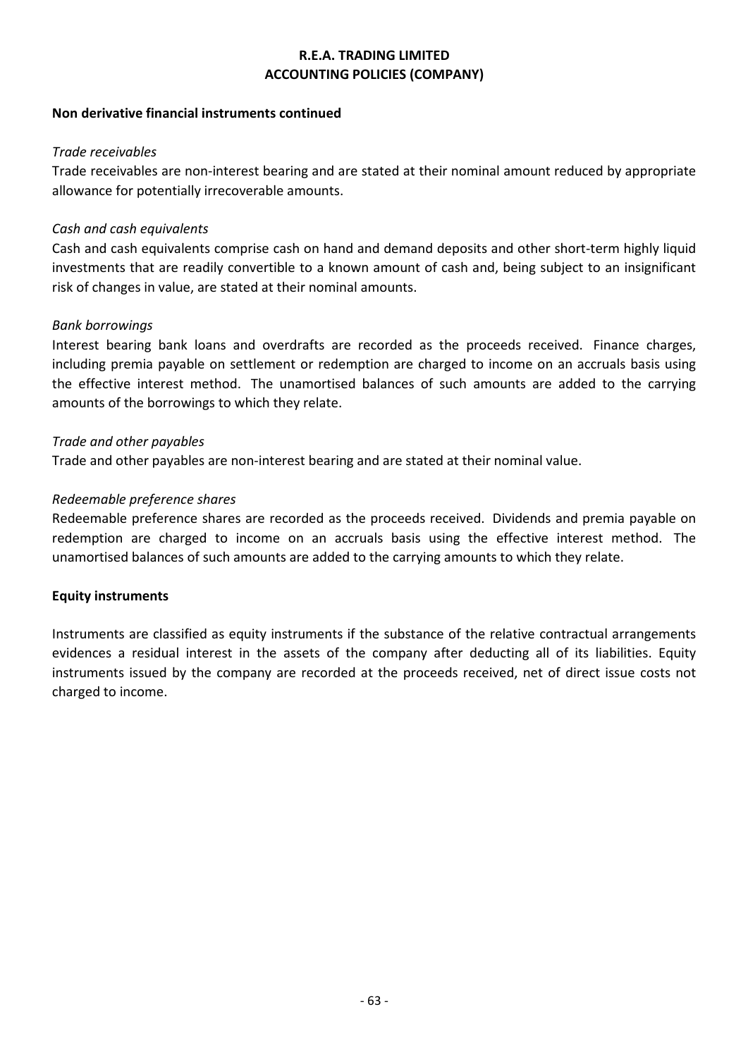**Non derivative financial instruments continued**

*Trade receivables*

Trade receivables are non-interest bearing and are stated at their nominal amount reduced by appropriate allowance for potentially irrecoverable amounts.

*Cash and cash equivalents*

Cash and cash equivalents comprise cash on hand and demand deposits and other short-term highly liquid investments that are readily convertible to a known amount of cash and, being subject to an insignificant risk of changes in value, are stated at their nominal amounts.

*Bank borrowings*

Interest bearing bank loans and overdrafts are recorded as the proceeds received. Finance charges, including premia payable on settlement or redemption are charged to income on an accruals basis using the effective interest method. The unamortised balances of such amounts are added to the carrying amounts of the borrowings to which they relate.

*Trade and other payables*

Trade and other payables are non-interest bearing and are stated at their nominal value.

*Redeemable preference shares*

Redeemable preference shares are recorded as the proceeds received. Dividends and premia payable on redemption are charged to income on an accruals basis using the effective interest method. The unamortised balances of such amounts are added to the carrying amounts to which they relate.

**Equity instruments**

Instruments are classified as equity instruments if the substance of the relative contractual arrangements evidences a residual interest in the assets of the company after deducting all of its liabilities. Equity instruments issued by the company are recorded at the proceeds received, net of direct issue costs not charged to income.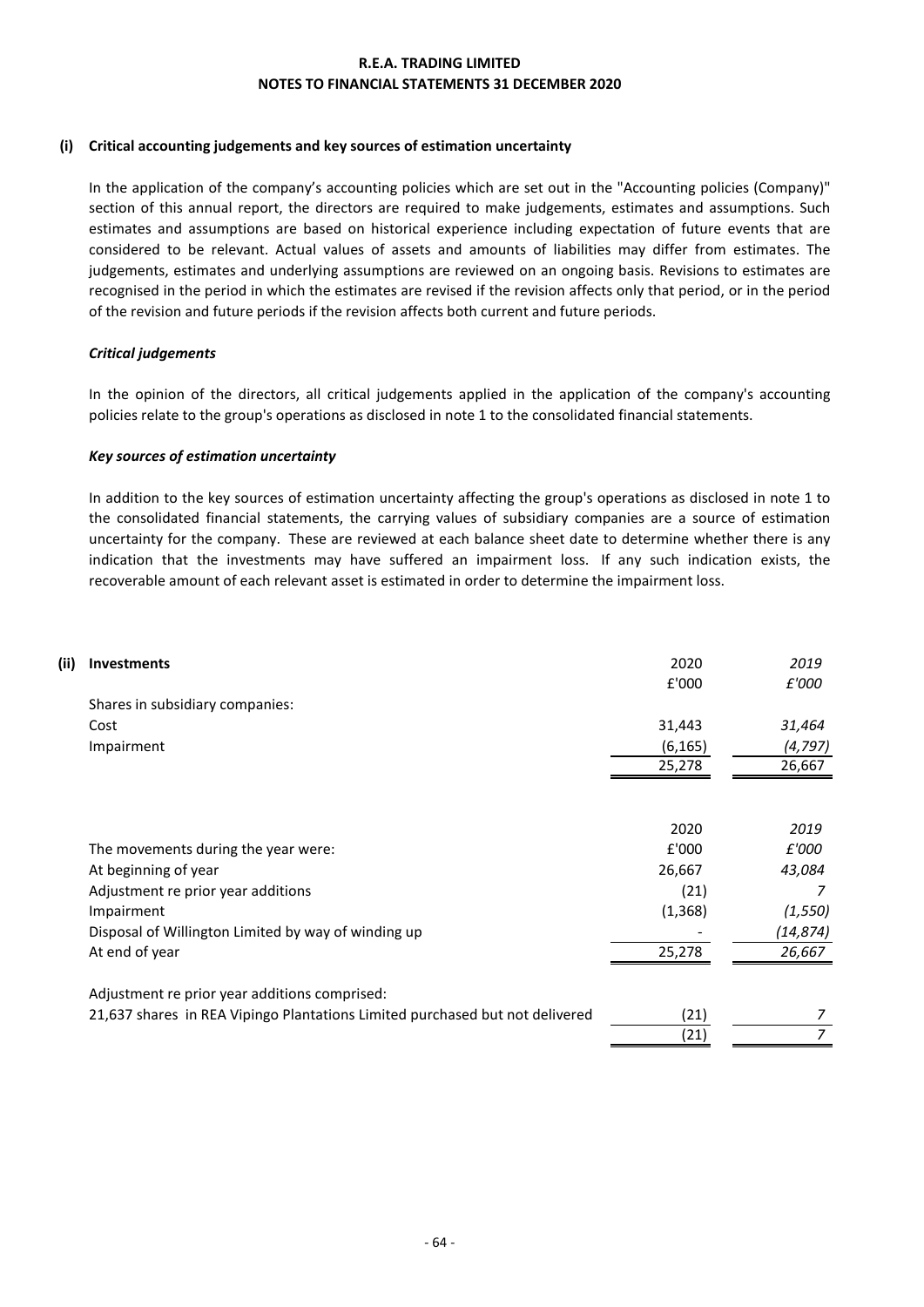**R.E.A. TRADING LIMITED**
**NOTES TO FINANCIAL STATEMENTS 31 DECEMBER 2020**

## (i) Critical accounting judgements and key sources of estimation uncertainty

In the application of the company's accounting policies which are set out in the "Accounting policies (Company)" section of this annual report, the directors are required to make judgements, estimates and assumptions. Such estimates and assumptions are based on historical experience including expectation of future events that are considered to be relevant. Actual values of assets and amounts of liabilities may differ from estimates. The judgements, estimates and underlying assumptions are reviewed on an ongoing basis. Revisions to estimates are recognised in the period in which the estimates are revised if the revision affects only that period, or in the period of the revision and future periods if the revision affects both current and future periods.

***Critical judgements***

In the opinion of the directors, all critical judgements applied in the application of the company's accounting policies relate to the group's operations as disclosed in note 1 to the consolidated financial statements.

***Key sources of estimation uncertainty***

In addition to the key sources of estimation uncertainty affecting the group's operations as disclosed in note 1 to the consolidated financial statements, the carrying values of subsidiary companies are a source of estimation uncertainty for the company. These are reviewed at each balance sheet date to determine whether there is any indication that the investments may have suffered an impairment loss. If any such indication exists, the recoverable amount of each relevant asset is estimated in order to determine the impairment loss.

## (ii) Investments

| | 2020 | *2019* |
|---|---|---|
| | £'000 | *£'000* |
| Shares in subsidiary companies: | | |
| Cost | 31,443 | *31,464* |
| Impairment | (6,165) | *(4,797)* |
| | 25,278 | *26,667* |

| | 2020 | *2019* |
|---|---|---|
| The movements during the year were: | £'000 | *£'000* |
| At beginning of year | 26,667 | *43,084* |
| Adjustment re prior year additions | (21) | *7* |
| Impairment | (1,368) | *(1,550)* |
| Disposal of Willington Limited by way of winding up | - | *(14,874)* |
| At end of year | 25,278 | *26,667* |
| | | |
| Adjustment re prior year additions comprised: | | |
| 21,637 shares in REA Vipingo Plantations Limited purchased but not delivered | (21) | *7* |
| | (21) | *7* |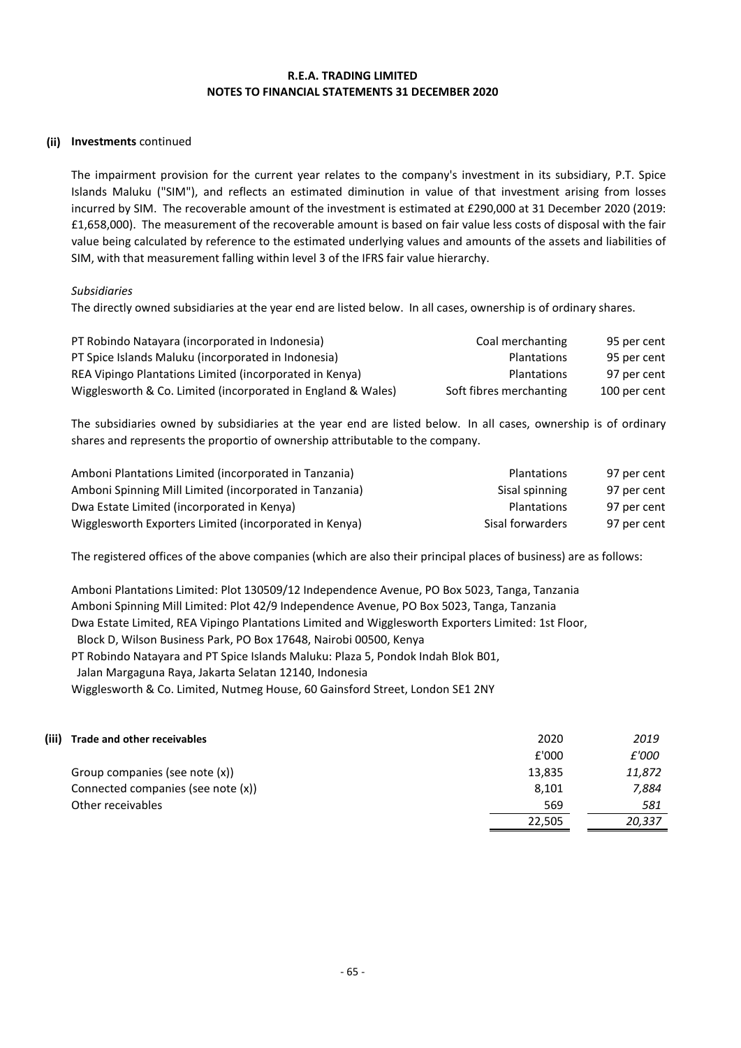**R.E.A. TRADING LIMITED**
**NOTES TO FINANCIAL STATEMENTS 31 DECEMBER 2020**

**(ii) Investments** continued

The impairment provision for the current year relates to the company's investment in its subsidiary, P.T. Spice Islands Maluku ("SIM"), and reflects an estimated diminution in value of that investment arising from losses incurred by SIM. The recoverable amount of the investment is estimated at £290,000 at 31 December 2020 (2019: £1,658,000). The measurement of the recoverable amount is based on fair value less costs of disposal with the fair value being calculated by reference to the estimated underlying values and amounts of the assets and liabilities of SIM, with that measurement falling within level 3 of the IFRS fair value hierarchy.

*Subsidiaries*

The directly owned subsidiaries at the year end are listed below. In all cases, ownership is of ordinary shares.

| | | |
|---|---|---|
| PT Robindo Natayara (incorporated in Indonesia) | Coal merchanting | 95 per cent |
| PT Spice Islands Maluku (incorporated in Indonesia) | Plantations | 95 per cent |
| REA Vipingo Plantations Limited (incorporated in Kenya) | Plantations | 97 per cent |
| Wigglesworth & Co. Limited (incorporated in England & Wales) | Soft fibres merchanting | 100 per cent |

The subsidiaries owned by subsidiaries at the year end are listed below. In all cases, ownership is of ordinary shares and represents the proportio of ownership attributable to the company.

| | | |
|---|---|---|
| Amboni Plantations Limited (incorporated in Tanzania) | Plantations | 97 per cent |
| Amboni Spinning Mill Limited (incorporated in Tanzania) | Sisal spinning | 97 per cent |
| Dwa Estate Limited (incorporated in Kenya) | Plantations | 97 per cent |
| Wigglesworth Exporters Limited (incorporated in Kenya) | Sisal forwarders | 97 per cent |

The registered offices of the above companies (which are also their principal places of business) are as follows:

Amboni Plantations Limited: Plot 130509/12 Independence Avenue, PO Box 5023, Tanga, Tanzania
Amboni Spinning Mill Limited: Plot 42/9 Independence Avenue, PO Box 5023, Tanga, Tanzania
Dwa Estate Limited, REA Vipingo Plantations Limited and Wigglesworth Exporters Limited: 1st Floor, Block D, Wilson Business Park, PO Box 17648, Nairobi 00500, Kenya
PT Robindo Natayara and PT Spice Islands Maluku: Plaza 5, Pondok Indah Blok B01, Jalan Margaguna Raya, Jakarta Selatan 12140, Indonesia
Wigglesworth & Co. Limited, Nutmeg House, 60 Gainsford Street, London SE1 2NY

**(iii) Trade and other receivables**

| | 2020 | *2019* |
|---|---|---|
| | £'000 | *£'000* |
| Group companies (see note (x)) | 13,835 | *11,872* |
| Connected companies (see note (x)) | 8,101 | *7,884* |
| Other receivables | 569 | *581* |
| | 22,505 | *20,337* |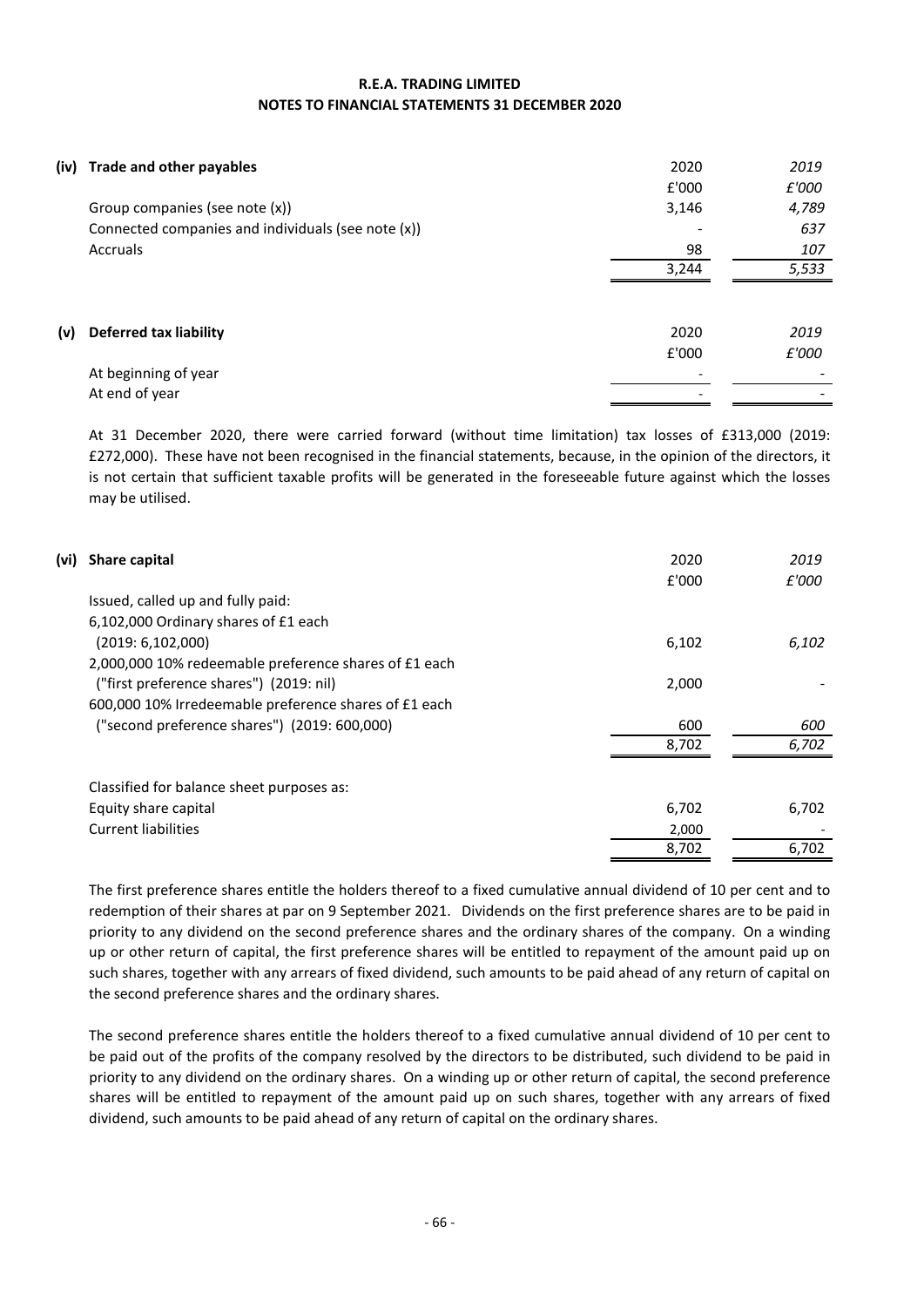**R.E.A. TRADING LIMITED**
**NOTES TO FINANCIAL STATEMENTS 31 DECEMBER 2020**

### (iv) Trade and other payables

| | 2020 | *2019* |
|---|---|---|
| | £'000 | *£'000* |
| Group companies (see note (x)) | 3,146 | *4,789* |
| Connected companies and individuals (see note (x)) | - | *637* |
| Accruals | 98 | *107* |
| | 3,244 | *5,533* |

### (v) Deferred tax liability

| | 2020 | *2019* |
|---|---|---|
| | £'000 | *£'000* |
| At beginning of year | - | - |
| At end of year | - | - |

At 31 December 2020, there were carried forward (without time limitation) tax losses of £313,000 (2019: £272,000). These have not been recognised in the financial statements, because, in the opinion of the directors, it is not certain that sufficient taxable profits will be generated in the foreseeable future against which the losses may be utilised.

### (vi) Share capital

| | 2020 | *2019* |
|---|---|---|
| | £'000 | *£'000* |
| Issued, called up and fully paid: | | |
| 6,102,000 Ordinary shares of £1 each (2019: 6,102,000) | 6,102 | *6,102* |
| 2,000,000 10% redeemable preference shares of £1 each ("first preference shares") (2019: nil) | 2,000 | - |
| 600,000 10% Irredeemable preference shares of £1 each ("second preference shares") (2019: 600,000) | 600 | *600* |
| | 8,702 | *6,702* |
| Classified for balance sheet purposes as: | | |
| Equity share capital | 6,702 | 6,702 |
| Current liabilities | 2,000 | - |
| | 8,702 | 6,702 |

The first preference shares entitle the holders thereof to a fixed cumulative annual dividend of 10 per cent and to redemption of their shares at par on 9 September 2021. Dividends on the first preference shares are to be paid in priority to any dividend on the second preference shares and the ordinary shares of the company. On a winding up or other return of capital, the first preference shares will be entitled to repayment of the amount paid up on such shares, together with any arrears of fixed dividend, such amounts to be paid ahead of any return of capital on the second preference shares and the ordinary shares.

The second preference shares entitle the holders thereof to a fixed cumulative annual dividend of 10 per cent to be paid out of the profits of the company resolved by the directors to be distributed, such dividend to be paid in priority to any dividend on the ordinary shares. On a winding up or other return of capital, the second preference shares will be entitled to repayment of the amount paid up on such shares, together with any arrears of fixed dividend, such amounts to be paid ahead of any return of capital on the ordinary shares.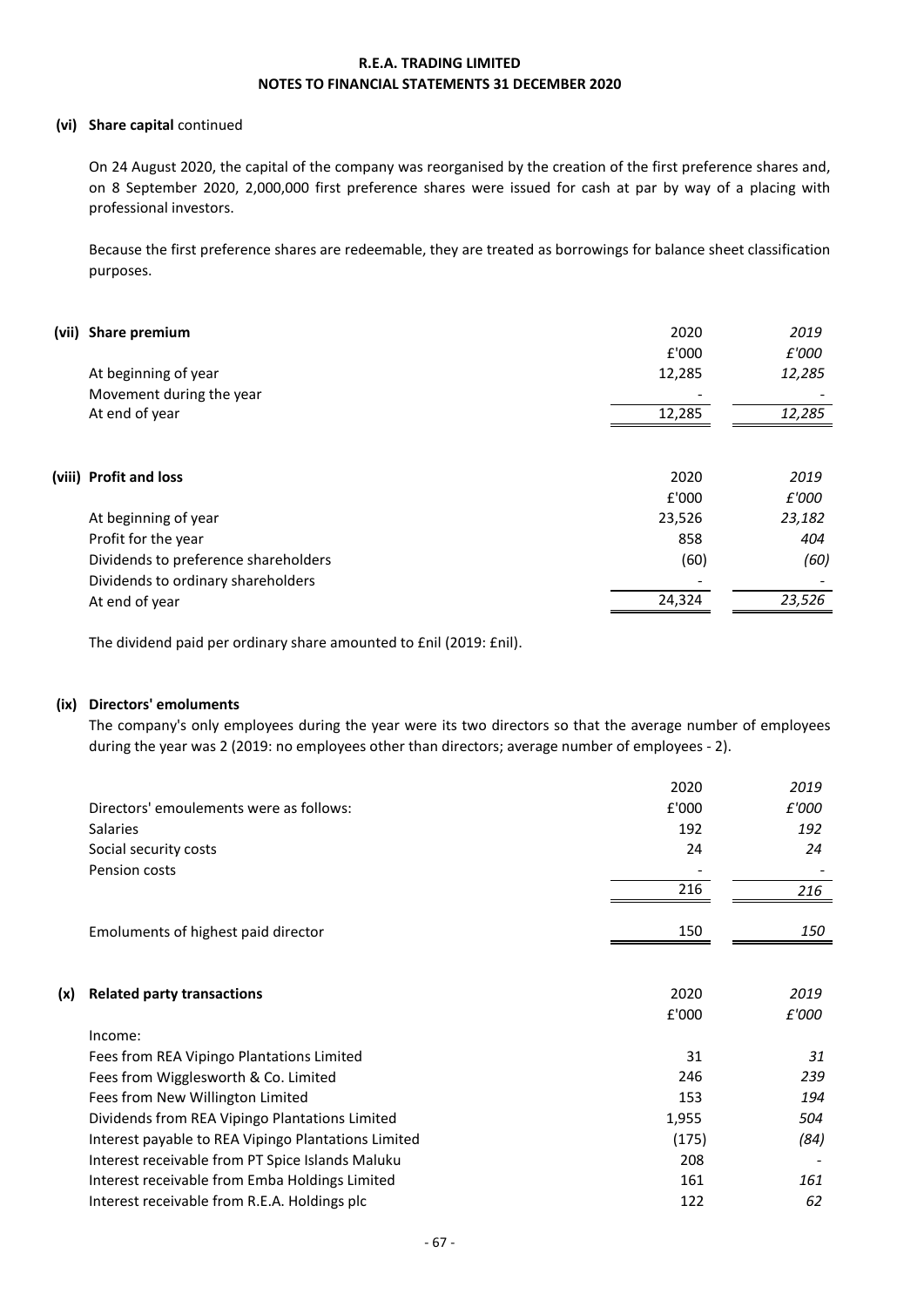**R.E.A. TRADING LIMITED**
**NOTES TO FINANCIAL STATEMENTS 31 DECEMBER 2020**

**(vi) Share capital** continued

On 24 August 2020, the capital of the company was reorganised by the creation of the first preference shares and, on 8 September 2020, 2,000,000 first preference shares were issued for cash at par by way of a placing with professional investors.

Because the first preference shares are redeemable, they are treated as borrowings for balance sheet classification purposes.

**(vii) Share premium**

| | 2020 | *2019* |
|---|---|---|
| | £'000 | *£'000* |
| At beginning of year | 12,285 | *12,285* |
| Movement during the year | - | *-* |
| At end of year | 12,285 | *12,285* |

**(viii) Profit and loss**

| | 2020 | *2019* |
|---|---|---|
| | £'000 | *£'000* |
| At beginning of year | 23,526 | *23,182* |
| Profit for the year | 858 | *404* |
| Dividends to preference shareholders | (60) | *(60)* |
| Dividends to ordinary shareholders | - | *-* |
| At end of year | 24,324 | *23,526* |

The dividend paid per ordinary share amounted to £nil (2019: £nil).

**(ix) Directors' emoluments**

The company's only employees during the year were its two directors so that the average number of employees during the year was 2 (2019: no employees other than directors; average number of employees - 2).

| | 2020 | *2019* |
|---|---|---|
| Directors' emoulements were as follows: | £'000 | *£'000* |
| Salaries | 192 | *192* |
| Social security costs | 24 | *24* |
| Pension costs | - | *-* |
| | 216 | *216* |
| Emoluments of highest paid director | 150 | *150* |

**(x) Related party transactions**

| | 2020 | *2019* |
|---|---|---|
| | £'000 | *£'000* |
| Income: | | |
| Fees from REA Vipingo Plantations Limited | 31 | *31* |
| Fees from Wigglesworth & Co. Limited | 246 | *239* |
| Fees from New Willington Limited | 153 | *194* |
| Dividends from REA Vipingo Plantations Limited | 1,955 | *504* |
| Interest payable to REA Vipingo Plantations Limited | (175) | *(84)* |
| Interest receivable from PT Spice Islands Maluku | 208 | *-* |
| Interest receivable from Emba Holdings Limited | 161 | *161* |
| Interest receivable from R.E.A. Holdings plc | 122 | *62* |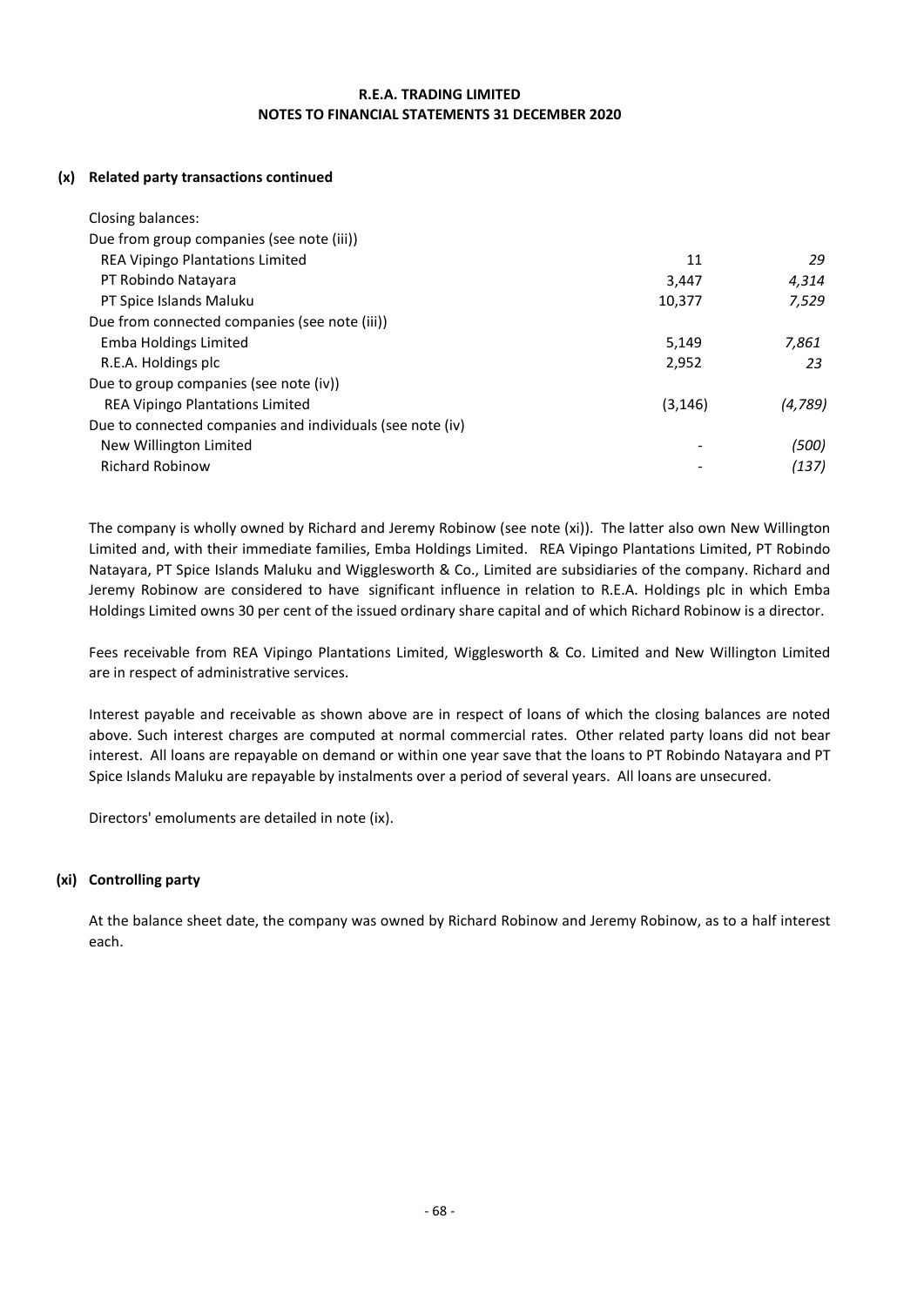**R.E.A. TRADING LIMITED**
**NOTES TO FINANCIAL STATEMENTS 31 DECEMBER 2020**

### (x) Related party transactions continued

| | | |
|---|---|---|
| Closing balances: | | |
| Due from group companies (see note (iii)) | | |
| REA Vipingo Plantations Limited | 11 | *29* |
| PT Robindo Natayara | 3,447 | *4,314* |
| PT Spice Islands Maluku | 10,377 | *7,529* |
| Due from connected companies (see note (iii)) | | |
| Emba Holdings Limited | 5,149 | *7,861* |
| R.E.A. Holdings plc | 2,952 | *23* |
| Due to group companies (see note (iv)) | | |
| REA Vipingo Plantations Limited | (3,146) | *(4,789)* |
| Due to connected companies and individuals (see note (iv) | | |
| New Willington Limited | - | *(500)* |
| Richard Robinow | - | *(137)* |

The company is wholly owned by Richard and Jeremy Robinow (see note (xi)). The latter also own New Willington Limited and, with their immediate families, Emba Holdings Limited. REA Vipingo Plantations Limited, PT Robindo Natayara, PT Spice Islands Maluku and Wigglesworth & Co., Limited are subsidiaries of the company. Richard and Jeremy Robinow are considered to have significant influence in relation to R.E.A. Holdings plc in which Emba Holdings Limited owns 30 per cent of the issued ordinary share capital and of which Richard Robinow is a director.

Fees receivable from REA Vipingo Plantations Limited, Wigglesworth & Co. Limited and New Willington Limited are in respect of administrative services.

Interest payable and receivable as shown above are in respect of loans of which the closing balances are noted above. Such interest charges are computed at normal commercial rates. Other related party loans did not bear interest. All loans are repayable on demand or within one year save that the loans to PT Robindo Natayara and PT Spice Islands Maluku are repayable by instalments over a period of several years. All loans are unsecured.

Directors' emoluments are detailed in note (ix).

### (xi) Controlling party

At the balance sheet date, the company was owned by Richard Robinow and Jeremy Robinow, as to a half interest each.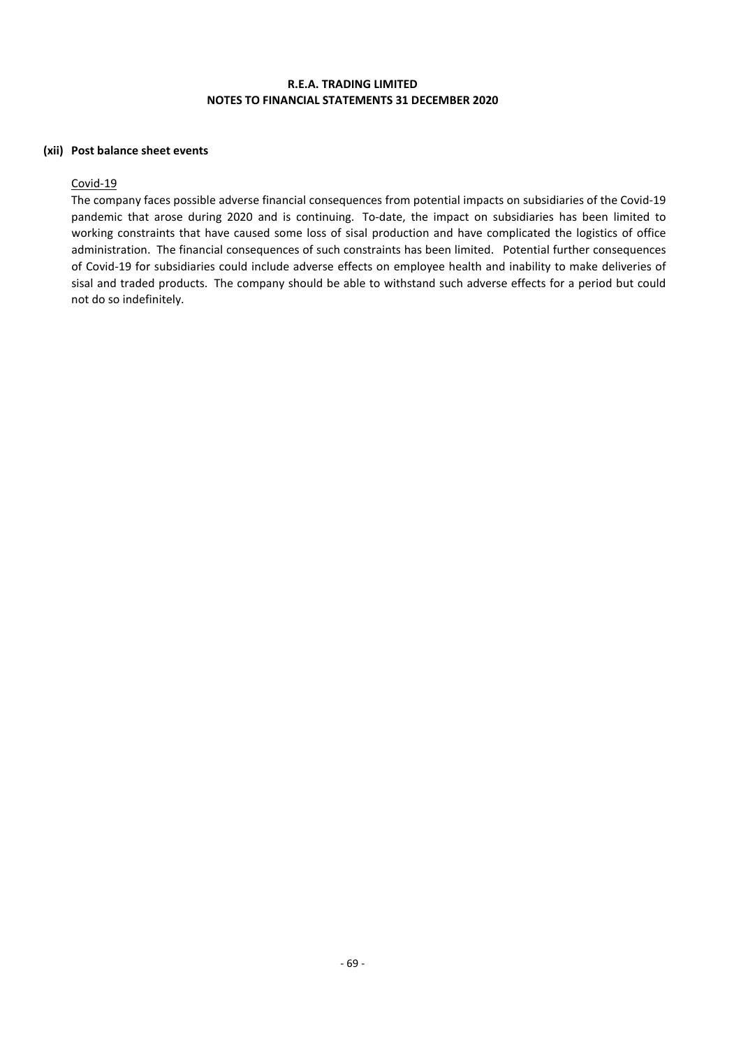**(xii) Post balance sheet events**

Covid-19

The company faces possible adverse financial consequences from potential impacts on subsidiaries of the Covid-19 pandemic that arose during 2020 and is continuing. To-date, the impact on subsidiaries has been limited to working constraints that have caused some loss of sisal production and have complicated the logistics of office administration. The financial consequences of such constraints has been limited. Potential further consequences of Covid-19 for subsidiaries could include adverse effects on employee health and inability to make deliveries of sisal and traded products. The company should be able to withstand such adverse effects for a period but could not do so indefinitely.